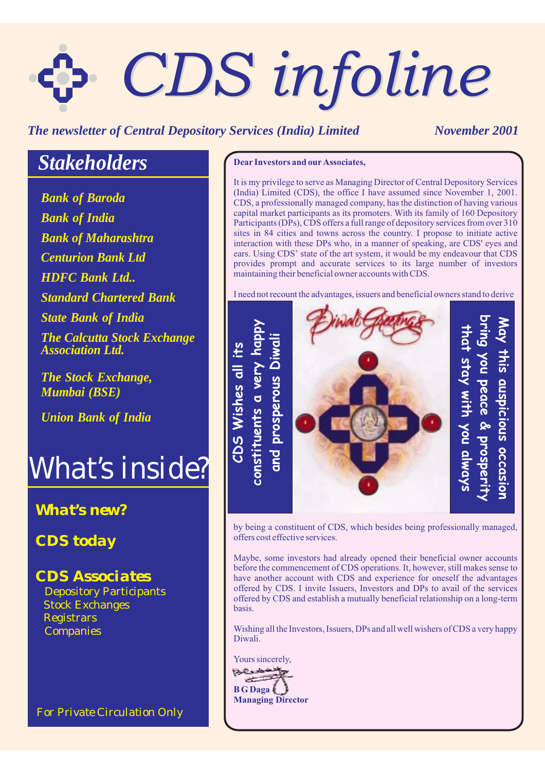# CDS infoline

*The newsletter of Central Depository Services (India) Limited* *November 2001*

## Stakeholders

- *Bank of Baroda*
- *Bank of India*
- *Bank of Maharashtra*
- *Centurion Bank Ltd*
- *HDFC Bank Ltd..*
- *Standard Chartered Bank*
- *State Bank of India*
- *The Calcutta Stock Exchange Association Ltd.*
- *The Stock Exchange, Mumbai (BSE)*
- *Union Bank of India*

## What's inside?

**What's new?**

**CDS today**

**CDS Associates**
- Depository Participants
- Stock Exchanges
- Registrars
- Companies

For Private Circulation Only

---

**Dear Investors and our Associates,**

It is my privilege to serve as Managing Director of Central Depository Services (India) Limited (CDS), the office I have assumed since November 1, 2001. CDS, a professionally managed company, has the distinction of having various capital market participants as its promoters. With its family of 160 Depository Participants (DPs), CDS offers a full range of depository services from over 310 sites in 84 cities and towns across the country. I propose to initiate active interaction with these DPs who, in a manner of speaking, are CDS' eyes and ears. Using CDS' state of the art system, it would be my endeavour that CDS provides prompt and accurate services to its large number of investors maintaining their beneficial owner accounts with CDS.

I need not recount the advantages, issuers and beneficial owners stand to derive by being a constituent of CDS, which besides being professionally managed, offers cost effective services.

CDS Wishes all its constituents a very happy and prosperous Diwali

Diwali Greetings

May this auspicious occasion bring you peace & prosperity that stay with you always

Maybe, some investors had already opened their beneficial owner accounts before the commencement of CDS operations. It, however, still makes sense to have another account with CDS and experience for oneself the advantages offered by CDS. I invite Issuers, Investors and DPs to avail of the services offered by CDS and establish a mutually beneficial relationship on a long-term basis.

Wishing all the Investors, Issuers, DPs and all well wishers of CDS a very happy Diwali.

Yours sincerely,

**B G Daga**
**Managing Director**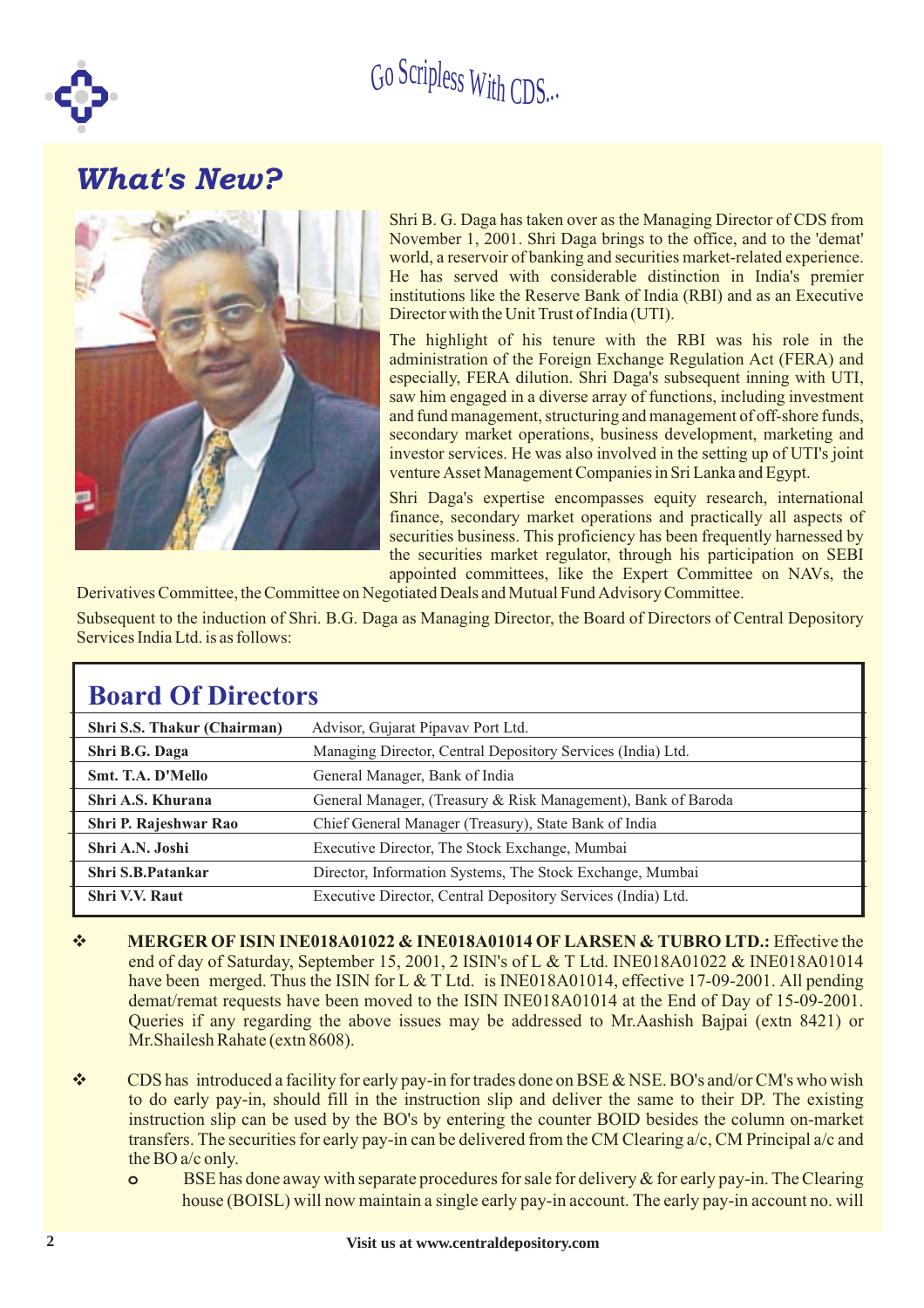## What's New?

Shri B. G. Daga has taken over as the Managing Director of CDS from November 1, 2001. Shri Daga brings to the office, and to the 'demat' world, a reservoir of banking and securities market-related experience. He has served with considerable distinction in India's premier institutions like the Reserve Bank of India (RBI) and as an Executive Director with the Unit Trust of India (UTI).

The highlight of his tenure with the RBI was his role in the administration of the Foreign Exchange Regulation Act (FERA) and especially, FERA dilution. Shri Daga's subsequent inning with UTI, saw him engaged in a diverse array of functions, including investment and fund management, structuring and management of off-shore funds, secondary market operations, business development, marketing and investor services. He was also involved in the setting up of UTI's joint venture Asset Management Companies in Sri Lanka and Egypt.

Shri Daga's expertise encompasses equity research, international finance, secondary market operations and practically all aspects of securities business. This proficiency has been frequently harnessed by the securities market regulator, through his participation on SEBI appointed committees, like the Expert Committee on NAVs, the Derivatives Committee, the Committee on Negotiated Deals and Mutual Fund Advisory Committee.

Subsequent to the induction of Shri. B.G. Daga as Managing Director, the Board of Directors of Central Depository Services India Ltd. is as follows:

### Board Of Directors

| Name | Designation |
|---|---|
| **Shri S.S. Thakur (Chairman)** | Advisor, Gujarat Pipavav Port Ltd. |
| **Shri B.G. Daga** | Managing Director, Central Depository Services (India) Ltd. |
| **Smt. T.A. D'Mello** | General Manager, Bank of India |
| **Shri A.S. Khurana** | General Manager, (Treasury & Risk Management), Bank of Baroda |
| **Shri P. Rajeshwar Rao** | Chief General Manager (Treasury), State Bank of India |
| **Shri A.N. Joshi** | Executive Director, The Stock Exchange, Mumbai |
| **Shri S.B.Patankar** | Director, Information Systems, The Stock Exchange, Mumbai |
| **Shri V.V. Raut** | Executive Director, Central Depository Services (India) Ltd. |

- **MERGER OF ISIN INE018A01022 & INE018A01014 OF LARSEN & TUBRO LTD.:** Effective the end of day of Saturday, September 15, 2001, 2 ISIN's of L & T Ltd. INE018A01022 & INE018A01014 have been merged. Thus the ISIN for L & T Ltd. is INE018A01014, effective 17-09-2001. All pending demat/remat requests have been moved to the ISIN INE018A01014 at the End of Day of 15-09-2001. Queries if any regarding the above issues may be addressed to Mr.Aashish Bajpai (extn 8421) or Mr.Shailesh Rahate (extn 8608).

- CDS has introduced a facility for early pay-in for trades done on BSE & NSE. BO's and/or CM's who wish to do early pay-in, should fill in the instruction slip and deliver the same to their DP. The existing instruction slip can be used by the BO's by entering the counter BOID besides the column on-market transfers. The securities for early pay-in can be delivered from the CM Clearing a/c, CM Principal a/c and the BO a/c only.
  - BSE has done away with separate procedures for sale for delivery & for early pay-in. The Clearing house (BOISL) will now maintain a single early pay-in account. The early pay-in account no. will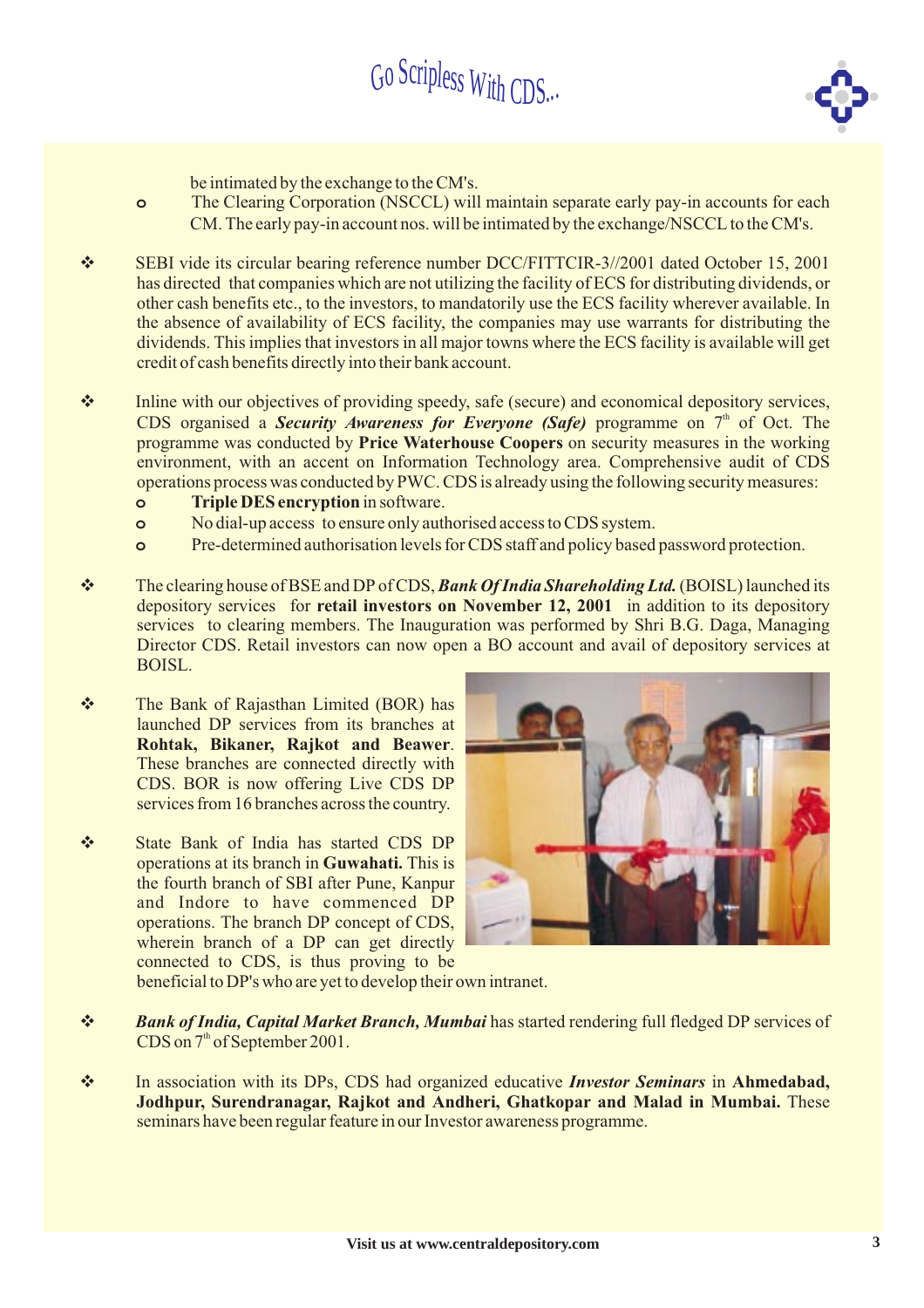be intimated by the exchange to the CM's.

- The Clearing Corporation (NSCCL) will maintain separate early pay-in accounts for each CM. The early pay-in account nos. will be intimated by the exchange/NSCCL to the CM's.

- SEBI vide its circular bearing reference number DCC/FITTCIR-3//2001 dated October 15, 2001 has directed that companies which are not utilizing the facility of ECS for distributing dividends, or other cash benefits etc., to the investors, to mandatorily use the ECS facility wherever available. In the absence of availability of ECS facility, the companies may use warrants for distributing the dividends. This implies that investors in all major towns where the ECS facility is available will get credit of cash benefits directly into their bank account.

- Inline with our objectives of providing speedy, safe (secure) and economical depository services, CDS organised a ***Security Awareness for Everyone (Safe)*** programme on 7th of Oct. The programme was conducted by **Price Waterhouse Coopers** on security measures in the working environment, with an accent on Information Technology area. Comprehensive audit of CDS operations process was conducted by PWC. CDS is already using the following security measures:
  - **Triple DES encryption** in software.
  - No dial-up access to ensure only authorised access to CDS system.
  - Pre-determined authorisation levels for CDS staff and policy based password protection.

- The clearing house of BSE and DP of CDS, ***Bank Of India Shareholding Ltd.*** (BOISL) launched its depository services for **retail investors on November 12, 2001** in addition to its depository services to clearing members. The Inauguration was performed by Shri B.G. Daga, Managing Director CDS. Retail investors can now open a BO account and avail of depository services at BOISL.

- The Bank of Rajasthan Limited (BOR) has launched DP services from its branches at **Rohtak, Bikaner, Rajkot and Beawer**. These branches are connected directly with CDS. BOR is now offering Live CDS DP services from 16 branches across the country.

- State Bank of India has started CDS DP operations at its branch in **Guwahati.** This is the fourth branch of SBI after Pune, Kanpur and Indore to have commenced DP operations. The branch DP concept of CDS, wherein branch of a DP can get directly connected to CDS, is thus proving to be beneficial to DP's who are yet to develop their own intranet.

- ***Bank of India, Capital Market Branch, Mumbai*** has started rendering full fledged DP services of CDS on 7th of September 2001.

- In association with its DPs, CDS had organized educative ***Investor Seminars*** in **Ahmedabad, Jodhpur, Surendranagar, Rajkot and Andheri, Ghatkopar and Malad in Mumbai.** These seminars have been regular feature in our Investor awareness programme.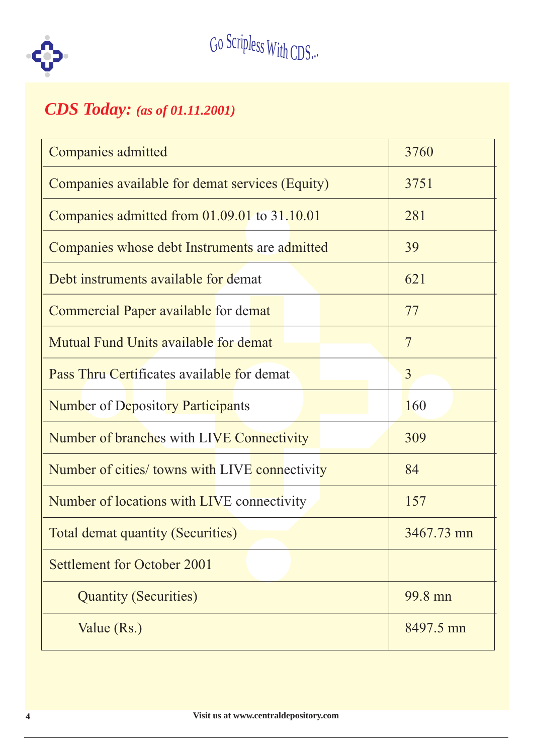## *CDS Today: (as of 01.11.2001)*

| | |
|---|---|
| Companies admitted | 3760 |
| Companies available for demat services (Equity) | 3751 |
| Companies admitted from 01.09.01 to 31.10.01 | 281 |
| Companies whose debt Instruments are admitted | 39 |
| Debt instruments available for demat | 621 |
| Commercial Paper available for demat | 77 |
| Mutual Fund Units available for demat | 7 |
| Pass Thru Certificates available for demat | 3 |
| Number of Depository Participants | 160 |
| Number of branches with LIVE Connectivity | 309 |
| Number of cities/ towns with LIVE connectivity | 84 |
| Number of locations with LIVE connectivity | 157 |
| Total demat quantity (Securities) | 3467.73 mn |
| Settlement for October 2001 | |
| Quantity (Securities) | 99.8 mn |
| Value (Rs.) | 8497.5 mn |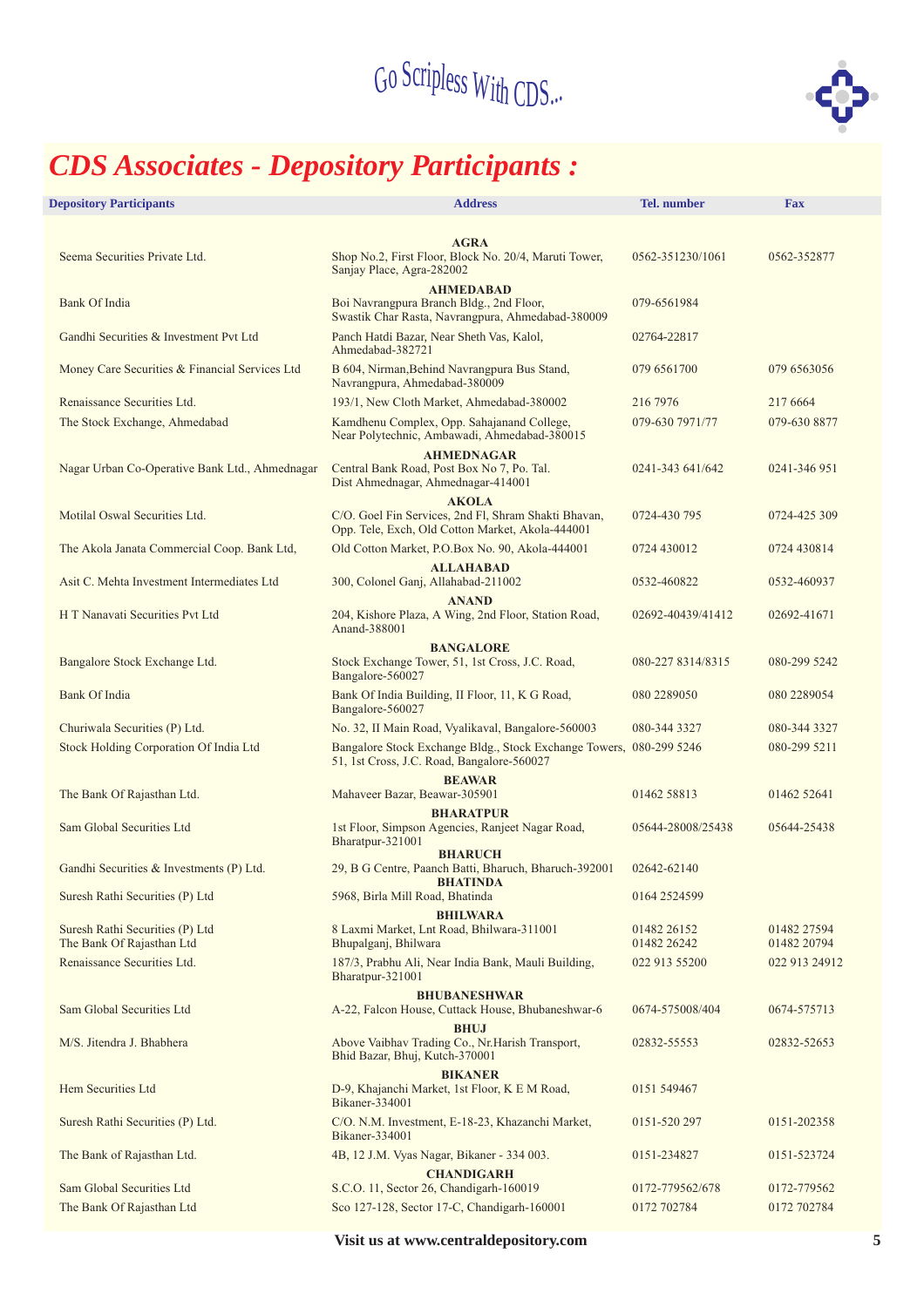Go Scripless With CDS...

# *CDS Associates - Depository Participants :*

| Depository Participants | Address | Tel. number | Fax |
|---|---|---|---|
| | **AGRA** | | |
| Seema Securities Private Ltd. | Shop No.2, First Floor, Block No. 20/4, Maruti Tower, Sanjay Place, Agra-282002 | 0562-351230/1061 | 0562-352877 |
| | **AHMEDABAD** | | |
| Bank Of India | Boi Navrangpura Branch Bldg., 2nd Floor, Swastik Char Rasta, Navrangpura, Ahmedabad-380009 | 079-6561984 | |
| Gandhi Securities & Investment Pvt Ltd | Panch Hatdi Bazar, Near Sheth Vas, Kalol, Ahmedabad-382721 | 02764-22817 | |
| Money Care Securities & Financial Services Ltd | B 604, Nirman,Behind Navrangpura Bus Stand, Navrangpura, Ahmedabad-380009 | 079 6561700 | 079 6563056 |
| Renaissance Securities Ltd. | 193/1, New Cloth Market, Ahmedabad-380002 | 216 7976 | 217 6664 |
| The Stock Exchange, Ahmedabad | Kamdhenu Complex, Opp. Sahajanand College, Near Polytechnic, Ambawadi, Ahmedabad-380015 | 079-630 7971/77 | 079-630 8877 |
| | **AHMEDNAGAR** | | |
| Nagar Urban Co-Operative Bank Ltd., Ahmednagar | Central Bank Road, Post Box No 7, Po. Tal. Dist Ahmednagar, Ahmednagar-414001 | 0241-343 641/642 | 0241-346 951 |
| | **AKOLA** | | |
| Motilal Oswal Securities Ltd. | C/O. Goel Fin Services, 2nd Fl, Shram Shakti Bhavan, Opp. Tele, Exch, Old Cotton Market, Akola-444001 | 0724-430 795 | 0724-425 309 |
| The Akola Janata Commercial Coop. Bank Ltd, | Old Cotton Market, P.O.Box No. 90, Akola-444001 | 0724 430012 | 0724 430814 |
| | **ALLAHABAD** | | |
| Asit C. Mehta Investment Intermediates Ltd | 300, Colonel Ganj, Allahabad-211002 | 0532-460822 | 0532-460937 |
| | **ANAND** | | |
| H T Nanavati Securities Pvt Ltd | 204, Kishore Plaza, A Wing, 2nd Floor, Station Road, Anand-388001 | 02692-40439/41412 | 02692-41671 |
| | **BANGALORE** | | |
| Bangalore Stock Exchange Ltd. | Stock Exchange Tower, 51, 1st Cross, J.C. Road, Bangalore-560027 | 080-227 8314/8315 | 080-299 5242 |
| Bank Of India | Bank Of India Building, II Floor, 11, K G Road, Bangalore-560027 | 080 2289050 | 080 2289054 |
| Churiwala Securities (P) Ltd. | No. 32, II Main Road, Vyalikaval, Bangalore-560003 | 080-344 3327 | 080-344 3327 |
| Stock Holding Corporation Of India Ltd | Bangalore Stock Exchange Bldg., Stock Exchange Towers, 51, 1st Cross, J.C. Road, Bangalore-560027 | 080-299 5246 | 080-299 5211 |
| | **BEAWAR** | | |
| The Bank Of Rajasthan Ltd. | Mahaveer Bazar, Beawar-305901 | 01462 58813 | 01462 52641 |
| | **BHARATPUR** | | |
| Sam Global Securities Ltd | 1st Floor, Simpson Agencies, Ranjeet Nagar Road, Bharatpur-321001 | 05644-28008/25438 | 05644-25438 |
| | **BHARUCH** | | |
| Gandhi Securities & Investments (P) Ltd. | 29, B G Centre, Paanch Batti, Bharuch, Bharuch-392001 | 02642-62140 | |
| | **BHATINDA** | | |
| Suresh Rathi Securities (P) Ltd | 5968, Birla Mill Road, Bhatinda | 0164 2524599 | |
| | **BHILWARA** | | |
| Suresh Rathi Securities (P) Ltd | 8 Laxmi Market, Lnt Road, Bhilwara-311001 | 01482 26152 | 01482 27594 |
| The Bank Of Rajasthan Ltd | Bhupalganj, Bhilwara | 01482 26242 | 01482 20794 |
| Renaissance Securities Ltd. | 187/3, Prabhu Ali, Near India Bank, Mauli Building, Bharatpur-321001 | 022 913 55200 | 022 913 24912 |
| | **BHUBANESHWAR** | | |
| Sam Global Securities Ltd | A-22, Falcon House, Cuttack House, Bhubaneshwar-6 | 0674-575008/404 | 0674-575713 |
| | **BHUJ** | | |
| M/S. Jitendra J. Bhabhera | Above Vaibhav Trading Co., Nr.Harish Transport, Bhid Bazar, Bhuj, Kutch-370001 | 02832-55553 | 02832-52653 |
| | **BIKANER** | | |
| Hem Securities Ltd | D-9, Khajanchi Market, 1st Floor, K E M Road, Bikaner-334001 | 0151 549467 | |
| Suresh Rathi Securities (P) Ltd. | C/O. N.M. Investment, E-18-23, Khazanchi Market, Bikaner-334001 | 0151-520 297 | 0151-202358 |
| The Bank of Rajasthan Ltd. | 4B, 12 J.M. Vyas Nagar, Bikaner - 334 003. | 0151-234827 | 0151-523724 |
| | **CHANDIGARH** | | |
| Sam Global Securities Ltd | S.C.O. 11, Sector 26, Chandigarh-160019 | 0172-779562/678 | 0172-779562 |
| The Bank Of Rajasthan Ltd | Sco 127-128, Sector 17-C, Chandigarh-160001 | 0172 702784 | 0172 702784 |

**Visit us at www.centraldepository.com**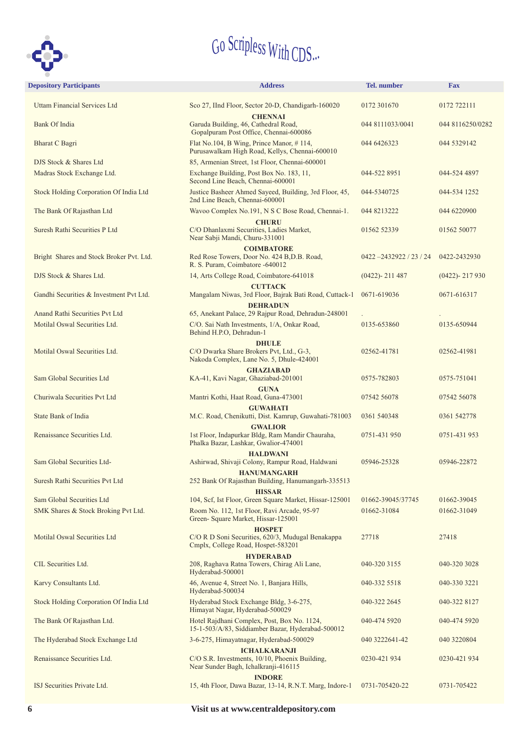# Go Scripless With CDS...

| Depository Participants | Address | Tel. number | Fax |
|---|---|---|---|
| Uttam Financial Services Ltd | Sco 27, IInd Floor, Sector 20-D, Chandigarh-160020 | 0172 301670 | 0172 722111 |
| | **CHENNAI** | | |
| Bank Of India | Garuda Building, 46, Cathedral Road, Gopalpuram Post Office, Chennai-600086 | 044 8111033/0041 | 044 8116250/0282 |
| Bharat C Bagri | Flat No.104, B Wing, Prince Manor, # 114, Purusawalkam High Road, Kellys, Chennai-600010 | 044 6426323 | 044 5329142 |
| DJS Stock & Shares Ltd | 85, Armenian Street, 1st Floor, Chennai-600001 | | |
| Madras Stock Exchange Ltd. | Exchange Building, Post Box No. 183, 11, Second Line Beach, Chennai-600001 | 044-522 8951 | 044-524 4897 |
| Stock Holding Corporation Of India Ltd | Justice Basheer Ahmed Sayeed, Building, 3rd Floor, 45, 2nd Line Beach, Chennai-600001 | 044-5340725 | 044-534 1252 |
| The Bank Of Rajasthan Ltd | Wavoo Complex No.191, N S C Bose Road, Chennai-1. | 044 8213222 | 044 6220900 |
| | **CHURU** | | |
| Suresh Rathi Securities P Ltd | C/O Dhanlaxmi Securities, Ladies Market, Near Sabji Mandi, Churu-331001 | 01562 52339 | 01562 50077 |
| | **COIMBATORE** | | |
| Bright Shares and Stock Broker Pvt. Ltd. | Red Rose Towers, Door No. 424 B,D.B. Road, R. S. Puram, Coimbatore -640012 | 0422 –2432922 / 23 / 24 | 0422-2432930 |
| DJS Stock & Shares Ltd. | 14, Arts College Road, Coimbatore-641018 | (0422)- 211 487 | (0422)- 217 930 |
| | **CUTTACK** | | |
| Gandhi Securities & Investment Pvt Ltd. | Mangalam Niwas, 3rd Floor, Bajrak Bati Road, Cuttack-1 | 0671-619036 | 0671-616317 |
| | **DEHRADUN** | | |
| Anand Rathi Securities Pvt Ltd | 65, Anekant Palace, 29 Rajpur Road, Dehradun-248001 | . | . |
| Motilal Oswal Securities Ltd. | C/O. Sai Nath Investments, 1/A, Onkar Road, Behind H.P.O, Dehradun-1 | 0135-653860 | 0135-650944 |
| | **DHULE** | | |
| Motilal Oswal Securities Ltd. | C/O Dwarka Share Brokers Pvt, Ltd., G-3, Nakoda Complex, Lane No. 5, Dhule-424001 | 02562-41781 | 02562-41981 |
| | **GHAZIABAD** | | |
| Sam Global Securities Ltd | KA-41, Kavi Nagar, Ghaziabad-201001 | 0575-782803 | 0575-751041 |
| | **GUNA** | | |
| Churiwala Securities Pvt Ltd | Mantri Kothi, Haat Road, Guna-473001 | 07542 56078 | 07542 56078 |
| | **GUWAHATI** | | |
| State Bank of India | M.C. Road, Chenikutti, Dist. Kamrup, Guwahati-781003 | 0361 540348 | 0361 542778 |
| | **GWALIOR** | | |
| Renaissance Securities Ltd. | 1st Floor, Indapurkar Bldg, Ram Mandir Chauraha, Phalka Bazar, Lashkar, Gwalior-474001 | 0751-431 950 | 0751-431 953 |
| | **HALDWANI** | | |
| Sam Global Securities Ltd- | Ashirwad, Shivaji Colony, Rampur Road, Haldwani | 05946-25328 | 05946-22872 |
| | **HANUMANGARH** | | |
| Suresh Rathi Securities Pvt Ltd | 252 Bank Of Rajasthan Building, Hanumangarh-335513 | | |
| | **HISSAR** | | |
| Sam Global Securities Ltd | 104, Scf, Ist Floor, Green Square Market, Hissar-125001 | 01662-39045/37745 | 01662-39045 |
| SMK Shares & Stock Broking Pvt Ltd. | Room No. 112, 1st Floor, Ravi Arcade, 95-97 Green- Square Market, Hissar-125001 | 01662-31084 | 01662-31049 |
| | **HOSPET** | | |
| Motilal Oswal Securities Ltd | C/O R D Soni Securities, 620/3, Mudugal Benakappa Cmplx, College Road, Hospet-583201 | 27718 | 27418 |
| | **HYDERABAD** | | |
| CIL Securities Ltd. | 208, Raghava Ratna Towers, Chirag Ali Lane, Hyderabad-500001 | 040-320 3155 | 040-320 3028 |
| Karvy Consultants Ltd. | 46, Avenue 4, Street No. 1, Banjara Hills, Hyderabad-500034 | 040-332 5518 | 040-330 3221 |
| Stock Holding Corporation Of India Ltd | Hyderabad Stock Exchange Bldg, 3-6-275, Himayat Nagar, Hyderabad-500029 | 040-322 2645 | 040-322 8127 |
| The Bank Of Rajasthan Ltd. | Hotel Rajdhani Complex, Post, Box No. 1124, 15-1-503/A/83, Siddiamber Bazar, Hyderabad-500012 | 040-474 5920 | 040-474 5920 |
| The Hyderabad Stock Exchange Ltd | 3-6-275, Himayatnagar, Hyderabad-500029 | 040 3222641-42 | 040 3220804 |
| | **ICHALKARANJI** | | |
| Renaissance Securities Ltd. | C/O S.R. Investments, 10/10, Phoenix Building, Near Sunder Bagh, Ichalkranji-416115 | 0230-421 934 | 0230-421 934 |
| | **INDORE** | | |
| ISJ Securities Private Ltd. | 15, 4th Floor, Dawa Bazar, 13-14, R.N.T. Marg, Indore-1 | 0731-705420-22 | 0731-705422 |

**Visit us at www.centraldepository.com**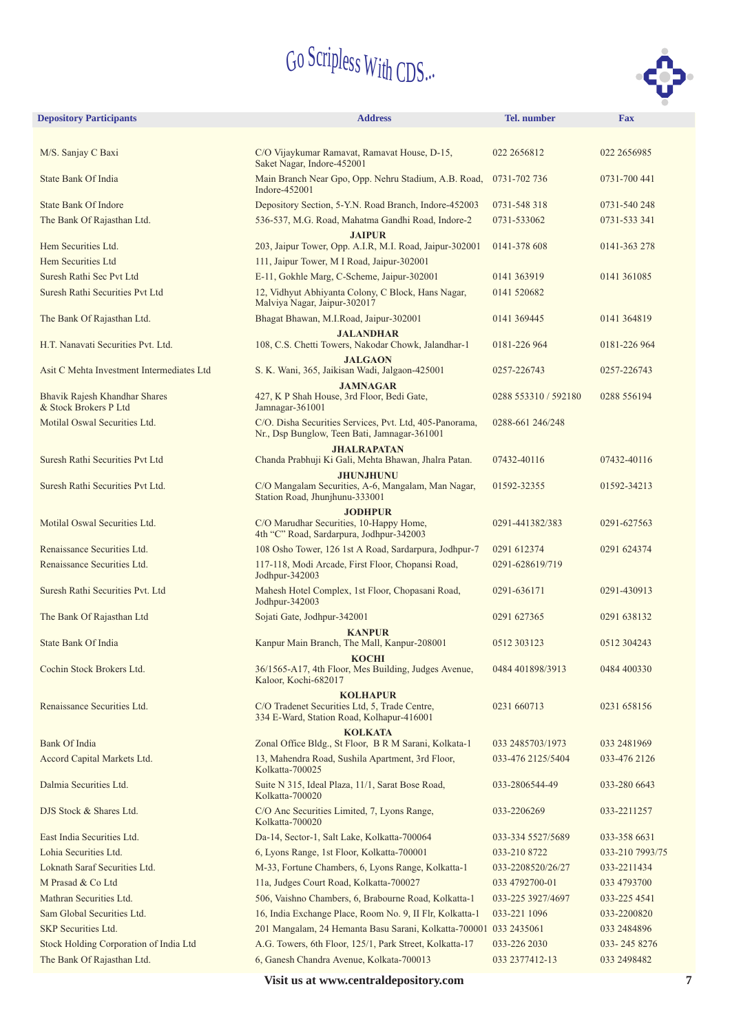# Go Scripless With CDS...

| Depository Participants | Address | Tel. number | Fax |
|---|---|---|---|
| M/S. Sanjay C Baxi | C/O Vijaykumar Ramavat, Ramavat House, D-15, Saket Nagar, Indore-452001 | 022 2656812 | 022 2656985 |
| State Bank Of India | Main Branch Near Gpo, Opp. Nehru Stadium, A.B. Road, Indore-452001 | 0731-702 736 | 0731-700 441 |
| State Bank Of Indore | Depository Section, 5-Y.N. Road Branch, Indore-452003 | 0731-548 318 | 0731-540 248 |
| The Bank Of Rajasthan Ltd. | 536-537, M.G. Road, Mahatma Gandhi Road, Indore-2 | 0731-533062 | 0731-533 341 |
| | **JAIPUR** | | |
| Hem Securities Ltd. | 203, Jaipur Tower, Opp. A.I.R, M.I. Road, Jaipur-302001 | 0141-378 608 | 0141-363 278 |
| Hem Securities Ltd | 111, Jaipur Tower, M I Road, Jaipur-302001 | | |
| Suresh Rathi Sec Pvt Ltd | E-11, Gokhle Marg, C-Scheme, Jaipur-302001 | 0141 363919 | 0141 361085 |
| Suresh Rathi Securities Pvt Ltd | 12, Vidhyut Abhiyanta Colony, C Block, Hans Nagar, Malviya Nagar, Jaipur-302017 | 0141 520682 | |
| The Bank Of Rajasthan Ltd. | Bhagat Bhawan, M.I.Road, Jaipur-302001 | 0141 369445 | 0141 364819 |
| | **JALANDHAR** | | |
| H.T. Nanavati Securities Pvt. Ltd. | 108, C.S. Chetti Towers, Nakodar Chowk, Jalandhar-1 | 0181-226 964 | 0181-226 964 |
| | **JALGAON** | | |
| Asit C Mehta Investment Intermediates Ltd | S. K. Wani, 365, Jaikisan Wadi, Jalgaon-425001 | 0257-226743 | 0257-226743 |
| | **JAMNAGAR** | | |
| Bhavik Rajesh Khandhar Shares & Stock Brokers P Ltd | 427, K P Shah House, 3rd Floor, Bedi Gate, Jamnagar-361001 | 0288 553310 / 592180 | 0288 556194 |
| Motilal Oswal Securities Ltd. | C/O. Disha Securities Services, Pvt. Ltd, 405-Panorama, Nr., Dsp Bunglow, Teen Bati, Jamnagar-361001 | 0288-661 246/248 | |
| | **JHALRAPATAN** | | |
| Suresh Rathi Securities Pvt Ltd | Chanda Prabhuji Ki Gali, Mehta Bhawan, Jhalra Patan. | 07432-40116 | 07432-40116 |
| | **JHUNJHUNU** | | |
| Suresh Rathi Securities Pvt Ltd. | C/O Mangalam Securities, A-6, Mangalam, Man Nagar, Station Road, Jhunjhunu-333001 | 01592-32355 | 01592-34213 |
| | **JODHPUR** | | |
| Motilal Oswal Securities Ltd. | C/O Marudhar Securities, 10-Happy Home, 4th "C" Road, Sardarpura, Jodhpur-342003 | 0291-441382/383 | 0291-627563 |
| Renaissance Securities Ltd. | 108 Osho Tower, 126 1st A Road, Sardarpura, Jodhpur-7 | 0291 612374 | 0291 624374 |
| Renaissance Securities Ltd. | 117-118, Modi Arcade, First Floor, Chopansi Road, Jodhpur-342003 | 0291-628619/719 | |
| Suresh Rathi Securities Pvt. Ltd | Mahesh Hotel Complex, 1st Floor, Chopasani Road, Jodhpur-342003 | 0291-636171 | 0291-430913 |
| The Bank Of Rajasthan Ltd | Sojati Gate, Jodhpur-342001 | 0291 627365 | 0291 638132 |
| | **KANPUR** | | |
| State Bank Of India | Kanpur Main Branch, The Mall, Kanpur-208001 | 0512 303123 | 0512 304243 |
| | **KOCHI** | | |
| Cochin Stock Brokers Ltd. | 36/1565-A17, 4th Floor, Mes Building, Judges Avenue, Kaloor, Kochi-682017 | 0484 401898/3913 | 0484 400330 |
| | **KOLHAPUR** | | |
| Renaissance Securities Ltd. | C/O Tradenet Securities Ltd, 5, Trade Centre, 334 E-Ward, Station Road, Kolhapur-416001 | 0231 660713 | 0231 658156 |
| | **KOLKATA** | | |
| Bank Of India | Zonal Office Bldg., St Floor, B R M Sarani, Kolkata-1 | 033 2485703/1973 | 033 2481969 |
| Accord Capital Markets Ltd. | 13, Mahendra Road, Sushila Apartment, 3rd Floor, Kolkatta-700025 | 033-476 2125/5404 | 033-476 2126 |
| Dalmia Securities Ltd. | Suite N 315, Ideal Plaza, 11/1, Sarat Bose Road, Kolkatta-700020 | 033-2806544-49 | 033-280 6643 |
| DJS Stock & Shares Ltd. | C/O Anc Securities Limited, 7, Lyons Range, Kolkatta-700020 | 033-2206269 | 033-2211257 |
| East India Securities Ltd. | Da-14, Sector-1, Salt Lake, Kolkatta-700064 | 033-334 5527/5689 | 033-358 6631 |
| Lohia Securities Ltd. | 6, Lyons Range, 1st Floor, Kolkatta-700001 | 033-210 8722 | 033-210 7993/75 |
| Loknath Saraf Securities Ltd. | M-33, Fortune Chambers, 6, Lyons Range, Kolkatta-1 | 033-2208520/26/27 | 033-2211434 |
| M Prasad & Co Ltd | 11a, Judges Court Road, Kolkatta-700027 | 033 4792700-01 | 033 4793700 |
| Mathran Securities Ltd. | 506, Vaishno Chambers, 6, Brabourne Road, Kolkatta-1 | 033-225 3927/4697 | 033-225 4541 |
| Sam Global Securities Ltd. | 16, India Exchange Place, Room No. 9, II Flr, Kolkatta-1 | 033-221 1096 | 033-2200820 |
| SKP Securities Ltd. | 201 Mangalam, 24 Hemanta Basu Sarani, Kolkatta-700001 | 033 2435061 | 033 2484896 |
| Stock Holding Corporation of India Ltd | A.G. Towers, 6th Floor, 125/1, Park Street, Kolkatta-17 | 033-226 2030 | 033- 245 8276 |
| The Bank Of Rajasthan Ltd. | 6, Ganesh Chandra Avenue, Kolkata-700013 | 033 2377412-13 | 033 2498482 |

**Visit us at www.centraldepository.com**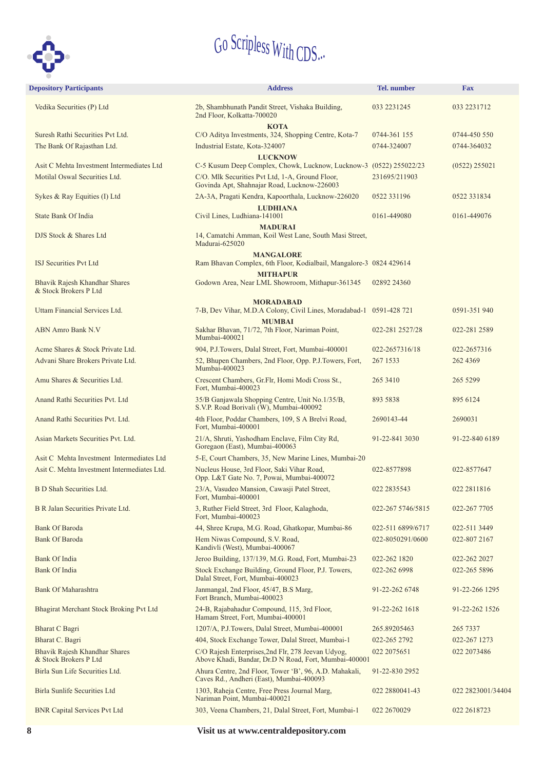Go Scripless With CDS...

| Depository Participants | Address | Tel. number | Fax |
|---|---|---|---|
| Vedika Securities (P) Ltd | 2b, Shambhunath Pandit Street, Vishaka Building, 2nd Floor, Kolkatta-700020 | 033 2231245 | 033 2231712 |
| | **KOTA** | | |
| Suresh Rathi Securities Pvt Ltd. | C/O Aditya Investments, 324, Shopping Centre, Kota-7 | 0744-361 155 | 0744-450 550 |
| The Bank Of Rajasthan Ltd. | Industrial Estate, Kota-324007 | 0744-324007 | 0744-364032 |
| | **LUCKNOW** | | |
| Asit C Mehta Investment Intermediates Ltd | C-5 Kusum Deep Complex, Chowk, Lucknow, Lucknow-3 | (0522) 255022/23 | (0522) 255021 |
| Motilal Oswal Securities Ltd. | C/O. Mlk Securities Pvt Ltd, 1-A, Ground Floor, Govinda Apt, Shahnajar Road, Lucknow-226003 | 231695/211903 | |
| Sykes & Ray Equities (I) Ltd | 2A-3A, Pragati Kendra, Kapoorthala, Lucknow-226020 | 0522 331196 | 0522 331834 |
| | **LUDHIANA** | | |
| State Bank Of India | Civil Lines, Ludhiana-141001 | 0161-449080 | 0161-449076 |
| | **MADURAI** | | |
| DJS Stock & Shares Ltd | 14, Camatchi Amman, Koil West Lane, South Masi Street, Madurai-625020 | | |
| | **MANGALORE** | | |
| ISJ Securities Pvt Ltd | Ram Bhavan Complex, 6th Floor, Kodialbail, Mangalore-3 | 0824 429614 | |
| | **MITHAPUR** | | |
| Bhavik Rajesh Khandhar Shares & Stock Brokers P Ltd | Godown Area, Near LML Showroom, Mithapur-361345 | 02892 24360 | |
| | **MORADABAD** | | |
| Uttam Financial Services Ltd. | 7-B, Dev Vihar, M.D.A Colony, Civil Lines, Moradabad-1 | 0591-428 721 | 0591-351 940 |
| | **MUMBAI** | | |
| ABN Amro Bank N.V | Sakhar Bhavan, 71/72, 7th Floor, Nariman Point, Mumbai-400021 | 022-281 2527/28 | 022-281 2589 |
| Acme Shares & Stock Private Ltd. | 904, P.J.Towers, Dalal Street, Fort, Mumbai-400001 | 022-2657316/18 | 022-2657316 |
| Advani Share Brokers Private Ltd. | 52, Bhupen Chambers, 2nd Floor, Opp. P.J.Towers, Fort, Mumbai-400023 | 267 1533 | 262 4369 |
| Amu Shares & Securities Ltd. | Crescent Chambers, Gr.Flr, Homi Modi Cross St., Fort, Mumbai-400023 | 265 3410 | 265 5299 |
| Anand Rathi Securities Pvt. Ltd | 35/B Ganjawala Shopping Centre, Unit No.1/35/B, S.V.P. Road Borivali (W), Mumbai-400092 | 893 5838 | 895 6124 |
| Anand Rathi Securities Pvt. Ltd. | 4th Floor, Poddar Chambers, 109, S A Brelvi Road, Fort, Mumbai-400001 | 2690143-44 | 2690031 |
| Asian Markets Securities Pvt. Ltd. | 21/A, Shruti, Yashodham Enclave, Film City Rd, Goregaon (East), Mumbai-400063 | 91-22-841 3030 | 91-22-840 6189 |
| Asit C Mehta Investment Intermediates Ltd | 5-E, Court Chambers, 35, New Marine Lines, Mumbai-20 | | |
| Asit C. Mehta Investment Intermediates Ltd. | Nucleus House, 3rd Floor, Saki Vihar Road, Opp. L&T Gate No. 7, Powai, Mumbai-400072 | 022-8577898 | 022-8577647 |
| B D Shah Securities Ltd. | 23/A, Vasudeo Mansion, Cawasji Patel Street, Fort, Mumbai-400001 | 022 2835543 | 022 2811816 |
| B R Jalan Securities Private Ltd. | 3, Ruther Field Street, 3rd Floor, Kalaghoda, Fort, Mumbai-400023 | 022-267 5746/5815 | 022-267 7705 |
| Bank Of Baroda | 44, Shree Krupa, M.G. Road, Ghatkopar, Mumbai-86 | 022-511 6899/6717 | 022-511 3449 |
| Bank Of Baroda | Hem Niwas Compound, S.V. Road, Kandivli (West), Mumbai-400067 | 022-8050291/0600 | 022-807 2167 |
| Bank Of India | Jeroo Building, 137/139, M.G. Road, Fort, Mumbai-23 | 022-262 1820 | 022-262 2027 |
| Bank Of India | Stock Exchange Building, Ground Floor, P.J. Towers, Dalal Street, Fort, Mumbai-400023 | 022-262 6998 | 022-265 5896 |
| Bank Of Maharashtra | Janmangal, 2nd Floor, 45/47, B.S Marg, Fort Branch, Mumbai-400023 | 91-22-262 6748 | 91-22-266 1295 |
| Bhagirat Merchant Stock Broking Pvt Ltd | 24-B, Rajabahadur Compound, 115, 3rd Floor, Hamam Street, Fort, Mumbai-400001 | 91-22-262 1618 | 91-22-262 1526 |
| Bharat C Bagri | 1207/A, P.J.Towers, Dalal Street, Mumbai-400001 | 265.89205463 | 265 7337 |
| Bharat C. Bagri | 404, Stock Exchange Tower, Dalal Street, Mumbai-1 | 022-265 2792 | 022-267 1273 |
| Bhavik Rajesh Khandhar Shares & Stock Brokers P Ltd | C/O Rajesh Enterprises,2nd Flr, 278 Jeevan Udyog, Above Khadi, Bandar, Dr.D N Road, Fort, Mumbai-400001 | 022 2075651 | 022 2073486 |
| Birla Sun Life Securities Ltd. | Ahura Centre, 2nd Floor, Tower 'B', 96, A.D. Mahakali, Caves Rd., Andheri (East), Mumbai-400093 | 91-22-830 2952 | |
| Birla Sunlife Securities Ltd | 1303, Raheja Centre, Free Press Journal Marg, Nariman Point, Mumbai-400021 | 022 2880041-43 | 022 2823001/34404 |
| BNR Capital Services Pvt Ltd | 303, Veena Chambers, 21, Dalal Street, Fort, Mumbai-1 | 022 2670029 | 022 2618723 |

Visit us at www.centraldepository.com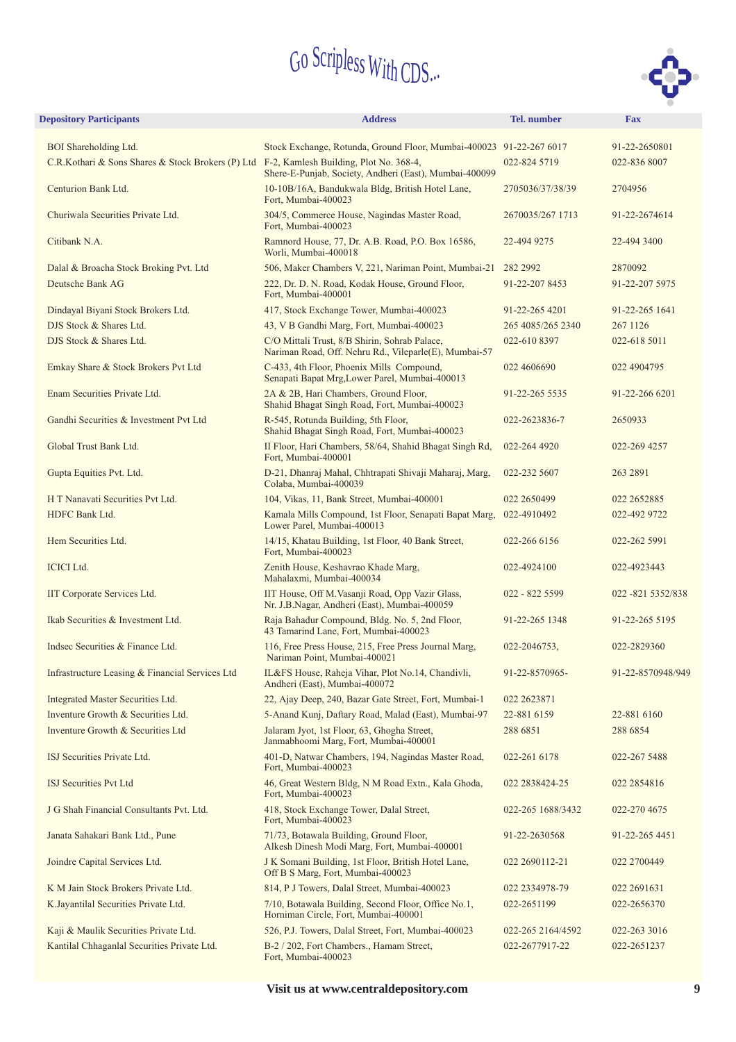# Go Scripless With CDS...

| Depository Participants | Address | Tel. number | Fax |
|---|---|---|---|
| BOI Shareholding Ltd. | Stock Exchange, Rotunda, Ground Floor, Mumbai-400023 | 91-22-267 6017 | 91-22-2650801 |
| C.R.Kothari & Sons Shares & Stock Brokers (P) Ltd | F-2, Kamlesh Building, Plot No. 368-4, Shere-E-Punjab, Society, Andheri (East), Mumbai-400099 | 022-824 5719 | 022-836 8007 |
| Centurion Bank Ltd. | 10-10B/16A, Bandukwala Bldg, British Hotel Lane, Fort, Mumbai-400023 | 2705036/37/38/39 | 2704956 |
| Churiwala Securities Private Ltd. | 304/5, Commerce House, Nagindas Master Road, Fort, Mumbai-400023 | 2670035/267 1713 | 91-22-2674614 |
| Citibank N.A. | Ramnord House, 77, Dr. A.B. Road, P.O. Box 16586, Worli, Mumbai-400018 | 22-494 9275 | 22-494 3400 |
| Dalal & Broacha Stock Broking Pvt. Ltd | 506, Maker Chambers V, 221, Nariman Point, Mumbai-21 | 282 2992 | 2870092 |
| Deutsche Bank AG | 222, Dr. D. N. Road, Kodak House, Ground Floor, Fort, Mumbai-400001 | 91-22-207 8453 | 91-22-207 5975 |
| Dindayal Biyani Stock Brokers Ltd. | 417, Stock Exchange Tower, Mumbai-400023 | 91-22-265 4201 | 91-22-265 1641 |
| DJS Stock & Shares Ltd. | 43, V B Gandhi Marg, Fort, Mumbai-400023 | 265 4085/265 2340 | 267 1126 |
| DJS Stock & Shares Ltd. | C/O Mittali Trust, 8/B Shirin, Sohrab Palace, Nariman Road, Off. Nehru Rd., Vileparle(E), Mumbai-57 | 022-610 8397 | 022-618 5011 |
| Emkay Share & Stock Brokers Pvt Ltd | C-433, 4th Floor, Phoenix Mills Compound, Senapati Bapat Mrg,Lower Parel, Mumbai-400013 | 022 4606690 | 022 4904795 |
| Enam Securities Private Ltd. | 2A & 2B, Hari Chambers, Ground Floor, Shahid Bhagat Singh Road, Fort, Mumbai-400023 | 91-22-265 5535 | 91-22-266 6201 |
| Gandhi Securities & Investment Pvt Ltd | R-545, Rotunda Building, 5th Floor, Shahid Bhagat Singh Road, Fort, Mumbai-400023 | 022-2623836-7 | 2650933 |
| Global Trust Bank Ltd. | II Floor, Hari Chambers, 58/64, Shahid Bhagat Singh Rd, Fort, Mumbai-400001 | 022-264 4920 | 022-269 4257 |
| Gupta Equities Pvt. Ltd. | D-21, Dhanraj Mahal, Chhtrapati Shivaji Maharaj, Marg, Colaba, Mumbai-400039 | 022-232 5607 | 263 2891 |
| H T Nanavati Securities Pvt Ltd. | 104, Vikas, 11, Bank Street, Mumbai-400001 | 022 2650499 | 022 2652885 |
| HDFC Bank Ltd. | Kamala Mills Compound, 1st Floor, Senapati Bapat Marg, Lower Parel, Mumbai-400013 | 022-4910492 | 022-492 9722 |
| Hem Securities Ltd. | 14/15, Khatau Building, 1st Floor, 40 Bank Street, Fort, Mumbai-400023 | 022-266 6156 | 022-262 5991 |
| ICICI Ltd. | Zenith House, Keshavrao Khade Marg, Mahalaxmi, Mumbai-400034 | 022-4924100 | 022-4923443 |
| IIT Corporate Services Ltd. | IIT House, Off M.Vasanji Road, Opp Vazir Glass, Nr. J.B.Nagar, Andheri (East), Mumbai-400059 | 022 - 822 5599 | 022 -821 5352/838 |
| Ikab Securities & Investment Ltd. | Raja Bahadur Compound, Bldg. No. 5, 2nd Floor, 43 Tamarind Lane, Fort, Mumbai-400023 | 91-22-265 1348 | 91-22-265 5195 |
| Indsec Securities & Finance Ltd. | 116, Free Press House, 215, Free Press Journal Marg, Nariman Point, Mumbai-400021 | 022-2046753, | 022-2829360 |
| Infrastructure Leasing & Financial Services Ltd | IL&FS House, Raheja Vihar, Plot No.14, Chandivli, Andheri (East), Mumbai-400072 | 91-22-8570965- | 91-22-8570948/949 |
| Integrated Master Securities Ltd. | 22, Ajay Deep, 240, Bazar Gate Street, Fort, Mumbai-1 | 022 2623871 | |
| Inventure Growth & Securities Ltd. | 5-Anand Kunj, Daftary Road, Malad (East), Mumbai-97 | 22-881 6159 | 22-881 6160 |
| Inventure Growth & Securities Ltd | Jalaram Jyot, 1st Floor, 63, Ghogha Street, Janmabhoomi Marg, Fort, Mumbai-400001 | 288 6851 | 288 6854 |
| ISJ Securities Private Ltd. | 401-D, Natwar Chambers, 194, Nagindas Master Road, Fort, Mumbai-400023 | 022-261 6178 | 022-267 5488 |
| ISJ Securities Pvt Ltd | 46, Great Western Bldg, N M Road Extn., Kala Ghoda, Fort, Mumbai-400023 | 022 2838424-25 | 022 2854816 |
| J G Shah Financial Consultants Pvt. Ltd. | 418, Stock Exchange Tower, Dalal Street, Fort, Mumbai-400023 | 022-265 1688/3432 | 022-270 4675 |
| Janata Sahakari Bank Ltd., Pune | 71/73, Botawala Building, Ground Floor, Alkesh Dinesh Modi Marg, Fort, Mumbai-400001 | 91-22-2630568 | 91-22-265 4451 |
| Joindre Capital Services Ltd. | J K Somani Building, 1st Floor, British Hotel Lane, Off B S Marg, Fort, Mumbai-400023 | 022 2690112-21 | 022 2700449 |
| K M Jain Stock Brokers Private Ltd. | 814, P J Towers, Dalal Street, Mumbai-400023 | 022 2334978-79 | 022 2691631 |
| K.Jayantilal Securities Private Ltd. | 7/10, Botawala Building, Second Floor, Office No.1, Horniman Circle, Fort, Mumbai-400001 | 022-2651199 | 022-2656370 |
| Kaji & Maulik Securities Private Ltd. | 526, P.J. Towers, Dalal Street, Fort, Mumbai-400023 | 022-265 2164/4592 | 022-263 3016 |
| Kantilal Chhaganlal Securities Private Ltd. | B-2 / 202, Fort Chambers., Hamam Street, Fort, Mumbai-400023 | 022-2677917-22 | 022-2651237 |

**Visit us at www.centraldepository.com**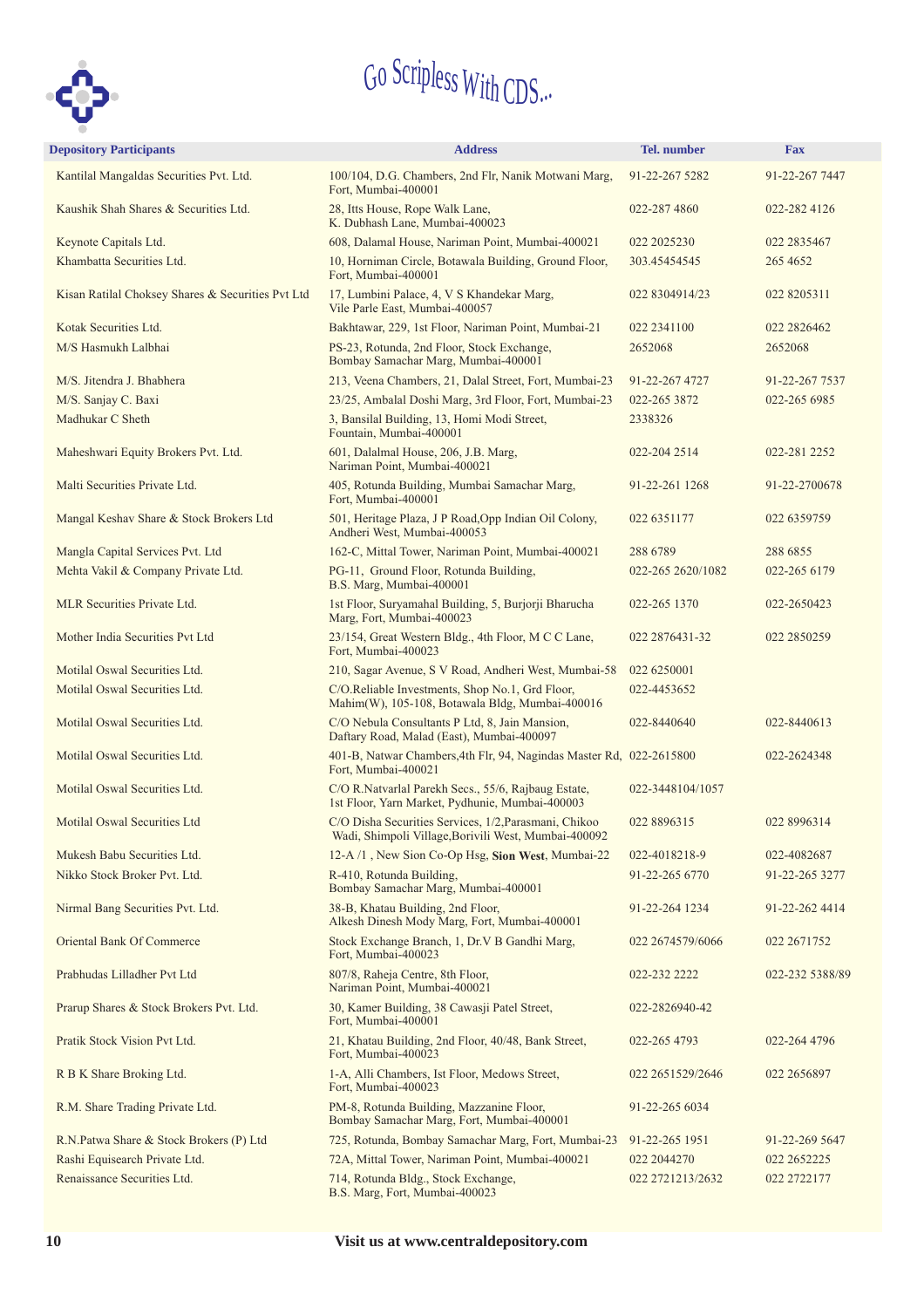Go Scripless With CDS...

| Depository Participants | Address | Tel. number | Fax |
|---|---|---|---|
| Kantilal Mangaldas Securities Pvt. Ltd. | 100/104, D.G. Chambers, 2nd Flr, Nanik Motwani Marg, Fort, Mumbai-400001 | 91-22-267 5282 | 91-22-267 7447 |
| Kaushik Shah Shares & Securities Ltd. | 28, Itts House, Rope Walk Lane, K. Dubhash Lane, Mumbai-400023 | 022-287 4860 | 022-282 4126 |
| Keynote Capitals Ltd. | 608, Dalamal House, Nariman Point, Mumbai-400021 | 022 2025230 | 022 2835467 |
| Khambatta Securities Ltd. | 10, Horniman Circle, Botawala Building, Ground Floor, Fort, Mumbai-400001 | 303.45454545 | 265 4652 |
| Kisan Ratilal Choksey Shares & Securities Pvt Ltd | 17, Lumbini Palace, 4, V S Khandekar Marg, Vile Parle East, Mumbai-400057 | 022 8304914/23 | 022 8205311 |
| Kotak Securities Ltd. | Bakhtawar, 229, 1st Floor, Nariman Point, Mumbai-21 | 022 2341100 | 022 2826462 |
| M/S Hasmukh Lalbhai | PS-23, Rotunda, 2nd Floor, Stock Exchange, Bombay Samachar Marg, Mumbai-400001 | 2652068 | 2652068 |
| M/S. Jitendra J. Bhabhera | 213, Veena Chambers, 21, Dalal Street, Fort, Mumbai-23 | 91-22-267 4727 | 91-22-267 7537 |
| M/S. Sanjay C. Baxi | 23/25, Ambalal Doshi Marg, 3rd Floor, Fort, Mumbai-23 | 022-265 3872 | 022-265 6985 |
| Madhukar C Sheth | 3, Bansilal Building, 13, Homi Modi Street, Fountain, Mumbai-400001 | 2338326 | |
| Maheshwari Equity Brokers Pvt. Ltd. | 601, Dalalmal House, 206, J.B. Marg, Nariman Point, Mumbai-400021 | 022-204 2514 | 022-281 2252 |
| Malti Securities Private Ltd. | 405, Rotunda Building, Mumbai Samachar Marg, Fort, Mumbai-400001 | 91-22-261 1268 | 91-22-2700678 |
| Mangal Keshav Share & Stock Brokers Ltd | 501, Heritage Plaza, J P Road,Opp Indian Oil Colony, Andheri West, Mumbai-400053 | 022 6351177 | 022 6359759 |
| Mangla Capital Services Pvt. Ltd | 162-C, Mittal Tower, Nariman Point, Mumbai-400021 | 288 6789 | 288 6855 |
| Mehta Vakil & Company Private Ltd. | PG-11, Ground Floor, Rotunda Building, B.S. Marg, Mumbai-400001 | 022-265 2620/1082 | 022-265 6179 |
| MLR Securities Private Ltd. | 1st Floor, Suryamahal Building, 5, Burjorji Bharucha Marg, Fort, Mumbai-400023 | 022-265 1370 | 022-2650423 |
| Mother India Securities Pvt Ltd | 23/154, Great Western Bldg., 4th Floor, M C C Lane, Fort, Mumbai-400023 | 022 2876431-32 | 022 2850259 |
| Motilal Oswal Securities Ltd. | 210, Sagar Avenue, S V Road, Andheri West, Mumbai-58 | 022 6250001 | |
| Motilal Oswal Securities Ltd. | C/O.Reliable Investments, Shop No.1, Grd Floor, Mahim(W), 105-108, Botawala Bldg, Mumbai-400016 | 022-4453652 | |
| Motilal Oswal Securities Ltd. | C/O Nebula Consultants P Ltd, 8, Jain Mansion, Daftary Road, Malad (East), Mumbai-400097 | 022-8440640 | 022-8440613 |
| Motilal Oswal Securities Ltd. | 401-B, Natwar Chambers,4th Flr, 94, Nagindas Master Rd, Fort, Mumbai-400021 | 022-2615800 | 022-2624348 |
| Motilal Oswal Securities Ltd. | C/O R.Natvarlal Parekh Secs., 55/6, Rajbaug Estate, 1st Floor, Yarn Market, Pydhunie, Mumbai-400003 | 022-3448104/1057 | |
| Motilal Oswal Securities Ltd | C/O Disha Securities Services, 1/2,Parasmani, Chikoo Wadi, Shimpoli Village,Borivili West, Mumbai-400092 | 022 8896315 | 022 8996314 |
| Mukesh Babu Securities Ltd. | 12-A /1 , New Sion Co-Op Hsg, **Sion West**, Mumbai-22 | 022-4018218-9 | 022-4082687 |
| Nikko Stock Broker Pvt. Ltd. | R-410, Rotunda Building, Bombay Samachar Marg, Mumbai-400001 | 91-22-265 6770 | 91-22-265 3277 |
| Nirmal Bang Securities Pvt. Ltd. | 38-B, Khatau Building, 2nd Floor, Alkesh Dinesh Mody Marg, Fort, Mumbai-400001 | 91-22-264 1234 | 91-22-262 4414 |
| Oriental Bank Of Commerce | Stock Exchange Branch, 1, Dr.V B Gandhi Marg, Fort, Mumbai-400023 | 022 2674579/6066 | 022 2671752 |
| Prabhudas Lilladher Pvt Ltd | 807/8, Raheja Centre, 8th Floor, Nariman Point, Mumbai-400021 | 022-232 2222 | 022-232 5388/89 |
| Prarup Shares & Stock Brokers Pvt. Ltd. | 30, Kamer Building, 38 Cawasji Patel Street, Fort, Mumbai-400001 | 022-2826940-42 | |
| Pratik Stock Vision Pvt Ltd. | 21, Khatau Building, 2nd Floor, 40/48, Bank Street, Fort, Mumbai-400023 | 022-265 4793 | 022-264 4796 |
| R B K Share Broking Ltd. | 1-A, Alli Chambers, Ist Floor, Medows Street, Fort, Mumbai-400023 | 022 2651529/2646 | 022 2656897 |
| R.M. Share Trading Private Ltd. | PM-8, Rotunda Building, Mazzanine Floor, Bombay Samachar Marg, Fort, Mumbai-400001 | 91-22-265 6034 | |
| R.N.Patwa Share & Stock Brokers (P) Ltd | 725, Rotunda, Bombay Samachar Marg, Fort, Mumbai-23 | 91-22-265 1951 | 91-22-269 5647 |
| Rashi Equisearch Private Ltd. | 72A, Mittal Tower, Nariman Point, Mumbai-400021 | 022 2044270 | 022 2652225 |
| Renaissance Securities Ltd. | 714, Rotunda Bldg., Stock Exchange, B.S. Marg, Fort, Mumbai-400023 | 022 2721213/2632 | 022 2722177 |

**Visit us at www.centraldepository.com**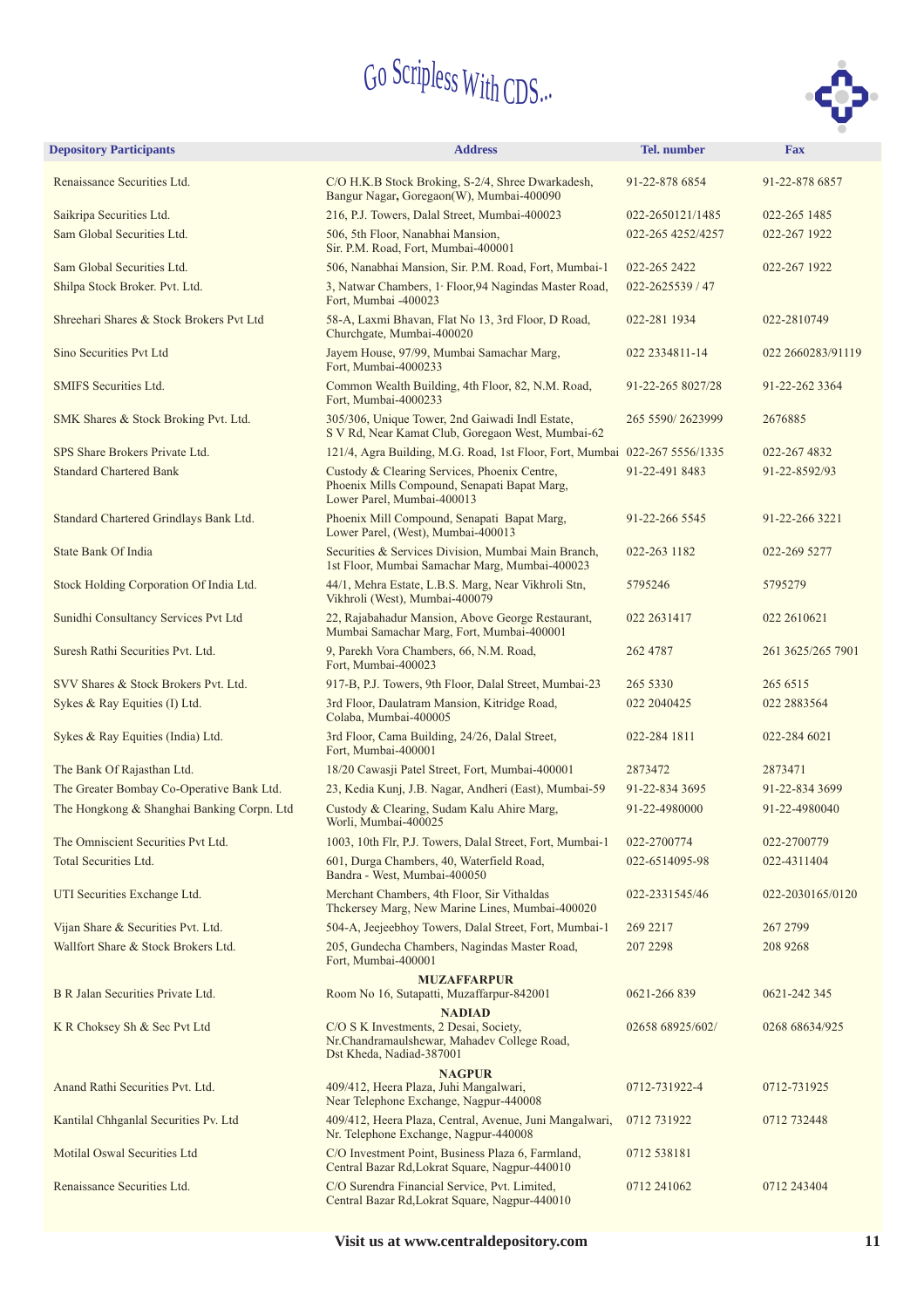Go Scripless With CDS...

| Depository Participants | Address | Tel. number | Fax |
|---|---|---|---|
| Renaissance Securities Ltd. | C/O H.K.B Stock Broking, S-2/4, Shree Dwarkadesh, Bangur Nagar, Goregaon(W), Mumbai-400090 | 91-22-878 6854 | 91-22-878 6857 |
| Saikripa Securities Ltd. | 216, P.J. Towers, Dalal Street, Mumbai-400023 | 022-2650121/1485 | 022-265 1485 |
| Sam Global Securities Ltd. | 506, 5th Floor, Nanabhai Mansion, Sir. P.M. Road, Fort, Mumbai-400001 | 022-265 4252/4257 | 022-267 1922 |
| Sam Global Securities Ltd. | 506, Nanabhai Mansion, Sir. P.M. Road, Fort, Mumbai-1 | 022-265 2422 | 022-267 1922 |
| Shilpa Stock Broker. Pvt. Ltd. | 3, Natwar Chambers, 1 Floor,94 Nagindas Master Road, Fort, Mumbai -400023 | 022-2625539 / 47 | |
| Shreehari Shares & Stock Brokers Pvt Ltd | 58-A, Laxmi Bhavan, Flat No 13, 3rd Floor, D Road, Churchgate, Mumbai-400020 | 022-281 1934 | 022-2810749 |
| Sino Securities Pvt Ltd | Jayem House, 97/99, Mumbai Samachar Marg, Fort, Mumbai-4000233 | 022 2334811-14 | 022 2660283/91119 |
| SMIFS Securities Ltd. | Common Wealth Building, 4th Floor, 82, N.M. Road, Fort, Mumbai-4000233 | 91-22-265 8027/28 | 91-22-262 3364 |
| SMK Shares & Stock Broking Pvt. Ltd. | 305/306, Unique Tower, 2nd Gaiwadi Indl Estate, S V Rd, Near Kamat Club, Goregaon West, Mumbai-62 | 265 5590/ 2623999 | 2676885 |
| SPS Share Brokers Private Ltd. | 121/4, Agra Building, M.G. Road, 1st Floor, Fort, Mumbai | 022-267 5556/1335 | 022-267 4832 |
| Standard Chartered Bank | Custody & Clearing Services, Phoenix Centre, Phoenix Mills Compound, Senapati Bapat Marg, Lower Parel, Mumbai-400013 | 91-22-491 8483 | 91-22-8592/93 |
| Standard Chartered Grindlays Bank Ltd. | Phoenix Mill Compound, Senapati Bapat Marg, Lower Parel, (West), Mumbai-400013 | 91-22-266 5545 | 91-22-266 3221 |
| State Bank Of India | Securities & Services Division, Mumbai Main Branch, 1st Floor, Mumbai Samachar Marg, Mumbai-400023 | 022-263 1182 | 022-269 5277 |
| Stock Holding Corporation Of India Ltd. | 44/1, Mehra Estate, L.B.S. Marg, Near Vikhroli Stn, Vikhroli (West), Mumbai-400079 | 5795246 | 5795279 |
| Sunidhi Consultancy Services Pvt Ltd | 22, Rajabahadur Mansion, Above George Restaurant, Mumbai Samachar Marg, Fort, Mumbai-400001 | 022 2631417 | 022 2610621 |
| Suresh Rathi Securities Pvt. Ltd. | 9, Parekh Vora Chambers, 66, N.M. Road, Fort, Mumbai-400023 | 262 4787 | 261 3625/265 7901 |
| SVV Shares & Stock Brokers Pvt. Ltd. | 917-B, P.J. Towers, 9th Floor, Dalal Street, Mumbai-23 | 265 5330 | 265 6515 |
| Sykes & Ray Equities (I) Ltd. | 3rd Floor, Daulatram Mansion, Kitridge Road, Colaba, Mumbai-400005 | 022 2040425 | 022 2883564 |
| Sykes & Ray Equities (India) Ltd. | 3rd Floor, Cama Building, 24/26, Dalal Street, Fort, Mumbai-400001 | 022-284 1811 | 022-284 6021 |
| The Bank Of Rajasthan Ltd. | 18/20 Cawasji Patel Street, Fort, Mumbai-400001 | 2873472 | 2873471 |
| The Greater Bombay Co-Operative Bank Ltd. | 23, Kedia Kunj, J.B. Nagar, Andheri (East), Mumbai-59 | 91-22-834 3695 | 91-22-834 3699 |
| The Hongkong & Shanghai Banking Corpn. Ltd | Custody & Clearing, Sudam Kalu Ahire Marg, Worli, Mumbai-400025 | 91-22-4980000 | 91-22-4980040 |
| The Omniscient Securities Pvt Ltd. | 1003, 10th Flr, P.J. Towers, Dalal Street, Fort, Mumbai-1 | 022-2700774 | 022-2700779 |
| Total Securities Ltd. | 601, Durga Chambers, 40, Waterfield Road, Bandra - West, Mumbai-400050 | 022-6514095-98 | 022-4311404 |
| UTI Securities Exchange Ltd. | Merchant Chambers, 4th Floor, Sir Vithaldas Thckersey Marg, New Marine Lines, Mumbai-400020 | 022-2331545/46 | 022-2030165/0120 |
| Vijan Share & Securities Pvt. Ltd. | 504-A, Jeejeebhoy Towers, Dalal Street, Fort, Mumbai-1 | 269 2217 | 267 2799 |
| Wallfort Share & Stock Brokers Ltd. | 205, Gundecha Chambers, Nagindas Master Road, Fort, Mumbai-400001 | 207 2298 | 208 9268 |
| | **MUZAFFARPUR** | | |
| B R Jalan Securities Private Ltd. | Room No 16, Sutapatti, Muzaffarpur-842001 | 0621-266 839 | 0621-242 345 |
| | **NADIAD** | | |
| K R Choksey Sh & Sec Pvt Ltd | C/O S K Investments, 2 Desai, Society, Nr.Chandramaulshewar, Mahadev College Road, Dst Kheda, Nadiad-387001 | 02658 68925/602/ | 0268 68634/925 |
| | **NAGPUR** | | |
| Anand Rathi Securities Pvt. Ltd. | 409/412, Heera Plaza, Juhi Mangalwari, Near Telephone Exchange, Nagpur-440008 | 0712-731922-4 | 0712-731925 |
| Kantilal Chhganlal Securities Pv. Ltd | 409/412, Heera Plaza, Central, Avenue, Juni Mangalwari, Nr. Telephone Exchange, Nagpur-440008 | 0712 731922 | 0712 732448 |
| Motilal Oswal Securities Ltd | C/O Investment Point, Business Plaza 6, Farmland, Central Bazar Rd,Lokrat Square, Nagpur-440010 | 0712 538181 | |
| Renaissance Securities Ltd. | C/O Surendra Financial Service, Pvt. Limited, Central Bazar Rd,Lokrat Square, Nagpur-440010 | 0712 241062 | 0712 243404 |

**Visit us at www.centraldepository.com**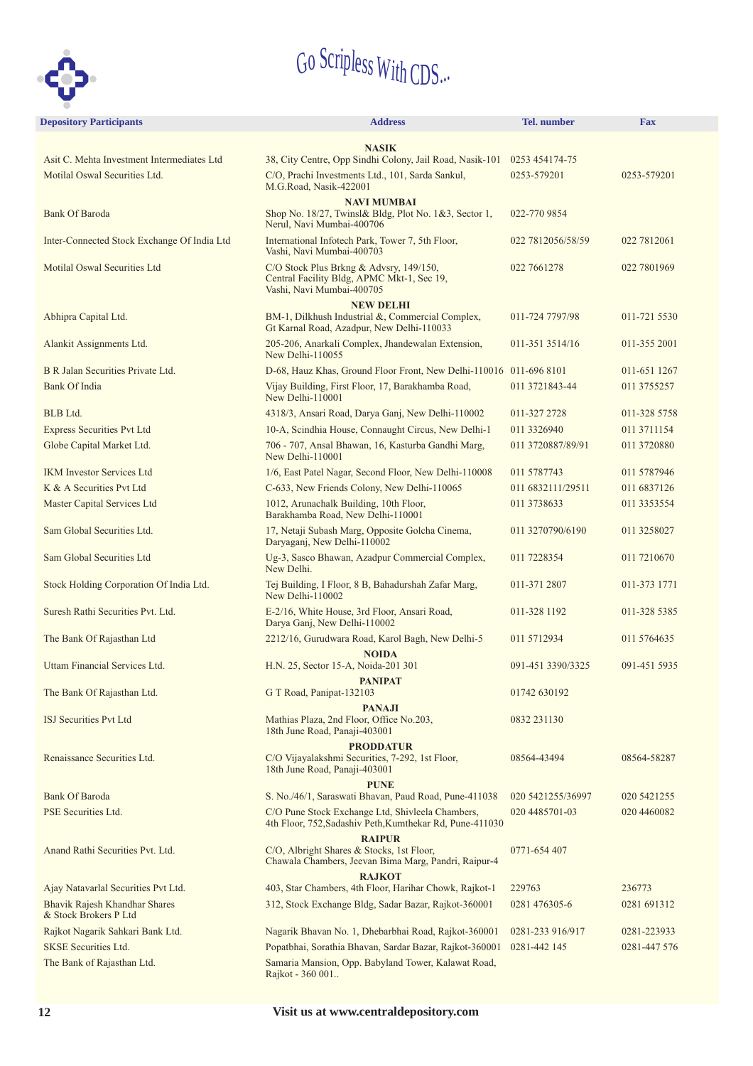# Go Scripless With CDS...

| Depository Participants | Address | Tel. number | Fax |
|---|---|---|---|
| | **NASIK** | | |
| Asit C. Mehta Investment Intermediates Ltd | 38, City Centre, Opp Sindhi Colony, Jail Road, Nasik-101 | 0253 454174-75 | |
| Motilal Oswal Securities Ltd. | C/O, Prachi Investments Ltd., 101, Sarda Sankul, M.G.Road, Nasik-422001 | 0253-579201 | 0253-579201 |
| | **NAVI MUMBAI** | | |
| Bank Of Baroda | Shop No. 18/27, Twinsl& Bldg, Plot No. 1&3, Sector 1, Nerul, Navi Mumbai-400706 | 022-770 9854 | |
| Inter-Connected Stock Exchange Of India Ltd | International Infotech Park, Tower 7, 5th Floor, Vashi, Navi Mumbai-400703 | 022 7812056/58/59 | 022 7812061 |
| Motilal Oswal Securities Ltd | C/O Stock Plus Brkng & Advsry, 149/150, Central Facility Bldg, APMC Mkt-1, Sec 19, Vashi, Navi Mumbai-400705 | 022 7661278 | 022 7801969 |
| | **NEW DELHI** | | |
| Abhipra Capital Ltd. | BM-1, Dilkhush Industrial &, Commercial Complex, Gt Karnal Road, Azadpur, New Delhi-110033 | 011-724 7797/98 | 011-721 5530 |
| Alankit Assignments Ltd. | 205-206, Anarkali Complex, Jhandewalan Extension, New Delhi-110055 | 011-351 3514/16 | 011-355 2001 |
| B R Jalan Securities Private Ltd. | D-68, Hauz Khas, Ground Floor Front, New Delhi-110016 | 011-696 8101 | 011-651 1267 |
| Bank Of India | Vijay Building, First Floor, 17, Barakhamba Road, New Delhi-110001 | 011 3721843-44 | 011 3755257 |
| BLB Ltd. | 4318/3, Ansari Road, Darya Ganj, New Delhi-110002 | 011-327 2728 | 011-328 5758 |
| Express Securities Pvt Ltd | 10-A, Scindhia House, Connaught Circus, New Delhi-1 | 011 3326940 | 011 3711154 |
| Globe Capital Market Ltd. | 706 - 707, Ansal Bhawan, 16, Kasturba Gandhi Marg, New Delhi-110001 | 011 3720887/89/91 | 011 3720880 |
| IKM Investor Services Ltd | 1/6, East Patel Nagar, Second Floor, New Delhi-110008 | 011 5787743 | 011 5787946 |
| K & A Securities Pvt Ltd | C-633, New Friends Colony, New Delhi-110065 | 011 6832111/29511 | 011 6837126 |
| Master Capital Services Ltd | 1012, Arunachalk Building, 10th Floor, Barakhamba Road, New Delhi-110001 | 011 3738633 | 011 3353554 |
| Sam Global Securities Ltd. | 17, Netaji Subash Marg, Opposite Golcha Cinema, Daryaganj, New Delhi-110002 | 011 3270790/6190 | 011 3258027 |
| Sam Global Securities Ltd | Ug-3, Sasco Bhawan, Azadpur Commercial Complex, New Delhi. | 011 7228354 | 011 7210670 |
| Stock Holding Corporation Of India Ltd. | Tej Building, I Floor, 8 B, Bahadurshah Zafar Marg, New Delhi-110002 | 011-371 2807 | 011-373 1771 |
| Suresh Rathi Securities Pvt. Ltd. | E-2/16, White House, 3rd Floor, Ansari Road, Darya Ganj, New Delhi-110002 | 011-328 1192 | 011-328 5385 |
| The Bank Of Rajasthan Ltd | 2212/16, Gurudwara Road, Karol Bagh, New Delhi-5 | 011 5712934 | 011 5764635 |
| | **NOIDA** | | |
| Uttam Financial Services Ltd. | H.N. 25, Sector 15-A, Noida-201 301 | 091-451 3390/3325 | 091-451 5935 |
| | **PANIPAT** | | |
| The Bank Of Rajasthan Ltd. | G T Road, Panipat-132103 | 01742 630192 | |
| | **PANAJI** | | |
| ISJ Securities Pvt Ltd | Mathias Plaza, 2nd Floor, Office No.203, 18th June Road, Panaji-403001 | 0832 231130 | |
| | **PRODDATUR** | | |
| Renaissance Securities Ltd. | C/O Vijayalakshmi Securities, 7-292, 1st Floor, 18th June Road, Panaji-403001 | 08564-43494 | 08564-58287 |
| | **PUNE** | | |
| Bank Of Baroda | S. No./46/1, Saraswati Bhavan, Paud Road, Pune-411038 | 020 5421255/36997 | 020 5421255 |
| PSE Securities Ltd. | C/O Pune Stock Exchange Ltd, Shivleela Chambers, 4th Floor, 752,Sadashiv Peth,Kumthekar Rd, Pune-411030 | 020 4485701-03 | 020 4460082 |
| | **RAIPUR** | | |
| Anand Rathi Securities Pvt. Ltd. | C/O, Albright Shares & Stocks, 1st Floor, Chawala Chambers, Jeevan Bima Marg, Pandri, Raipur-4 | 0771-654 407 | |
| | **RAJKOT** | | |
| Ajay Natavarlal Securities Pvt Ltd. | 403, Star Chambers, 4th Floor, Harihar Chowk, Rajkot-1 | 229763 | 236773 |
| Bhavik Rajesh Khandhar Shares & Stock Brokers P Ltd | 312, Stock Exchange Bldg, Sadar Bazar, Rajkot-360001 | 0281 476305-6 | 0281 691312 |
| Rajkot Nagarik Sahkari Bank Ltd. | Nagarik Bhavan No. 1, Dhebarbhai Road, Rajkot-360001 | 0281-233 916/917 | 0281-223933 |
| SKSE Securities Ltd. | Popatbhai, Sorathia Bhavan, Sardar Bazar, Rajkot-360001 | 0281-442 145 | 0281-447 576 |
| The Bank of Rajasthan Ltd. | Samaria Mansion, Opp. Babyland Tower, Kalawat Road, Rajkot - 360 001.. | | |

**Visit us at www.centraldepository.com**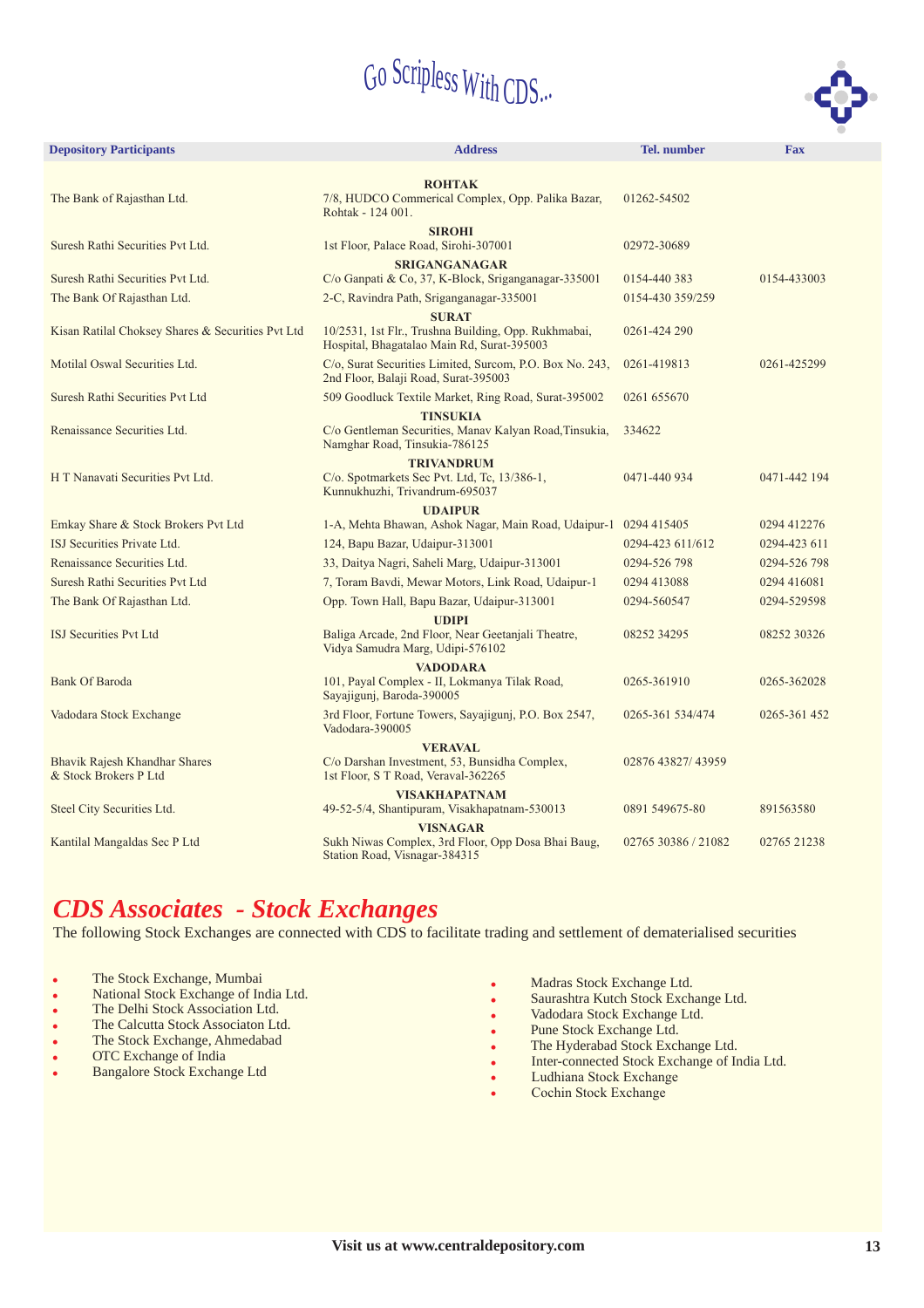Go Scripless With CDS...

| Depository Participants | Address | Tel. number | Fax |
|---|---|---|---|
| | **ROHTAK** | | |
| The Bank of Rajasthan Ltd. | 7/8, HUDCO Commerical Complex, Opp. Palika Bazar, Rohtak - 124 001. | 01262-54502 | |
| | **SIROHI** | | |
| Suresh Rathi Securities Pvt Ltd. | 1st Floor, Palace Road, Sirohi-307001 | 02972-30689 | |
| | **SRIGANGANAGAR** | | |
| Suresh Rathi Securities Pvt Ltd. | C/o Ganpati & Co, 37, K-Block, Sriganganagar-335001 | 0154-440 383 | 0154-433003 |
| The Bank Of Rajasthan Ltd. | 2-C, Ravindra Path, Sriganganagar-335001 | 0154-430 359/259 | |
| | **SURAT** | | |
| Kisan Ratilal Choksey Shares & Securities Pvt Ltd | 10/2531, 1st Flr., Trushna Building, Opp. Rukhmabai, Hospital, Bhagatalao Main Rd, Surat-395003 | 0261-424 290 | |
| Motilal Oswal Securities Ltd. | C/o, Surat Securities Limited, Surcom, P.O. Box No. 243, 2nd Floor, Balaji Road, Surat-395003 | 0261-419813 | 0261-425299 |
| Suresh Rathi Securities Pvt Ltd | 509 Goodluck Textile Market, Ring Road, Surat-395002 | 0261 655670 | |
| | **TINSUKIA** | | |
| Renaissance Securities Ltd. | C/o Gentleman Securities, Manav Kalyan Road,Tinsukia, Namghar Road, Tinsukia-786125 | 334622 | |
| | **TRIVANDRUM** | | |
| H T Nanavati Securities Pvt Ltd. | C/o. Spotmarkets Sec Pvt. Ltd, Tc, 13/386-1, Kunnukhuzhi, Trivandrum-695037 | 0471-440 934 | 0471-442 194 |
| | **UDAIPUR** | | |
| Emkay Share & Stock Brokers Pvt Ltd | 1-A, Mehta Bhawan, Ashok Nagar, Main Road, Udaipur-1 | 0294 415405 | 0294 412276 |
| ISJ Securities Private Ltd. | 124, Bapu Bazar, Udaipur-313001 | 0294-423 611/612 | 0294-423 611 |
| Renaissance Securities Ltd. | 33, Daitya Nagri, Saheli Marg, Udaipur-313001 | 0294-526 798 | 0294-526 798 |
| Suresh Rathi Securities Pvt Ltd | 7, Toram Bavdi, Mewar Motors, Link Road, Udaipur-1 | 0294 413088 | 0294 416081 |
| The Bank Of Rajasthan Ltd. | Opp. Town Hall, Bapu Bazar, Udaipur-313001 | 0294-560547 | 0294-529598 |
| | **UDIPI** | | |
| ISJ Securities Pvt Ltd | Baliga Arcade, 2nd Floor, Near Geetanjali Theatre, Vidya Samudra Marg, Udipi-576102 | 08252 34295 | 08252 30326 |
| | **VADODARA** | | |
| Bank Of Baroda | 101, Payal Complex - II, Lokmanya Tilak Road, Sayajigunj, Baroda-390005 | 0265-361910 | 0265-362028 |
| Vadodara Stock Exchange | 3rd Floor, Fortune Towers, Sayajigunj, P.O. Box 2547, Vadodara-390005 | 0265-361 534/474 | 0265-361 452 |
| | **VERAVAL** | | |
| Bhavik Rajesh Khandhar Shares & Stock Brokers P Ltd | C/o Darshan Investment, 53, Bunsidha Complex, 1st Floor, S T Road, Veraval-362265 | 02876 43827/ 43959 | |
| | **VISAKHAPATNAM** | | |
| Steel City Securities Ltd. | 49-52-5/4, Shantipuram, Visakhapatnam-530013 | 0891 549675-80 | 891563580 |
| | **VISNAGAR** | | |
| Kantilal Mangaldas Sec P Ltd | Sukh Niwas Complex, 3rd Floor, Opp Dosa Bhai Baug, Station Road, Visnagar-384315 | 02765 30386 / 21082 | 02765 21238 |

## *CDS Associates - Stock Exchanges*

The following Stock Exchanges are connected with CDS to facilitate trading and settlement of dematerialised securities

- The Stock Exchange, Mumbai
- National Stock Exchange of India Ltd.
- The Delhi Stock Association Ltd.
- The Calcutta Stock Associaton Ltd.
- The Stock Exchange, Ahmedabad
- OTC Exchange of India
- Bangalore Stock Exchange Ltd
- Madras Stock Exchange Ltd.
- Saurashtra Kutch Stock Exchange Ltd.
- Vadodara Stock Exchange Ltd.
- Pune Stock Exchange Ltd.
- The Hyderabad Stock Exchange Ltd.
- Inter-connected Stock Exchange of India Ltd.
- Ludhiana Stock Exchange
- Cochin Stock Exchange

**Visit us at www.centraldepository.com**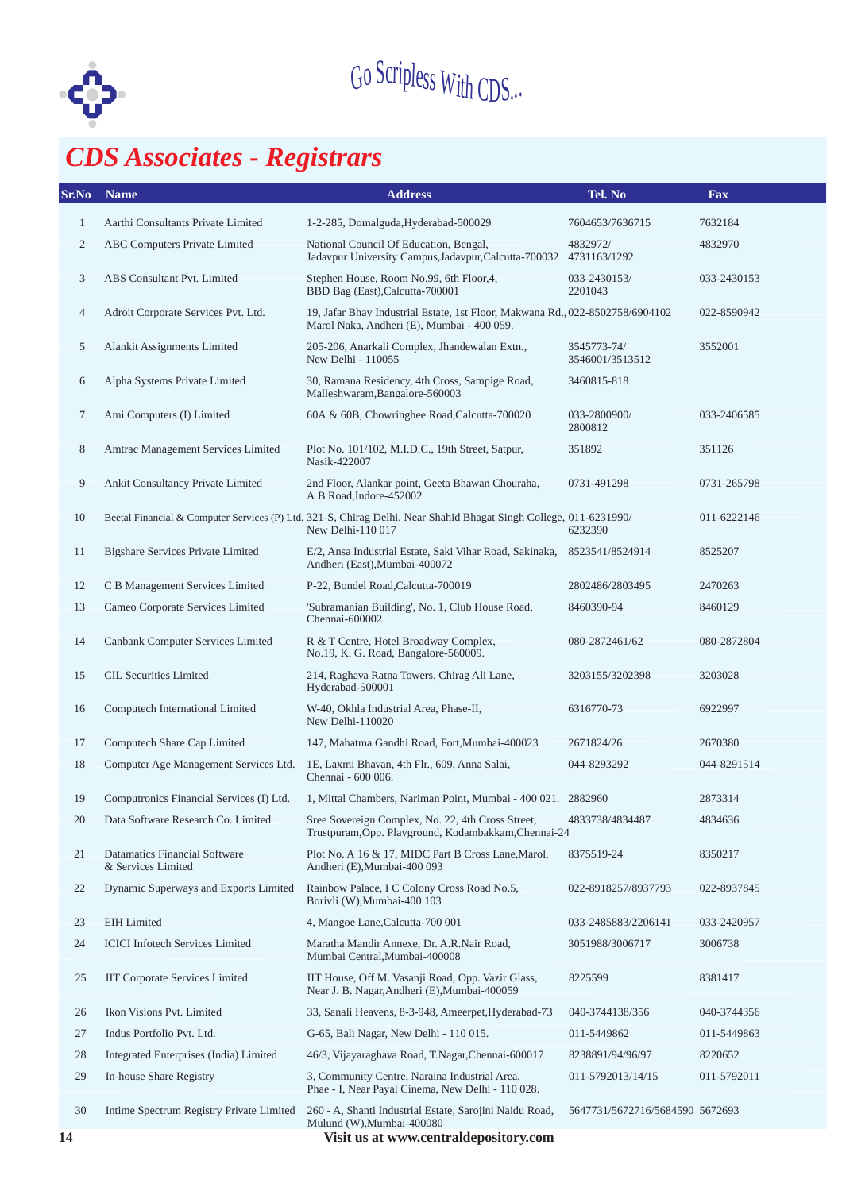Go Scripless With CDS...

# CDS Associates - Registrars

| Sr.No | Name | Address | Tel. No | Fax |
|---|---|---|---|---|
| 1 | Aarthi Consultants Private Limited | 1-2-285, Domalguda,Hyderabad-500029 | 7604653/7636715 | 7632184 |
| 2 | ABC Computers Private Limited | National Council Of Education, Bengal, Jadavpur University Campus,Jadavpur,Calcutta-700032 | 4832972/ 4731163/1292 | 4832970 |
| 3 | ABS Consultant Pvt. Limited | Stephen House, Room No.99, 6th Floor,4, BBD Bag (East),Calcutta-700001 | 033-2430153/ 2201043 | 033-2430153 |
| 4 | Adroit Corporate Services Pvt. Ltd. | 19, Jafar Bhay Industrial Estate, 1st Floor, Makwana Rd., Marol Naka, Andheri (E), Mumbai - 400 059. | 022-8502758/6904102 | 022-8590942 |
| 5 | Alankit Assignments Limited | 205-206, Anarkali Complex, Jhandewalan Extn., New Delhi - 110055 | 3545773-74/ 3546001/3513512 | 3552001 |
| 6 | Alpha Systems Private Limited | 30, Ramana Residency, 4th Cross, Sampige Road, Malleshwaram,Bangalore-560003 | 3460815-818 | |
| 7 | Ami Computers (I) Limited | 60A & 60B, Chowringhee Road,Calcutta-700020 | 033-2800900/ 2800812 | 033-2406585 |
| 8 | Amtrac Management Services Limited | Plot No. 101/102, M.I.D.C., 19th Street, Satpur, Nasik-422007 | 351892 | 351126 |
| 9 | Ankit Consultancy Private Limited | 2nd Floor, Alankar point, Geeta Bhawan Chouraha, A B Road,Indore-452002 | 0731-491298 | 0731-265798 |
| 10 | Beetal Financial & Computer Services (P) Ltd. | 321-S, Chirag Delhi, Near Shahid Bhagat Singh College, New Delhi-110 017 | 011-6231990/ 6232390 | 011-6222146 |
| 11 | Bigshare Services Private Limited | E/2, Ansa Industrial Estate, Saki Vihar Road, Sakinaka, Andheri (East),Mumbai-400072 | 8523541/8524914 | 8525207 |
| 12 | C B Management Services Limited | P-22, Bondel Road,Calcutta-700019 | 2802486/2803495 | 2470263 |
| 13 | Cameo Corporate Services Limited | 'Subramanian Building', No. 1, Club House Road, Chennai-600002 | 8460390-94 | 8460129 |
| 14 | Canbank Computer Services Limited | R & T Centre, Hotel Broadway Complex, No.19, K. G. Road, Bangalore-560009. | 080-2872461/62 | 080-2872804 |
| 15 | CIL Securities Limited | 214, Raghava Ratna Towers, Chirag Ali Lane, Hyderabad-500001 | 3203155/3202398 | 3203028 |
| 16 | Computech International Limited | W-40, Okhla Industrial Area, Phase-II, New Delhi-110020 | 6316770-73 | 6922997 |
| 17 | Computech Share Cap Limited | 147, Mahatma Gandhi Road, Fort,Mumbai-400023 | 2671824/26 | 2670380 |
| 18 | Computer Age Management Services Ltd. | 1E, Laxmi Bhavan, 4th Flr., 609, Anna Salai, Chennai - 600 006. | 044-8293292 | 044-8291514 |
| 19 | Computronics Financial Services (I) Ltd. | 1, Mittal Chambers, Nariman Point, Mumbai - 400 021. | 2882960 | 2873314 |
| 20 | Data Software Research Co. Limited | Sree Sovereign Complex, No. 22, 4th Cross Street, Trustpuram,Opp. Playground, Kodambakkam,Chennai-24 | 4833738/4834487 | 4834636 |
| 21 | Datamatics Financial Software & Services Limited | Plot No. A 16 & 17, MIDC Part B Cross Lane,Marol, Andheri (E),Mumbai-400 093 | 8375519-24 | 8350217 |
| 22 | Dynamic Superways and Exports Limited | Rainbow Palace, I C Colony Cross Road No.5, Borivli (W),Mumbai-400 103 | 022-8918257/8937793 | 022-8937845 |
| 23 | EIH Limited | 4, Mangoe Lane,Calcutta-700 001 | 033-2485883/2206141 | 033-2420957 |
| 24 | ICICI Infotech Services Limited | Maratha Mandir Annexe, Dr. A.R.Nair Road, Mumbai Central,Mumbai-400008 | 3051988/3006717 | 3006738 |
| 25 | IIT Corporate Services Limited | IIT House, Off M. Vasanji Road, Opp. Vazir Glass, Near J. B. Nagar,Andheri (E),Mumbai-400059 | 8225599 | 8381417 |
| 26 | Ikon Visions Pvt. Limited | 33, Sanali Heavens, 8-3-948, Ameerpet,Hyderabad-73 | 040-3744138/356 | 040-3744356 |
| 27 | Indus Portfolio Pvt. Ltd. | G-65, Bali Nagar, New Delhi - 110 015. | 011-5449862 | 011-5449863 |
| 28 | Integrated Enterprises (India) Limited | 46/3, Vijayaraghava Road, T.Nagar,Chennai-600017 | 8238891/94/96/97 | 8220652 |
| 29 | In-house Share Registry | 3, Community Centre, Naraina Industrial Area, Phae - I, Near Payal Cinema, New Delhi - 110 028. | 011-5792013/14/15 | 011-5792011 |
| 30 | Intime Spectrum Registry Private Limited | 260 - A, Shanti Industrial Estate, Sarojini Naidu Road, Mulund (W),Mumbai-400080 | 5647731/5672716/5684590 | 5672693 |

Visit us at www.centraldepository.com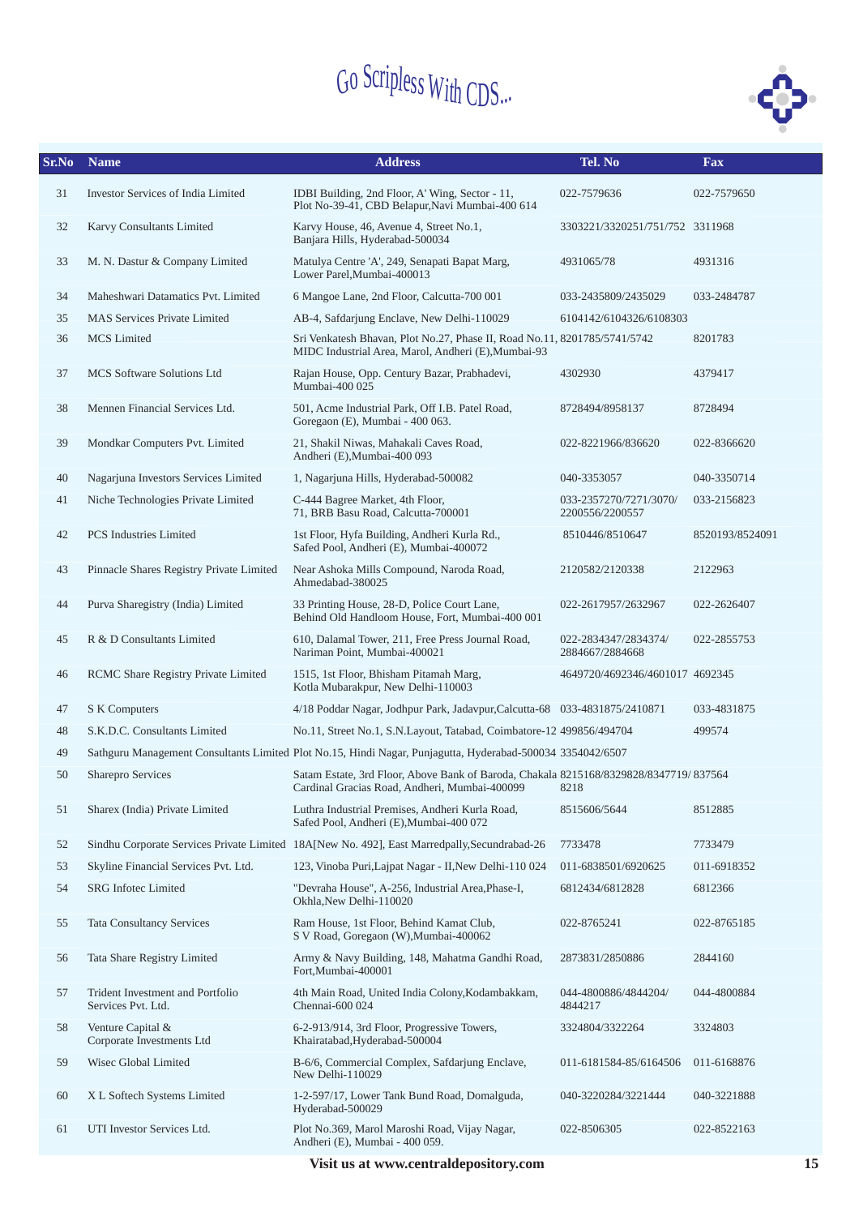Go Scripless With CDS...

| Sr.No | Name | Address | Tel. No | Fax |
|---|---|---|---|---|
| 31 | Investor Services of India Limited | IDBI Building, 2nd Floor, A' Wing, Sector - 11, Plot No-39-41, CBD Belapur,Navi Mumbai-400 614 | 022-7579636 | 022-7579650 |
| 32 | Karvy Consultants Limited | Karvy House, 46, Avenue 4, Street No.1, Banjara Hills, Hyderabad-500034 | 3303221/3320251/751/752 | 3311968 |
| 33 | M. N. Dastur & Company Limited | Matulya Centre 'A', 249, Senapati Bapat Marg, Lower Parel,Mumbai-400013 | 4931065/78 | 4931316 |
| 34 | Maheshwari Datamatics Pvt. Limited | 6 Mangoe Lane, 2nd Floor, Calcutta-700 001 | 033-2435809/2435029 | 033-2484787 |
| 35 | MAS Services Private Limited | AB-4, Safdarjung Enclave, New Delhi-110029 | 6104142/6104326/6108303 | |
| 36 | MCS Limited | Sri Venkatesh Bhavan, Plot No.27, Phase II, Road No.11, MIDC Industrial Area, Marol, Andheri (E),Mumbai-93 | 8201785/5741/5742 | 8201783 |
| 37 | MCS Software Solutions Ltd | Rajan House, Opp. Century Bazar, Prabhadevi, Mumbai-400 025 | 4302930 | 4379417 |
| 38 | Mennen Financial Services Ltd. | 501, Acme Industrial Park, Off I.B. Patel Road, Goregaon (E), Mumbai - 400 063. | 8728494/8958137 | 8728494 |
| 39 | Mondkar Computers Pvt. Limited | 21, Shakil Niwas, Mahakali Caves Road, Andheri (E),Mumbai-400 093 | 022-8221966/836620 | 022-8366620 |
| 40 | Nagarjuna Investors Services Limited | 1, Nagarjuna Hills, Hyderabad-500082 | 040-3353057 | 040-3350714 |
| 41 | Niche Technologies Private Limited | C-444 Bagree Market, 4th Floor, 71, BRB Basu Road, Calcutta-700001 | 033-2357270/7271/3070/ 2200556/2200557 | 033-2156823 |
| 42 | PCS Industries Limited | 1st Floor, Hyfa Building, Andheri Kurla Rd., Safed Pool, Andheri (E), Mumbai-400072 | 8510446/8510647 | 8520193/8524091 |
| 43 | Pinnacle Shares Registry Private Limited | Near Ashoka Mills Compound, Naroda Road, Ahmedabad-380025 | 2120582/2120338 | 2122963 |
| 44 | Purva Sharegistry (India) Limited | 33 Printing House, 28-D, Police Court Lane, Behind Old Handloom House, Fort, Mumbai-400 001 | 022-2617957/2632967 | 022-2626407 |
| 45 | R & D Consultants Limited | 610, Dalamal Tower, 211, Free Press Journal Road, Nariman Point, Mumbai-400021 | 022-2834347/2834374/ 2884667/2884668 | 022-2855753 |
| 46 | RCMC Share Registry Private Limited | 1515, 1st Floor, Bhisham Pitamah Marg, Kotla Mubarakpur, New Delhi-110003 | 4649720/4692346/4601017 | 4692345 |
| 47 | S K Computers | 4/18 Poddar Nagar, Jodhpur Park, Jadavpur,Calcutta-68 | 033-4831875/2410871 | 033-4831875 |
| 48 | S.K.D.C. Consultants Limited | No.11, Street No.1, S.N.Layout, Tatabad, Coimbatore-12 | 499856/494704 | 499574 |
| 49 | Sathguru Management Consultants Limited | Plot No.15, Hindi Nagar, Punjagutta, Hyderabad-500034 | 3354042/6507 | |
| 50 | Sharepro Services | Satam Estate, 3rd Floor, Above Bank of Baroda, Chakala Cardinal Gracias Road, Andheri, Mumbai-400099 | 8215168/8329828/8347719/ 8218 | 837564 |
| 51 | Sharex (India) Private Limited | Luthra Industrial Premises, Andheri Kurla Road, Safed Pool, Andheri (E),Mumbai-400 072 | 8515606/5644 | 8512885 |
| 52 | Sindhu Corporate Services Private Limited | 18A[New No. 492], East Marredpally,Secundrabad-26 | 7733478 | 7733479 |
| 53 | Skyline Financial Services Pvt. Ltd. | 123, Vinoba Puri,Lajpat Nagar - II,New Delhi-110 024 | 011-6838501/6920625 | 011-6918352 |
| 54 | SRG Infotec Limited | "Devraha House", A-256, Industrial Area,Phase-I, Okhla,New Delhi-110020 | 6812434/6812828 | 6812366 |
| 55 | Tata Consultancy Services | Ram House, 1st Floor, Behind Kamat Club, S V Road, Goregaon (W),Mumbai-400062 | 022-8765241 | 022-8765185 |
| 56 | Tata Share Registry Limited | Army & Navy Building, 148, Mahatma Gandhi Road, Fort,Mumbai-400001 | 2873831/2850886 | 2844160 |
| 57 | Trident Investment and Portfolio Services Pvt. Ltd. | 4th Main Road, United India Colony,Kodambakkam, Chennai-600 024 | 044-4800886/4844204/ 4844217 | 044-4800884 |
| 58 | Venture Capital & Corporate Investments Ltd | 6-2-913/914, 3rd Floor, Progressive Towers, Khairatabad,Hyderabad-500004 | 3324804/3322264 | 3324803 |
| 59 | Wisec Global Limited | B-6/6, Commercial Complex, Safdarjung Enclave, New Delhi-110029 | 011-6181584-85/6164506 | 011-6168876 |
| 60 | X L Softech Systems Limited | 1-2-597/17, Lower Tank Bund Road, Domalguda, Hyderabad-500029 | 040-3220284/3221444 | 040-3221888 |
| 61 | UTI Investor Services Ltd. | Plot No.369, Marol Maroshi Road, Vijay Nagar, Andheri (E), Mumbai - 400 059. | 022-8506305 | 022-8522163 |

**Visit us at www.centraldepository.com**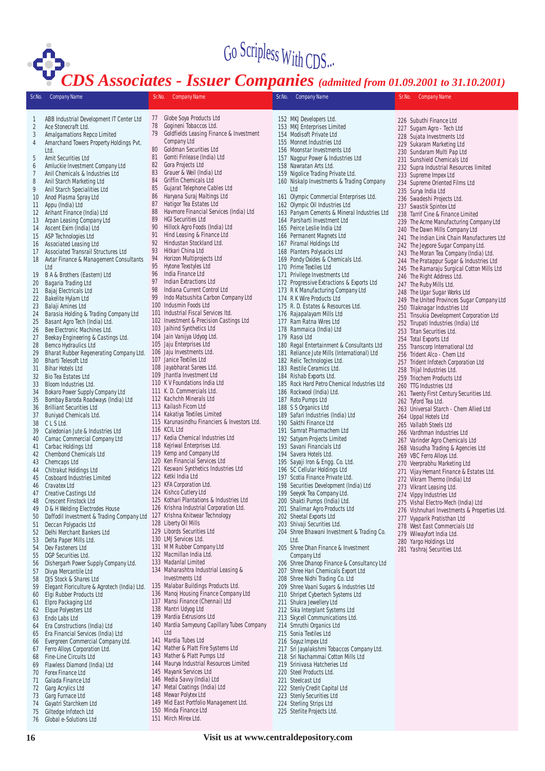Go Scripless With CDS...

# *CDS Associates - Issuer Companies* *(admitted from 01.09.2001 to 31.10.2001)*

| Sr.No. | Company Name |
|---|---|
| 1 | ABB Industrial Development IT Center Ltd |
| 2 | Ace Stonecraft Ltd. |
| 3 | Amalgamations Repco Limited |
| 4 | Amarchand Towers Property Holdings Pvt. Ltd. |
| 5 | Amit Securities Ltd |
| 6 | Amluckie Investment Company Ltd |
| 7 | Anil Chemicals & Industries Ltd |
| 8 | Anil Starch Marketing Ltd |
| 9 | Anil Starch Specialities Ltd |
| 10 | Anod Plasma Spray Ltd |
| 11 | Appu (India) Ltd |
| 12 | Arihant Finance (India) Ltd |
| 13 | Arpan Leasing Company Ltd |
| 14 | Ascent Exim (India) Ltd |
| 15 | ASP Technologies Ltd |
| 16 | Associated Leasing Ltd |
| 17 | Associated Transrail Structures Ltd |
| 18 | Avtar Finance & Management Consultants Ltd |
| 19 | B A & Brothers (Eastern) Ltd |
| 20 | Bagaria Trading Ltd |
| 21 | Bajaj Electricals Ltd |
| 22 | Bakelite Hylam Ltd |
| 23 | Balaji Amines Ltd |
| 24 | Barasia Holding & Trading Company Ltd |
| 25 | Basant Agro Tech (India) Ltd. |
| 26 | Bee Electronic Machines Ltd. |
| 27 | Beekay Engineering & Castings Ltd. |
| 28 | Bemco Hydraulics Ltd |
| 29 | Bharat Rubber Regenerating Company Ltd. |
| 30 | Bharti Telesoft Ltd |
| 31 | Bihar Hotels Ltd |
| 32 | Bio Tea Estates Ltd |
| 33 | Bloom Industries Ltd. |
| 34 | Bokaro Power Supply Company Ltd |
| 35 | Bombay Baroda Roadways (India) Ltd |
| 36 | Brilliant Securities Ltd |
| 37 | Buniyad Chemicals Ltd. |
| 38 | C L S Ltd. |
| 39 | Caledonian Jute & Industries Ltd |
| 40 | Camac Commercial Company Ltd |
| 41 | Carbac Holdings Ltd |
| 42 | Chembond Chemicals Ltd |
| 43 | Chemcaps Ltd |
| 44 | Chitrakut Holdings Ltd |
| 45 | Cosboard Industries Limited |
| 46 | Cravatex Ltd |
| 47 | Creative Castings Ltd |
| 48 | Crescent Finstock Ltd |
| 49 | D & H Welding Electrodes House |
| 50 | Daffodil Investment & Trading Company Ltd |
| 51 | Deccan Polypacks Ltd |
| 52 | Delhi Merchant Bankers Ltd |
| 53 | Delta Paper Mills Ltd. |
| 54 | Dev Fasteners Ltd |
| 55 | DGP Securities Ltd. |
| 56 | Dishergarh Power Supply Company Ltd. |
| 57 | Divya Mercantile Ltd |
| 58 | DJS Stock & Shares Ltd |
| 59 | Elegant Floriculture & Agrotech (India) Ltd. |
| 60 | Elgi Rubber Products Ltd |
| 61 | Elpro Packaging Ltd |
| 62 | Elque Polyesters Ltd |
| 63 | Endo Labs Ltd |
| 64 | Era Constructions (India) Ltd |
| 65 | Era Financial Services (India) Ltd |
| 66 | Evergreen Commercial Company Ltd. |
| 67 | Ferro Alloys Corporation Ltd. |
| 68 | Fine-Line Circuits Ltd |
| 69 | Flawless Diamond (India) Ltd |
| 70 | Forex Finance Ltd |
| 71 | Galada Finance Ltd |
| 72 | Garg Acrylics Ltd |
| 73 | Garg Furnace Ltd |
| 74 | Gayatri Starchkem Ltd |
| 75 | Giltedge Infotech Ltd |
| 76 | Global e-Solutions Ltd |
| 77 | Globe Soya Products Ltd |
| 78 | Gogineni Tobaccos Ltd. |
| 79 | Goldfields Leasing Finance & Investment Company Ltd |
| 80 | Goldman Securities Ltd |
| 81 | Gomti Finlease (India) Ltd |
| 82 | Gora Projects Ltd |
| 83 | Grauer & Weil (India) Ltd |
| 84 | Griffin Chemicals Ltd |
| 85 | Gujarat Telephone Cables Ltd |
| 86 | Haryana Suraj Maltings Ltd |
| 87 | Hatigor Tea Estates Ltd |
| 88 | Havmore Financial Services (India) Ltd |
| 89 | HGI Securities Ltd |
| 90 | Hillock Agro Foods (India) Ltd |
| 91 | Hind Leasing & Finance Ltd |
| 92 | Hindustan Stockland Ltd. |
| 93 | Hitkari China Ltd |
| 94 | Horizon Multiprojects Ltd |
| 95 | Hytone Textyles Ltd |
| 96 | India Finance Ltd |
| 97 | Indian Extractions Ltd |
| 98 | Indiana Current Control Ltd |
| 99 | Indo Matsushita Carbon Company Ltd |
| 100 | Indusmin Foods Ltd |
| 101 | Industrial Fiscal Services ltd. |
| 102 | Investment & Precision Castings Ltd |
| 103 | Jaihind Synthetics Ltd |
| 104 | Jain Vanijya Udyog Ltd. |
| 105 | Jaju Enterprises Ltd |
| 106 | Jaju Investments Ltd. |
| 107 | Janice Textiles Ltd |
| 108 | Jayabharat Sarees Ltd. |
| 109 | Jhantla Investment Ltd |
| 110 | K V Foundations India Ltd |
| 111 | K. D. Commercials Ltd. |
| 112 | Kachchh Minerals Ltd |
| 113 | Kailash Ficom Ltd |
| 114 | Kakatiya Textiles Limited |
| 115 | Karunasindhu Financiers & Investors Ltd. |
| 116 | KCIL Ltd |
| 117 | Kedia Chemical Industries Ltd |
| 118 | Kejriwal Enterprises Ltd. |
| 119 | Kemp and Company Ltd |
| 120 | Ken Financial Services Ltd |
| 121 | Keswani Synthetics Industries Ltd |
| 122 | Ketki India Ltd |
| 123 | KFA Corporation Ltd. |
| 124 | Kishco Cutlery Ltd |
| 125 | Kothari Plantations & Industries Ltd |
| 126 | Krishna Industrial Corporation Ltd. |
| 127 | Krishna Knitwear Technology |
| 128 | Liberty Oil Mills |
| 129 | Libords Securities Ltd |
| 130 | LMJ Services Ltd. |
| 131 | M M Rubber Company Ltd |
| 132 | Macmillan India Ltd. |
| 133 | Madanlal Limited |
| 134 | Maharashtra Industrial Leasing & Investments Ltd |
| 135 | Malabar Buildings Products Ltd. |
| 136 | Manoj Housing Finance Company Ltd |
| 137 | Mansi Finance (Chennai) Ltd |
| 138 | Mantri Udyog Ltd |
| 139 | Mardia Extrusions Ltd |
| 140 | Mardia Samyoung Capillary Tubes Company Ltd |
| 141 | Mardia Tubes Ltd |
| 142 | Mather & Platt Fire Systems Ltd |
| 143 | Mather & Platt Pumps Ltd |
| 144 | Maurya Industrial Resources Limited |
| 145 | Mayank Services Ltd |
| 146 | Media Savvy (India) Ltd |
| 147 | Metal Coatings (India) Ltd |
| 148 | Mewar Polytex Ltd |
| 149 | Mid East Portfolio Management Ltd. |
| 150 | Minda Finance Ltd |
| 151 | Mirch Mirex Ltd. |
| 152 | MKJ Developers Ltd. |
| 153 | MKJ Enterprises Limited |
| 154 | Modisoft Private Ltd |
| 155 | Monnet Industries Ltd |
| 156 | Moonstar Investments Ltd |
| 157 | Nagpur Power & Industries Ltd |
| 158 | Nawratan Arts Ltd. |
| 159 | Nigolice Trading Private Ltd. |
| 160 | Niskalp Investments & Trading Company Ltd |
| 161 | Olympic Commercial Enterprises Ltd. |
| 162 | Olympic Oil Industries Ltd |
| 163 | Panyam Cements & Mineral Industries Ltd |
| 164 | Parsharti Investment Ltd |
| 165 | Peirce Leslie India Ltd |
| 166 | Permanent Magnets Ltd |
| 167 | Piramal Holdings Ltd |
| 168 | Planters Polysacks Ltd |
| 169 | Pondy Oxides & Chemicals Ltd. |
| 170 | Prime Textiles Ltd |
| 171 | Privilege Investments Ltd |
| 172 | Progressive Extractions & Exports Ltd |
| 173 | R K Manufacturing Company Ltd |
| 174 | R K Wire Products Ltd |
| 175 | R. D. Estates & Resources Ltd. |
| 176 | Rajapalayam Mills Ltd |
| 177 | Ram Ratna Wires Ltd |
| 178 | Rammaica (India) Ltd |
| 179 | Rasoi Ltd |
| 180 | Regal Entertainment & Consultants Ltd |
| 181 | Reliance Jute Mills (International) Ltd |
| 182 | Relic Technologies Ltd. |
| 183 | Restile Ceramics Ltd. |
| 184 | Rishab Exports Ltd. |
| 185 | Rock Hard Petro Chemical Industries Ltd |
| 186 | Rockwool (India) Ltd. |
| 187 | Roto Pumps Ltd |
| 188 | S S Organics Ltd |
| 189 | Safari Industries (India) Ltd |
| 190 | Sakthi Finance Ltd |
| 191 | Samrat Pharmachem Ltd |
| 192 | Satyam Projects Limited |
| 193 | Savani Financials Ltd |
| 194 | Savera Hotels Ltd. |
| 195 | Sayaji Iron & Engg. Co. Ltd. |
| 196 | SC Cellular Holdings Ltd |
| 197 | Scotia Finance Private Ltd. |
| 198 | Securities Development (India) Ltd |
| 199 | Seeyok Tea Company Ltd. |
| 200 | Shakti Pumps (India) Ltd. |
| 201 | Shalimar Agro Products Ltd |
| 202 | Sheetal Exports Ltd |
| 203 | Shivaji Securities Ltd. |
| 204 | Shree Bhawani Investment & Trading Co. Ltd. |
| 205 | Shree Dhan Finance & Investment Company Ltd |
| 206 | Shree Dhanop Finance & Consultancy Ltd |
| 207 | Shree Hari Chemicals Export Ltd |
| 208 | Shree Nidhi Trading Co. Ltd |
| 209 | Shree Vaani Sugars & Industries Ltd |
| 210 | Shripet Cybertech Systems Ltd |
| 211 | Shukra Jewellery Ltd |
| 212 | Sika Interplant Systems Ltd |
| 213 | Skycell Communications Ltd. |
| 214 | Smruthi Organics Ltd |
| 215 | Sonia Textiles Ltd |
| 216 | Soyuz Impex Ltd |
| 217 | Sri Jayalakshmi Tobaccos Company Ltd. |
| 218 | Sri Nachammai Cotton Mills Ltd |
| 219 | Srinivasa Hatcheries Ltd |
| 220 | Steel Products Ltd. |
| 221 | Steelcast Ltd |
| 222 | Stenly Credit Capital Ltd |
| 223 | Stenly Securities Ltd |
| 224 | Sterling Strips Ltd |
| 225 | Sterlite Projects Ltd. |
| 226 | Subuthi Finance Ltd |
| 227 | Sugam Agro - Tech Ltd |
| 228 | Sujata Investments Ltd |
| 229 | Sukaram Marketing Ltd |
| 230 | Sundaram Multi Pap Ltd |
| 231 | Sunshield Chemicals Ltd |
| 232 | Supra Industrial Resources limited |
| 233 | Supreme Impex Ltd |
| 234 | Supreme Oriented Films Ltd |
| 235 | Surya India Ltd |
| 236 | Swadeshi Projects Ltd. |
| 237 | Swastik Spintex Ltd |
| 238 | Tarrif Cine & Finance Limited |
| 239 | The Acme Manufacturing Company Ltd |
| 240 | The Dawn Mills Company Ltd |
| 241 | The Indian Link Chain Manufacturers Ltd |
| 242 | The Jeypore Sugar Company Ltd. |
| 243 | The Moran Tea Company (India) Ltd. |
| 244 | The Pratappur Sugar & Industries Ltd |
| 245 | The Ramaraju Surgical Cotton Mills Ltd |
| 246 | The Right Addresses Ltd. |
| 247 | The Ruby Mills Ltd. |
| 248 | The Ugar Sugar Works Ltd |
| 249 | The United Provinces Sugar Company Ltd |
| 250 | Tilaknagar Industries Ltd |
| 251 | Tinsukia Development Corporation Ltd |
| 252 | Tirupati Industries (India) Ltd |
| 253 | Titan Securities Ltd. |
| 254 | Total Exports Ltd |
| 255 | Transcorp International Ltd |
| 256 | Trident Alco - Chem Ltd |
| 257 | Trident Infotech Corporation Ltd |
| 258 | Trijal Industries Ltd. |
| 259 | Triochem Products Ltd |
| 260 | TTG Industries Ltd |
| 261 | Twenty First Century Securities Ltd. |
| 262 | Tyford Tea Ltd. |
| 263 | Universal Starch - Chem Allied Ltd |
| 264 | Uppal Hotels Ltd |
| 265 | Vallabh Steels Ltd |
| 266 | Vardhman Industries Ltd |
| 267 | Varinder Agro Chemicals Ltd |
| 268 | Vasudha Trading & Agencies Ltd |
| 269 | VBC Ferro Alloys Ltd. |
| 270 | Veerprabhu Marketing Ltd |
| 271 | Vijay Hemant Finance & Estates Ltd. |
| 272 | Vikram Thermo (India) Ltd |
| 273 | Vikrant Leasing Ltd. |
| 274 | Vippy Industries Ltd |
| 275 | Vishal Electro-Mech (India) Ltd |
| 276 | Vishnuhari Investments & Properties Ltd. |
| 277 | Vyaparik Pratisthan Ltd |
| 278 | West East Commercials Ltd |
| 279 | Wilwayfort India Ltd. |
| 280 | Yargo Holdings Ltd |
| 281 | Yashraj Securities Ltd. |

Visit us at www.centraldepository.com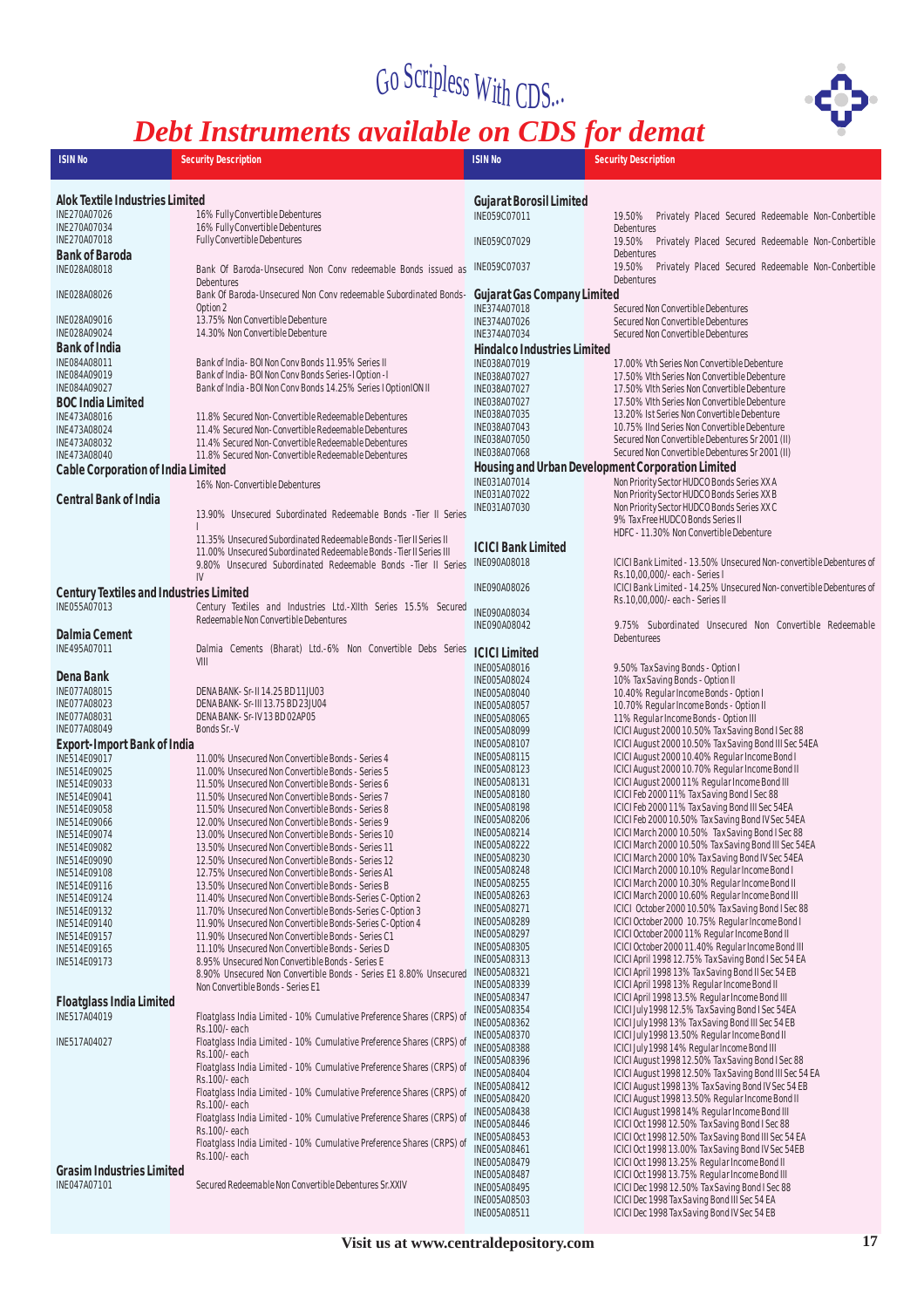Go Scripless With CDS...

# Debt Instruments available on CDS for demat

| ISIN No | Security Description |
|---|---|
| **Alok Textile Industries Limited** | |
| INE270A07026 | 16% Fully Convertible Debentures |
| INE270A07034 | 16% Fully Convertible Debentures |
| INE270A07018 | Fully Convertible Debentures |
| **Bank of Baroda** | |
| INE028A08018 | Bank Of Baroda-Unsecured Non Conv redeemable Bonds issued as Debentures |
| INE028A08026 | Bank Of Baroda-Unsecured Non Conv redeemable Subordinated Bonds-Option 2 |
| INE028A09016 | 13.75% Non Convertible Debenture |
| INE028A09024 | 14.30% Non Convertible Debenture |
| **Bank of India** | |
| INE084A08011 | Bank of India - BOI Non Conv Bonds 11.95% Series II |
| INE084A09019 | Bank of India - BOI Non Conv Bonds Series-I Option - I |
| INE084A09027 | Bank of India - BOI Non Conv Bonds 14.25% Series I OptionION II |
| **BOC India Limited** | |
| INE473A08016 | 11.8% Secured Non-Convertible Redeemable Debentures |
| INE473A08024 | 11.4% Secured Non-Convertible Redeemable Debentures |
| INE473A08032 | 11.4% Secured Non-Convertible Redeemable Debentures |
| INE473A08040 | 11.8% Secured Non-Convertible Redeemable Debentures |
| **Cable Corporation of India Limited** | |
| | 16% Non-Convertible Debentures |
| **Central Bank of India** | |
| | 13.90% Unsecured Subordinated Redeemable Bonds -Tier II Series I |
| | 11.35% Unsecured Subordinated Redeemable Bonds -Tier II Series II |
| | 11.00% Unsecured Subordinated Redeemable Bonds -Tier II Series III |
| | 9.80% Unsecured Subordinated Redeemable Bonds -Tier II Series IV |
| **Century Textiles and Industries Limited** | |
| INE055A07013 | Century Textiles and Industries Ltd.-XIIth Series 15.5% Secured Redeemable Non Convertible Debentures |
| **Dalmia Cement** | |
| INE495A07011 | Dalmia Cements (Bharat) Ltd.-6% Non Convertible Debs Series VIII |
| **Dena Bank** | |
| INE077A08015 | DENA BANK- Sr-II 14.25 BD 11JU03 |
| INE077A08023 | DENA BANK- Sr-III 13.75 BD 23JU04 |
| INE077A08031 | DENA BANK- Sr-IV 13 BD 02AP05 |
| INE077A08049 | Bonds Sr.-V |
| **Export-Import Bank of India** | |
| INE514E09017 | 11.00% Unsecured Non Convertible Bonds - Series 4 |
| INE514E09025 | 11.00% Unsecured Non Convertible Bonds - Series 5 |
| INE514E09033 | 11.50% Unsecured Non Convertible Bonds - Series 6 |
| INE514E09041 | 11.50% Unsecured Non Convertible Bonds - Series 7 |
| INE514E09058 | 11.50% Unsecured Non Convertible Bonds - Series 8 |
| INE514E09066 | 12.00% Unsecured Non Convertible Bonds - Series 9 |
| INE514E09074 | 13.00% Unsecured Non Convertible Bonds - Series 10 |
| INE514E09082 | 13.50% Unsecured Non Convertible Bonds - Series 11 |
| INE514E09090 | 12.50% Unsecured Non Convertible Bonds - Series 12 |
| INE514E09108 | 12.75% Unsecured Non Convertible Bonds - Series A1 |
| INE514E09116 | 13.50% Unsecured Non Convertible Bonds - Series B |
| INE514E09124 | 11.40% Unsecured Non Convertible Bonds-Series C-Option 2 |
| INE514E09132 | 11.70% Unsecured Non Convertible Bonds-Series C-Option 3 |
| INE514E09140 | 11.90% Unsecured Non Convertible Bonds-Series C-Option 4 |
| INE514E09157 | 11.90% Unsecured Non Convertible Bonds - Series C1 |
| INE514E09165 | 11.10% Unsecured Non Convertible Bonds - Series D |
| INE514E09173 | 8.95% Unsecured Non Convertible Bonds - Series E |
| | 8.90% Unsecured Non Convertible Bonds - Series E1 8.80% Unsecured Non Convertible Bonds - Series E1 |
| **Floatglass India Limited** | |
| INE517A04019 | Floatglass India Limited - 10% Cumulative Preference Shares (CRPS) of Rs.100/- each |
| INE517A04027 | Floatglass India Limited - 10% Cumulative Preference Shares (CRPS) of Rs.100/- each |
| | Floatglass India Limited - 10% Cumulative Preference Shares (CRPS) of Rs.100/- each |
| | Floatglass India Limited - 10% Cumulative Preference Shares (CRPS) of Rs.100/- each |
| | Floatglass India Limited - 10% Cumulative Preference Shares (CRPS) of Rs.100/- each |
| | Floatglass India Limited - 10% Cumulative Preference Shares (CRPS) of Rs.100/- each |
| **Grasim Industries Limited** | |
| INE047A07101 | Secured Redeemable Non Convertible Debentures Sr.XXIV |
| **Gujarat Borosil Limited** | |
| INE059C07011 | 19.50% Privately Placed Secured Redeemable Non-Conbertible Debentures |
| INE059C07029 | 19.50% Privately Placed Secured Redeemable Non-Conbertible Debentures |
| INE059C07037 | 19.50% Privately Placed Secured Redeemable Non-Conbertible Debentures |
| **Gujarat Gas Company Limited** | |
| INE374A07018 | Secured Non Convertible Debentures |
| INE374A07026 | Secured Non Convertible Debentures |
| INE374A07034 | Secured Non Convertible Debentures |
| **Hindalco Industries Limited** | |
| INE038A07019 | 17.00% Vth Series Non Convertible Debenture |
| INE038A07027 | 17.50% VIth Series Non Convertible Debenture |
| INE038A07027 | 17.50% VIth Series Non Convertible Debenture |
| INE038A07027 | 17.50% VIth Series Non Convertible Debenture |
| INE038A07035 | 13.20% Ist Series Non Convertible Debenture |
| INE038A07043 | 10.75% IInd Series Non Convertible Debenture |
| INE038A07050 | Secured Non Convertible Debentures Sr 2001 (II) |
| INE038A07068 | Secured Non Convertible Debentures Sr 2001 (II) |
| **Housing and Urban Development Corporation Limited** | |
| INE031A07014 | Non Priority Sector HUDCO Bonds Series XX A |
| INE031A07022 | Non Priority Sector HUDCO Bonds Series XX B |
| INE031A07030 | Non Priority Sector HUDCO Bonds Series XX C |
| | 9% Tax Free HUDCO Bonds Series II |
| | HDFC - 11.30% Non Convertible Debenture |
| **ICICI Bank Limited** | |
| INE090A08018 | ICICI Bank Limited - 13.50% Unsecured Non-convertible Debentures of Rs.10,00,000/- each - Series I |
| INE090A08026 | ICICI Bank Limited - 14.25% Unsecured Non-convertible Debentures of Rs.10,00,000/- each - Series II |
| INE090A08034 | |
| INE090A08042 | 9.75% Subordinated Unsecured Non Convertible Redeemable Debentures |
| **ICICI Limited** | |
| INE005A08016 | 9.50% Tax Saving Bonds - Option I |
| INE005A08024 | 10% Tax Saving Bonds - Option II |
| INE005A08040 | 10.40% Regular Income Bonds - Option I |
| INE005A08057 | 10.70% Regular Income Bonds - Option II |
| INE005A08065 | 11% Regular Income Bonds - Option III |
| INE005A08099 | ICICI August 2000 10.50% Tax Saving Bond I Sec 88 |
| INE005A08107 | ICICI August 2000 10.50% Tax Saving Bond III Sec 54EA |
| INE005A08115 | ICICI August 2000 10.40% Regular Income Bond I |
| INE005A08123 | ICICI August 2000 10.70% Regular Income Bond II |
| INE005A08131 | ICICI August 2000 11% Regular Income Bond III |
| INE005A08180 | ICICI Feb 2000 11% Tax Saving Bond I Sec 88 |
| INE005A08198 | ICICI Feb 2000 11% Tax Saving Bond III Sec 54EA |
| INE005A08206 | ICICI Feb 2000 10.50% Tax Saving Bond IV Sec 54EA |
| INE005A08214 | ICICI March 2000 10.50% Tax Saving Bond I Sec 88 |
| INE005A08222 | ICICI March 2000 10.50% Tax Saving Bond III Sec 54EA |
| INE005A08230 | ICICI March 2000 10% Tax Saving Bond IV Sec 54EA |
| INE005A08248 | ICICI March 2000 10.10% Regular Income Bond I |
| INE005A08255 | ICICI March 2000 10.30% Regular Income Bond II |
| INE005A08263 | ICICI March 2000 10.60% Regular Income Bond III |
| INE005A08271 | ICICI October 2000 10.50% Tax Saving Bond I Sec 88 |
| INE005A08289 | ICICI October 2000 10.75% Regular Income Bond I |
| INE005A08297 | ICICI October 2000 11% Regular Income Bond II |
| INE005A08305 | ICICI October 2000 11.40% Regular Income Bond III |
| INE005A08313 | ICICI April 1998 12.75% Tax Saving Bond I Sec 54 EA |
| INE005A08321 | ICICI April 1998 13% Tax Saving Bond II Sec 54 EB |
| INE005A08339 | ICICI April 1998 13% Regular Income Bond II |
| INE005A08347 | ICICI April 1998 13.5% Regular Income Bond III |
| INE005A08354 | ICICI July 1998 12.5% Tax Saving Bond I Sec 54EA |
| INE005A08362 | ICICI July 1998 13% Tax Saving Bond II Sec 54 EB |
| INE005A08370 | ICICI July 1998 13.50% Regular Income Bond II |
| INE005A08388 | ICICI July 1998 14% Regular Income Bond III |
| INE005A08396 | ICICI August 1998 12.50% Tax Saving Bond I Sec 88 |
| INE005A08404 | ICICI August 1998 12.50% Tax Saving Bond III Sec 54 EA |
| INE005A08412 | ICICI August 1998 13% Tax Saving Bond IV Sec 54 EB |
| INE005A08420 | ICICI August 1998 13.50% Regular Income Bond II |
| INE005A08438 | ICICI August 1998 14% Regular Income Bond III |
| INE005A08446 | ICICI Oct 1998 12.50% Tax Saving Bond I Sec 88 |
| INE005A08453 | ICICI Oct 1998 12.50% Tax Saving Bond III Sec 54 EA |
| INE005A08461 | ICICI Oct 1998 13.00% Tax Saving Bond IV Sec 54EB |
| INE005A08479 | ICICI Oct 1998 13.25% Regular Income Bond II |
| INE005A08487 | ICICI Oct 1998 13.75% Regular Income Bond III |
| INE005A08495 | ICICI Dec 1998 12.50% Tax Saving Bond I Sec 88 |
| INE005A08503 | ICICI Dec 1998 Tax Saving Bond III Sec 54 EA |
| INE005A08511 | ICICI Dec 1998 Tax Saving Bond IV Sec 54 EB |

Visit us at www.centraldepository.com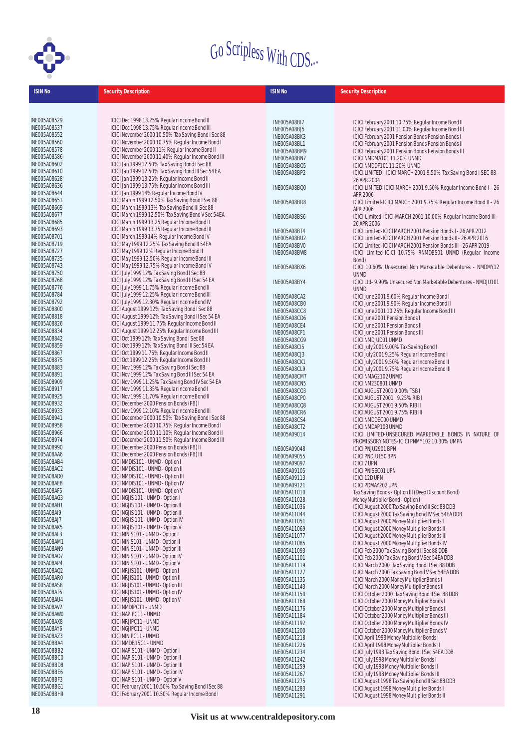# Go Scripless With CDS...

| ISIN No | Security Description | ISIN No | Security Description |
|---|---|---|---|
| INE005A08529 | ICICI Dec 1998 13.25% Regular Income Bond II | INE005A08BI7 | ICICI February 2001 10.75% Regular Income Bond II |
| INE005A08537 | ICICI Dec 1998 13.75% Regular Income Bond III | INE005A08BJ5 | ICICI February 2001 11.00% Regular Income Bond III |
| INE005A08552 | ICICI November 2000 10.50% Tax Saving Bond I Sec 88 | INE005A08BK3 | ICICI February 2001 Pension Bonds Pension Bonds I |
| INE005A08560 | ICICI November 2000 10.75% Regular Income Bond I | INE005A08BL1 | ICICI February 2001 Pension Bonds Pension Bonds II |
| INE005A08578 | ICICI November 2000 11% Regular Income Bond II | INE005A08BM9 | ICICI February 2001 Pension Bonds Pension Bonds III |
| INE005A08586 | ICICI November 2000 11.40% Regular Income Bond III | INE005A08BN7 | ICICI NMDMA101 11.20% UNMD |
| INE005A08602 | ICICI Jan 1999 12.50% Tax Saving Bond I Sec 88 | INE005A08BO5 | ICICI NMDDF101 11.20% UNMD |
| INE005A08610 | ICICI Jan 1999 12.50% Tax Saving Bond III Sec 54 EA | INE005A08BP2 | ICICI LIMITED - ICICI MARCH 2001 9.50% Tax Saving Bond I SEC 88 - 26 APR 2004 |
| INE005A08628 | ICICI Jan 1999 13.25% Regular Income Bond II | INE005A08BQ0 | ICICI LIMITED-ICICI MARCH 2001 9.50% Regular Income Bond I - 26 APR 2006 |
| INE005A08636 | ICICI Jan 1999 13.75% Regular Income Bond III | INE005A08BR8 | ICICI Limited-ICICI MARCH 2001 9.75% Regular Income Bond II - 26 APR 2006 |
| INE005A08644 | ICICI Jan 1999 14% Regular Income Bond IV | INE005A08BS6 | ICICI Limited-ICICI MARCH 2001 10.00% Regular Income Bond III - 26 APR 2006 |
| INE005A08651 | ICICI March 1999 12.50% Tax Saving Bond I Sec 88 | INE005A08BT4 | ICICI Limited-ICICI MARCH 2001 Pension Bonds I - 26 APR 2012 |
| INE005A08669 | ICICI March 1999 13% Tax Saving Bond III Sec 88 | INE005A08BU2 | ICICI Limited-ICICI MARCH 2001 Pension Bonds II - 26 APR 2016 |
| INE005A08677 | ICICI March 1999 12.50% Tax Saving Bond V Sec 54EA | INE005A08BV0 | ICICI Limited-ICICI MARCH 2001 Pension Bonds III - 26 APR 2019 |
| INE005A08685 | ICICI March 1999 13.25 Regular Income Bond II | INE005A08BW8 | ICICI Limited-ICICI 10.75% RNMDBS01 UNMD (Regular Income Bond) |
| INE005A08693 | ICICI March 1999 13.75 Regular Income Bond III | INE005A08BX6 | ICICI 10.60% Unsecured Non Marketable Debentures - NMDMY12 UNMD |
| INE005A08701 | ICICI March 1999 14% Regular Income Bond IV | INE005A08BY4 | ICICI Ltd- 9.90% Unsecured Non Marketable Debentures - NMDJU101 UNMD |
| INE005A08719 | ICICI May 1999 12.25% Tax Saving Bond II 54EA | INE005A08CA2 | ICICI June 2001 9.60% Regular Income Bond I |
| INE005A08727 | ICICI May 1999 12% Regular Income Bond II | INE005A08CB0 | ICICI June 2001 9.90% Regular Income Bond II |
| INE005A08735 | ICICI May 1999 12.50% Regular Income Bond III | INE005A08CC8 | ICICI June 2001 10.25% Regular Income Bond III |
| INE005A08743 | ICICI May 1999 12.75% Regular Income Bond IV | INE005A08CD6 | ICICI June 2001 Pension Bonds I |
| INE005A08750 | ICICI July 1999 12% Tax Saving Bond I Sec 88 | INE005A08CE4 | ICICI June 2001 Pension Bonds II |
| INE005A08768 | ICICI July 1999 12% Tax Saving Bond III Sec 54 EA | INE005A08CF1 | ICICI June 2001 Pension Bonds III |
| INE005A08776 | ICICI July 1999 11.75% Regular Income Bond II | INE005A08CG9 | ICICI NMDJUD01 UNMD |
| INE005A08784 | ICICI July 1999 12.25% Regular Income Bond III | INE005A08CI5 | ICICI July 2001 9.00% Tax Saving Bond I |
| INE005A08792 | ICICI July 1999 12.30% Regular Income Bond IV | INE005A08CJ3 | ICICI July 2001 9.25% Regular Income Bond I |
| INE005A08800 | ICICI August 1999 12% Tax Saving Bond I Sec 88 | INE005A08CK1 | ICICI July 2001 9.50% Regular Income Bond II |
| INE005A08818 | ICICI August 1999 12% Tax Saving Bond II Sec 54 EA | INE005A08CL9 | ICICI July 2001 9.75% Regular Income Bond III |
| INE005A08826 | ICICI August 1999 11.75% Regular Income Bond II | INE005A08CM7 | ICICI NMAG2102 UNMD |
| INE005A08834 | ICICI August 1999 12.25% Regular Income Bond III | INE005A08CN5 | ICICI NM230801 UNMD |
| INE005A08842 | ICICI Oct 1999 12% Tax Saving Bond I Sec 88 | INE005A08CO3 | ICICI AUGUST 2001 9.00% TSB I |
| INE005A08859 | ICICI Oct 1999 12% Tax Saving Bond III Sec 54 EA | INE005A08CP0 | ICICI AUGUST 2001 9.25% RIB I |
| INE005A08867 | ICICI Oct 1999 11.75% Regular Income Bond II | INE005A08CQ8 | ICICI AUGUST 2001 9.50% RIB II |
| INE005A08875 | ICICI Oct 1999 12.25% Regular Income Bond III | INE005A08CR6 | ICICI AUGUST 2001 9.75% RIB III |
| INE005A08883 | ICICI Nov 1999 12% Tax Saving Bond I Sec 88 | INE005A08CS4 | ICICI NMDDEC00 UNMD |
| INE005A08891 | ICICI Nov 1999 12% Tax Saving Bond III Sec 54 EA | INE005A08CT2 | ICICI NMDAP103 UNMD |
| INE005A08909 | ICICI Nov 1999 11.25% Tax Saving Bond IV Sec 54 EA | INE005A09014 | ICICI LIMITED-UNSECURED MARKETABLE BONDS IN NATURE OF PROMISSORY NOTES-ICICI PNMY102 10.30% UNMPN |
| INE005A08917 | ICICI Nov 1999 11.35% Regular Income Bond I | INE005A09048 | ICICI PNJU2901 BPN |
| INE005A08925 | ICICI Nov 1999 11.70% Regular Income Bond II | INE005A09055 | ICICI PNDJU150 BPN |
| INE005A08932 | ICICI December 2000 Pension Bonds (PB) I | INE005A09097 | ICICI 7 UPN |
| INE005A08933 | ICICI Nov 1999 12.10% Regular Income Bond III | INE005A09105 | ICICI PNISEC01 UPN |
| INE005A08941 | ICICI December 2000 10.50% Tax Saving Bond I Sec 88 | INE005A09113 | ICICI 12D UPN |
| INE005A08958 | ICICI December 2000 10.75% Regular Income Bond I | INE005A09121 | ICICI PDMAY202 UPN |
| INE005A08966 | ICICI December 2000 11.10% Regular Income Bond II | INE005A11010 | Tax Saving Bonds - Option III (Deep Discount Bond) |
| INE005A08974 | ICICI December 2000 11.50% Regular Income Bond III | INE005A11028 | Money Multiplier Bond - Option I |
| INE005A08990 | ICICI December 2000 Pension Bonds (PB) II | INE005A11036 | ICICI August 2000 Tax Saving Bond II Sec 88 DDB |
| INE005A08AA6 | ICICI December 2000 Pension Bonds (PB) III | INE005A11044 | ICICI August 2000 Tax Saving Bond IV Sec 54EA DDB |
| INE005A08AB4 | ICICI NMDIS101 - UNMD - Option I | INE005A11051 | ICICI August 2000 Money Multiplier Bonds I |
| INE005A08AC2 | ICICI NMDIS101 - UNMD - Option II | INE005A11069 | ICICI August 2000 Money Multiplier Bonds II |
| INE005A08AD0 | ICICI NMDIS101 - UNMD - Option III | INE005A11077 | ICICI August 2000 Money Multiplier Bonds III |
| INE005A08AE8 | ICICI NMDIS101 - UNMD - Option IV | INE005A11085 | ICICI August 2000 Money Multiplier Bonds IV |
| INE005A08AF5 | ICICI NMDIS101 - UNMD - Option V | INE005A11093 | ICICI Feb 2000 Tax Saving Bond II Sec 88 DDB |
| INE005A08AG3 | ICICI NGJIS 101 - UNMD - Option I | INE005A11101 | ICICI Feb 2000 Tax Saving Bond V Sec 54EA DDB |
| INE005A08AH1 | ICICI NGJIS 101 - UNMD - Option II | INE005A11119 | ICICI March 2000 Tax Saving Bond II Sec 88 DDB |
| INE005A08AI9 | ICICI NGJIS 101 - UNMD - Option III | INE005A11127 | ICICI March 2000 Tax Saving Bond V Sec 54EA DDB |
| INE005A08AJ7 | ICICI NGJIS 101 - UNMD - Option IV | INE005A11135 | ICICI March 2000 Money Multiplier Bonds I |
| INE005A08AK5 | ICICI NGJIS 101 - UNMD - Option V | INE005A11143 | ICICI March 2000 Money Multiplier Bonds II |
| INE005A08AL3 | ICICI NINIS101 - UNMD - Option I | INE005A11150 | ICICI October 2000 Tax Saving Bond II Sec 88 DDB |
| INE005A08AM1 | ICICI NINIS101 - UNMD - Option II | INE005A11168 | ICICI October 2000 Money Multiplier Bonds I |
| INE005A08AN9 | ICICI NINIS101 - UNMD - Option III | INE005A11176 | ICICI October 2000 Money Multiplier Bonds II |
| INE005A08AO7 | ICICI NINIS101 - UNMD - Option IV | INE005A11184 | ICICI October 2000 Money Multiplier Bonds III |
| INE005A08AP4 | ICICI NINIS101 - UNMD - Option V | INE005A11192 | ICICI October 2000 Money Multiplier Bonds IV |
| INE005A08AQ2 | ICICI NRJIS101 - UNMD - Option I | INE005A11200 | ICICI October 2000 Money Multiplier Bonds V |
| INE005A08AR0 | ICICI NRJIS101 - UNMD - Option II | INE005A11218 | ICICI April 1998 Money Multiplier Bonds I |
| INE005A08AS8 | ICICI NRJIS101 - UNMD - Option III | INE005A11226 | ICICI April 1998 Money Multiplier Bonds II |
| INE005A08AT6 | ICICI NRJIS101 - UNMD - Option IV | INE005A11234 | ICICI July 1998 Tax Saving Bond II Sec 54EA DDB |
| INE005A08AU4 | ICICI NRJIS101 - UNMD - Option V | INE005A11242 | ICICI July 1998 Money Multiplier Bonds I |
| INE005A08AV2 | ICICI NMDIPC11 - UNMD | INE005A11259 | ICICI July 1998 Money Multiplier Bonds II |
| INE005A08AW0 | ICICI NAPIPC11 - UNMD | INE005A11267 | ICICI July 1998 Money Multiplier Bonds III |
| INE005A08AX8 | ICICI NRJIPC11 - UNMD | INE005A11275 | ICICI August 1998 Tax Saving Bond II Sec 88 DDB |
| INE005A08AY6 | ICICI NGJIPC11 - UNMD | INE005A11283 | ICICI August 1998 Money Multiplier Bonds I |
| INE005A08AZ3 | ICICI NINIPC11 - UNMD | INE005A11291 | ICICI August 1998 Money Multiplier Bonds II |
| INE005A08BA4 | ICICI NMDB15C1 - UNMD | | |
| INE005A08BB2 | ICICI NAPIS101 - UNMD - Option I | | |
| INE005A08BC0 | ICICI NAPIS101 - UNMD - Option II | | |
| INE005A08BD8 | ICICI NAPIS101 - UNMD - Option III | | |
| INE005A08BE6 | ICICI NAPIS101 - UNMD - Option IV | | |
| INE005A08BF3 | ICICI NAPIS101 - UNMD - Option V | | |
| INE005A08BG1 | ICICI February 2001 10.50% Tax Saving Bond I Sec 88 | | |
| INE005A08BH9 | ICICI February 2001 10.50% Regular Income Bond I | | |

Visit us at www.centraldepository.com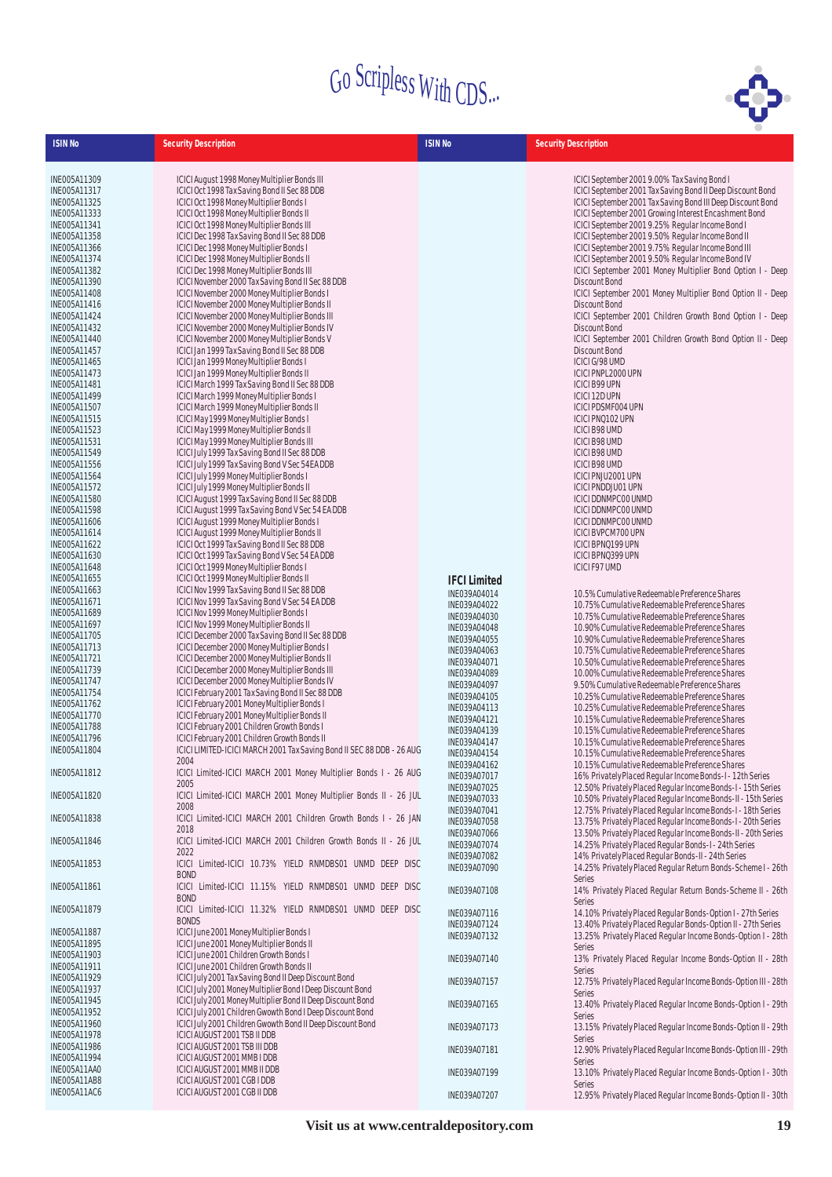# Go Scripless With CDS...

| ISIN No | Security Description |
|---|---|
| INE005A11309 | ICICI August 1998 Money Multiplier Bonds III |
| INE005A11317 | ICICI Oct 1998 Tax Saving Bond II Sec 88 DDB |
| INE005A11325 | ICICI Oct 1998 Money Multiplier Bonds I |
| INE005A11333 | ICICI Oct 1998 Money Multiplier Bonds II |
| INE005A11341 | ICICI Oct 1998 Money Multiplier Bonds III |
| INE005A11358 | ICICI Dec 1998 Tax Saving Bond II Sec 88 DDB |
| INE005A11366 | ICICI Dec 1998 Money Multiplier Bonds I |
| INE005A11374 | ICICI Dec 1998 Money Multiplier Bonds II |
| INE005A11382 | ICICI Dec 1998 Money Multiplier Bonds III |
| INE005A11390 | ICICI November 2000 Tax Saving Bond II Sec 88 DDB |
| INE005A11408 | ICICI November 2000 Money Multiplier Bonds I |
| INE005A11416 | ICICI November 2000 Money Multiplier Bonds II |
| INE005A11424 | ICICI November 2000 Money Multiplier Bonds III |
| INE005A11432 | ICICI November 2000 Money Multiplier Bonds IV |
| INE005A11440 | ICICI November 2000 Money Multiplier Bonds V |
| INE005A11457 | ICICI Jan 1999 Tax Saving Bond II Sec 88 DDB |
| INE005A11465 | ICICI Jan 1999 Money Multiplier Bonds I |
| INE005A11473 | ICICI Jan 1999 Money Multiplier Bonds II |
| INE005A11481 | ICICI March 1999 Tax Saving Bond II Sec 88 DDB |
| INE005A11499 | ICICI March 1999 Money Multiplier Bonds I |
| INE005A11507 | ICICI March 1999 Money Multiplier Bonds II |
| INE005A11515 | ICICI May 1999 Money Multiplier Bonds I |
| INE005A11523 | ICICI May 1999 Money Multiplier Bonds II |
| INE005A11531 | ICICI May 1999 Money Multiplier Bonds III |
| INE005A11549 | ICICI July 1999 Tax Saving Bond II Sec 88 DDB |
| INE005A11556 | ICICI July 1999 Tax Saving Bond V Sec 54 EA DDB |
| INE005A11564 | ICICI July 1999 Money Multiplier Bonds I |
| INE005A11572 | ICICI July 1999 Money Multiplier Bonds II |
| INE005A11580 | ICICI August 1999 Tax Saving Bond II Sec 88 DDB |
| INE005A11598 | ICICI August 1999 Tax Saving Bond V Sec 54 EA DDB |
| INE005A11606 | ICICI August 1999 Money Multiplier Bonds I |
| INE005A11614 | ICICI August 1999 Money Multiplier Bonds II |
| INE005A11622 | ICICI Oct 1999 Tax Saving Bond II Sec 88 DDB |
| INE005A11630 | ICICI Oct 1999 Tax Saving Bond V Sec 54 EA DDB |
| INE005A11648 | ICICI Oct 1999 Money Multiplier Bonds I |
| INE005A11655 | ICICI Oct 1999 Money Multiplier Bonds II |
| INE005A11663 | ICICI Nov 1999 Tax Saving Bond II Sec 88 DDB |
| INE005A11671 | ICICI Nov 1999 Tax Saving Bond V Sec 54 EA DDB |
| INE005A11689 | ICICI Nov 1999 Money Multiplier Bonds I |
| INE005A11697 | ICICI Nov 1999 Money Multiplier Bonds II |
| INE005A11705 | ICICI December 2000 Tax Saving Bond II Sec 88 DDB |
| INE005A11713 | ICICI December 2000 Money Multiplier Bonds I |
| INE005A11721 | ICICI December 2000 Money Multiplier Bonds II |
| INE005A11739 | ICICI December 2000 Money Multiplier Bonds III |
| INE005A11747 | ICICI December 2000 Money Multiplier Bonds IV |
| INE005A11754 | ICICI February 2001 Tax Saving Bond II Sec 88 DDB |
| INE005A11762 | ICICI February 2001 Money Multiplier Bonds I |
| INE005A11770 | ICICI February 2001 Money Multiplier Bonds II |
| INE005A11788 | ICICI February 2001 Children Growth Bonds I |
| INE005A11796 | ICICI February 2001 Children Growth Bonds II |
| INE005A11804 | ICICI LIMITED-ICICI MARCH 2001 Tax Saving Bond II SEC 88 DDB - 26 AUG 2004 |
| INE005A11812 | ICICI Limited-ICICI MARCH 2001 Money Multiplier Bonds I - 26 AUG 2005 |
| INE005A11820 | ICICI Limited-ICICI MARCH 2001 Money Multiplier Bonds II - 26 JUL 2008 |
| INE005A11838 | ICICI Limited-ICICI MARCH 2001 Children Growth Bonds I - 26 JAN 2018 |
| INE005A11846 | ICICI Limited-ICICI MARCH 2001 Children Growth Bonds II - 26 JUL 2022 |
| INE005A11853 | ICICI Limited-ICICI 10.73% YIELD RNMDBS01 UNMD DEEP DISC BOND |
| INE005A11861 | ICICI Limited-ICICI 11.15% YIELD RNMDBS01 UNMD DEEP DISC BOND |
| INE005A11879 | ICICI Limited-ICICI 11.32% YIELD RNMDBS01 UNMD DEEP DISC BONDS |
| INE005A11887 | ICICI June 2001 Money Multiplier Bonds I |
| INE005A11895 | ICICI June 2001 Money Multiplier Bonds II |
| INE005A11903 | ICICI June 2001 Children Growth Bonds I |
| INE005A11911 | ICICI June 2001 Children Growth Bonds II |
| INE005A11929 | ICICI July 2001 Tax Saving Bond II Deep Discount Bond |
| INE005A11937 | ICICI July 2001 Money Multiplier Bond I Deep Discount Bond |
| INE005A11945 | ICICI July 2001 Money Multiplier Bond II Deep Discount Bond |
| INE005A11952 | ICICI July 2001 Children Gwowth Bond I Deep Discount Bond |
| INE005A11960 | ICICI July 2001 Children Gwowth Bond II Deep Discount Bond |
| INE005A11978 | ICICI AUGUST 2001 TSB II DDB |
| INE005A11986 | ICICI AUGUST 2001 TSB III DDB |
| INE005A11994 | ICICI AUGUST 2001 MMB I DDB |
| INE005A11AA0 | ICICI AUGUST 2001 MMB II DDB |
| INE005A11AB8 | ICICI AUGUST 2001 CGB I DDB |
| INE005A11AC6 | ICICI AUGUST 2001 CGB II DDB |
| | ICICI September 2001 9.00% Tax Saving Bond I |
| | ICICI September 2001 Tax Saving Bond II Deep Discount Bond |
| | ICICI September 2001 Tax Saving Bond III Deep Discount Bond |
| | ICICI September 2001 Growing Interest Encashment Bond |
| | ICICI September 2001 9.25% Regular Income Bond I |
| | ICICI September 2001 9.50% Regular Income Bond II |
| | ICICI September 2001 9.75% Regular Income Bond III |
| | ICICI September 2001 9.50% Regular Income Bond IV |
| | ICICI September 2001 Money Multiplier Bond Option I - Deep Discount Bond |
| | ICICI September 2001 Money Multiplier Bond Option II - Deep Discount Bond |
| | ICICI September 2001 Children Growth Bond Option I - Deep Discount Bond |
| | ICICI September 2001 Children Growth Bond Option II - Deep Discount Bond |
| | ICICI G/98 UMD |
| | ICICI PNPL2000 UPN |
| | ICICI B99 UPN |
| | ICICI 12D UPN |
| | ICICI PDSMF004 UPN |
| | ICICI PNQ102 UPN |
| | ICICI B98 UMD |
| | ICICI B98 UMD |
| | ICICI B98 UMD |
| | ICICI B98 UMD |
| | ICICI PNJU2001 UPN |
| | ICICI PNDDJU01 UPN |
| | ICICI DDNMPC00 UNMD |
| | ICICI DDNMPC00 UNMD |
| | ICICI DDNMPC00 UNMD |
| | ICICI BVPCM700 UPN |
| | ICICI BPNQ199 UPN |
| | ICICI BPNQ399 UPN |
| | ICICI F97 UMD |

## IFCI Limited

| ISIN No | Security Description |
|---|---|
| INE039A04014 | 10.5% Cumulative Redeemable Preference Shares |
| INE039A04022 | 10.75% Cumulative Redeemable Preference Shares |
| INE039A04030 | 10.75% Cumulative Redeemable Preference Shares |
| INE039A04048 | 10.90% Cumulative Redeemable Preference Shares |
| INE039A04055 | 10.90% Cumulative Redeemable Preference Shares |
| INE039A04063 | 10.75% Cumulative Redeemable Preference Shares |
| INE039A04071 | 10.50% Cumulative Redeemable Preference Shares |
| INE039A04089 | 10.00% Cumulative Redeemable Preference Shares |
| INE039A04097 | 9.50% Cumulative Redeemable Preference Shares |
| INE039A04105 | 10.25% Cumulative Redeemable Preference Shares |
| INE039A04113 | 10.25% Cumulative Redeemable Preference Shares |
| INE039A04121 | 10.15% Cumulative Redeemable Preference Shares |
| INE039A04139 | 10.15% Cumulative Redeemable Preference Shares |
| INE039A04147 | 10.15% Cumulative Redeemable Preference Shares |
| INE039A04154 | 10.15% Cumulative Redeemable Preference Shares |
| INE039A04162 | 10.15% Cumulative Redeemable Preference Shares |
| INE039A07017 | 16% Privately Placed Regular Income Bonds-I - 12th Series |
| INE039A07025 | 12.50% Privately Placed Regular Income Bonds-I - 15th Series |
| INE039A07033 | 10.50% Privately Placed Regular Income Bonds-II - 15th Series |
| INE039A07041 | 12.75% Privately Placed Regular Income Bonds-I - 18th Series |
| INE039A07058 | 13.75% Privately Placed Regular Income Bonds-I - 20th Series |
| INE039A07066 | 13.50% Privately Placed Regular Income Bonds-II - 20th Series |
| INE039A07074 | 14.25% Privately Placed Regular Bonds-I - 24th Series |
| INE039A07082 | 14% Privately Placed Regular Bonds-II - 24th Series |
| INE039A07090 | 14.25% Privately Placed Regular Return Bonds-Scheme I - 26th Series |
| INE039A07108 | 14% Privately Placed Regular Return Bonds-Scheme II - 26th Series |
| INE039A07116 | 14.10% Privately Placed Regular Bonds-Option I - 27th Series |
| INE039A07124 | 13.40% Privately Placed Regular Bonds-Option II - 27th Series |
| INE039A07132 | 13.25% Privately Placed Regular Income Bonds-Option I - 28th Series |
| INE039A07140 | 13% Privately Placed Regular Income Bonds-Option II - 28th Series |
| INE039A07157 | 12.75% Privately Placed Regular Income Bonds-Option III - 28th Series |
| INE039A07165 | 13.40% Privately Placed Regular Income Bonds-Option I - 29th Series |
| INE039A07173 | 13.15% Privately Placed Regular Income Bonds-Option II - 29th Series |
| INE039A07181 | 12.90% Privately Placed Regular Income Bonds-Option III - 29th Series |
| INE039A07199 | 13.10% Privately Placed Regular Income Bonds-Option I - 30th Series |
| INE039A07207 | 12.95% Privately Placed Regular Income Bonds-Option II - 30th |

Visit us at www.centraldepository.com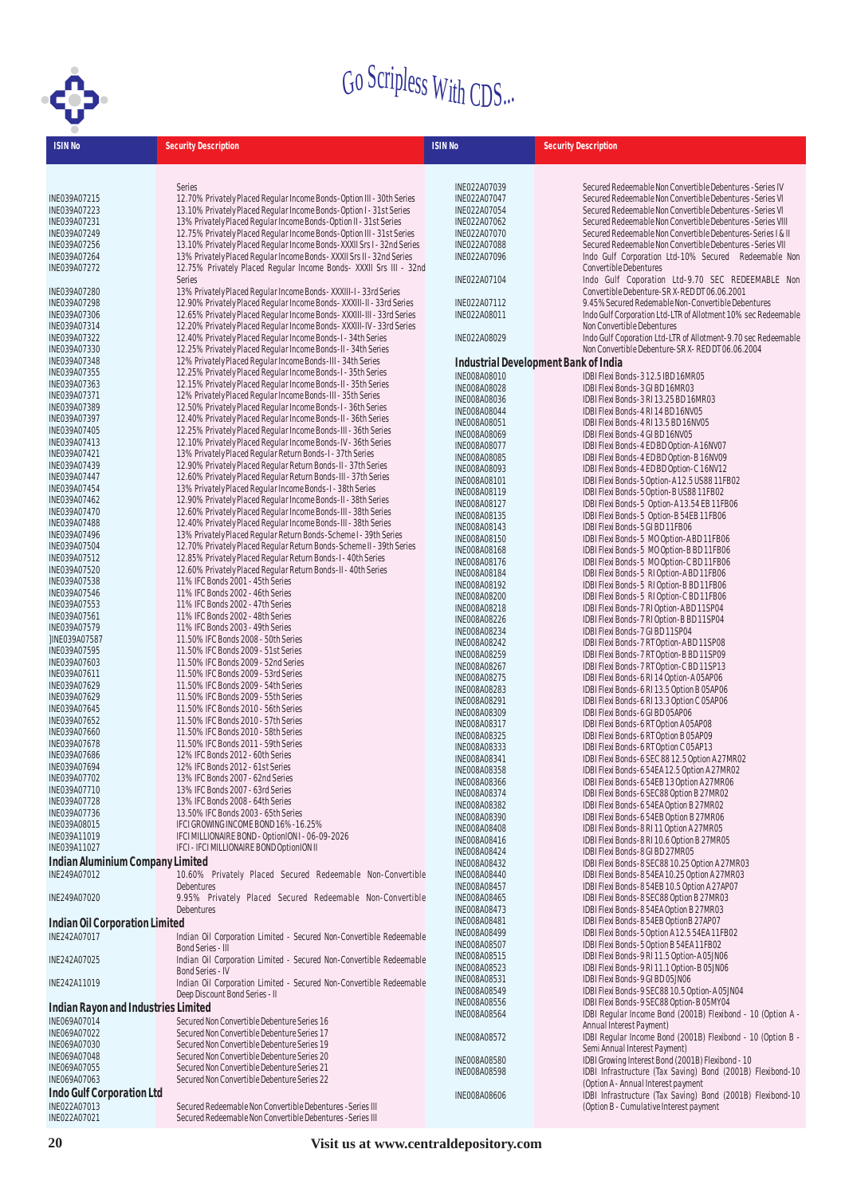Go Scripless With CDS...

| ISIN No | Security Description |
|---|---|
| | Series |
| INE039A07215 | 12.70% Privately Placed Regular Income Bonds- Option III - 30th Series |
| INE039A07223 | 13.10% Privately Placed Regular Income Bonds- Option I - 31st Series |
| INE039A07231 | 13% Privately Placed Regular Income Bonds- Option II - 31st Series |
| INE039A07249 | 12.75% Privately Placed Regular Income Bonds- Option III - 31st Series |
| INE039A07256 | 13.10% Privately Placed Regular Income Bonds- XXXII Srs I - 32nd Series |
| INE039A07264 | 13% Privately Placed Regular Income Bonds- XXXII Srs II - 32nd Series |
| INE039A07272 | 12.75% Privately Placed Regular Income Bonds- XXXII Srs III - 32nd Series |
| INE039A07280 | 13% Privately Placed Regular Income Bonds- XXXIII-I - 33rd Series |
| INE039A07298 | 12.90% Privately Placed Regular Income Bonds- XXXIII-II - 33rd Series |
| INE039A07306 | 12.65% Privately Placed Regular Income Bonds- XXXIII-III - 33rd Series |
| INE039A07314 | 12.20% Privately Placed Regular Income Bonds- XXXIII-IV - 33rd Series |
| INE039A07322 | 12.40% Privately Placed Regular Income Bonds- I - 34th Series |
| INE039A07330 | 12.25% Privately Placed Regular Income Bonds- II - 34th Series |
| INE039A07348 | 12% Privately Placed Regular Income Bonds- III - 34th Series |
| INE039A07355 | 12.25% Privately Placed Regular Income Bonds- I - 35th Series |
| INE039A07363 | 12.15% Privately Placed Regular Income Bonds- II - 35th Series |
| INE039A07371 | 12% Privately Placed Regular Income Bonds- III - 35th Series |
| INE039A07389 | 12.50% Privately Placed Regular Income Bonds- I - 36th Series |
| INE039A07397 | 12.40% Privately Placed Regular Income Bonds- II - 36th Series |
| INE039A07405 | 12.25% Privately Placed Regular Income Bonds- III - 36th Series |
| INE039A07413 | 12.10% Privately Placed Regular Income Bonds- IV - 36th Series |
| INE039A07421 | 13% Privately Placed Regular Return Bonds- I - 37th Series |
| INE039A07439 | 12.90% Privately Placed Regular Return Bonds- II - 37th Series |
| INE039A07447 | 12.60% Privately Placed Regular Return Bonds- III - 37th Series |
| INE039A07454 | 13% Privately Placed Regular Return Bonds- I - 38th Series |
| INE039A07462 | 12.90% Privately Placed Regular Return Bonds- II - 38th Series |
| INE039A07470 | 12.60% Privately Placed Regular Return Bonds- III - 38th Series |
| INE039A07488 | 12.40% Privately Placed Regular Return Bonds- III - 38th Series |
| INE039A07496 | 13% Privately Placed Regular Return Bonds- Scheme I - 39th Series |
| INE039A07504 | 12.70% Privately Placed Regular Return Bonds- Scheme II - 39th Series |
| INE039A07512 | 12.85% Privately Placed Regular Return Bonds- I - 40th Series |
| INE039A07520 | 12.60% Privately Placed Regular Return Bonds- II - 40th Series |
| INE039A07538 | 11% IFC Bonds 2001 - 45th Series |
| INE039A07546 | 11% IFC Bonds 2002 - 46th Series |
| INE039A07553 | 11% IFC Bonds 2002 - 47th Series |
| INE039A07561 | 11% IFC Bonds 2002 - 48th Series |
| INE039A07579 | 11% IFC Bonds 2003 - 49th Series |
| ]INE039A07587 | 11.50% IFC Bonds 2008 - 50th Series |
| INE039A07595 | 11.50% IFC Bonds 2009 - 51st Series |
| INE039A07603 | 11.50% IFC Bonds 2009 - 52nd Series |
| INE039A07611 | 11.50% IFC Bonds 2009 - 53rd Series |
| INE039A07629 | 11.50% IFC Bonds 2009 - 54th Series |
| INE039A07629 | 11.50% IFC Bonds 2009 - 55th Series |
| INE039A07645 | 11.50% IFC Bonds 2010 - 56th Series |
| INE039A07652 | 11.50% IFC Bonds 2010 - 57th Series |
| INE039A07660 | 11.50% IFC Bonds 2010 - 58th Series |
| INE039A07678 | 11.50% IFC Bonds 2011 - 59th Series |
| INE039A07686 | 12% IFC Bonds 2012 - 60th Series |
| INE039A07694 | 12% IFC Bonds 2012 - 61st Series |
| INE039A07702 | 13% IFC Bonds 2007 - 62nd Series |
| INE039A07710 | 13% IFC Bonds 2007 - 63rd Series |
| INE039A07728 | 13% IFC Bonds 2008 - 64th Series |
| INE039A07736 | 13.50% IFC Bonds 2003 - 65th Series |
| INE039A08015 | IFCI GROWING INCOME BOND 16% - 16.25% |
| INE039A11019 | IFCI MILLIONAIRE BOND - Option I - 06-09-2026 |
| INE039A11027 | IFCI - IFCI MILLIONAIRE BOND Option II |

## Indian Aluminium Company Limited

| ISIN No | Security Description |
|---|---|
| INE249A07012 | 10.60% Privately Placed Secured Redeemable Non-Convertible Debentures |
| INE249A07020 | 9.95% Privately Placed Secured Redeemable Non-Convertible Debentures |

## Indian Oil Corporation Limited

| ISIN No | Security Description |
|---|---|
| INE242A07017 | Indian Oil Corporation Limited - Secured Non-Convertible Redeemable Bond Series - III |
| INE242A07025 | Indian Oil Corporation Limited - Secured Non-Convertible Redeemable Bond Series - IV |
| INE242A11019 | Indian Oil Corporation Limited - Secured Non-Convertible Redeemable Deep Discount Bond Series - II |

## Indian Rayon and Industries Limited

| ISIN No | Security Description |
|---|---|
| INE069A07014 | Secured Non Convertible Debenture Series 16 |
| INE069A07022 | Secured Non Convertible Debenture Series 17 |
| INE069A07030 | Secured Non Convertible Debenture Series 19 |
| INE069A07048 | Secured Non Convertible Debenture Series 20 |
| INE069A07055 | Secured Non Convertible Debenture Series 21 |
| INE069A07063 | Secured Non Convertible Debenture Series 22 |

## Indo Gulf Corporation Ltd

| ISIN No | Security Description |
|---|---|
| INE022A07013 | Secured Redeemable Non Convertible Debentures - Series III |
| INE022A07021 | Secured Redeemable Non Convertible Debentures - Series III |
| INE022A07039 | Secured Redeemable Non Convertible Debentures - Series IV |
| INE022A07047 | Secured Redeemable Non Convertible Debentures - Series VI |
| INE022A07054 | Secured Redeemable Non Convertible Debentures - Series VI |
| INE022A07062 | Secured Redeemable Non Convertible Debentures - Series VIII |
| INE022A07070 | Secured Redeemable Non Convertible Debentures - Series I & II |
| INE022A07088 | Secured Redeemable Non Convertible Debentures - Series VII |
| INE022A07096 | Indo Gulf Corporation Ltd-10% Secured Redeemable Non Convertible Debentures |
| INE022A07104 | Indo Gulf Coporation Ltd-9.70 SEC REDEEMABLE Non Convertible Debenture-SR X-RED DT 06.06.2001 |
| INE022A07112 | 9.45% Secured Redemable Non-Convertible Debentures |
| INE022A08011 | Indo Gulf Corporation Ltd-LTR of Allotment 10% sec Redeemable Non Convertible Debentures |
| INE022A08029 | Indo Gulf Coporation Ltd-LTR of Allotment-9.70 sec Redeemable Non Convertible Debenture-SR X- RED DT 06.06.2004 |

## Industrial Development Bank of India

| ISIN No | Security Description |
|---|---|
| INE008A08010 | IDBI Flexi Bonds-3 12.5 IBD 16MR05 |
| INE008A08028 | IDBI Flexi Bonds-3 GI BD 16MR03 |
| INE008A08036 | IDBI Flexi Bonds-3 RI 13.25 BD 16MR03 |
| INE008A08044 | IDBI Flexi Bonds-4 RI 14 BD 16NV05 |
| INE008A08051 | IDBI Flexi Bonds-4 RI 13.5 BD 16NV05 |
| INE008A08069 | IDBI Flexi Bonds-4 GI BD 16NV05 |
| INE008A08077 | IDBI Flexi Bonds-4 ED BD Option-A 16NV07 |
| INE008A08085 | IDBI Flexi Bonds-4 ED BD Option-B 16NV09 |
| INE008A08093 | IDBI Flexi Bonds-4 ED BD Option-C 16NV12 |
| INE008A08101 | IDBI Flexi Bonds-5 Option-A 12.5 US88 11FB02 |
| INE008A08119 | IDBI Flexi Bonds-5 Option-B US88 11FB02 |
| INE008A08127 | IDBI Flexi Bonds-5 Option-A13.54 EB 11FB06 |
| INE008A08135 | IDBI Flexi Bonds-5 Option-B 54EB 11FB06 |
| INE008A08143 | IDBI Flexi Bonds-5 GI BD 11FB06 |
| INE008A08150 | IDBI Flexi Bonds-5 MO Option-A BD 11FB06 |
| INE008A08168 | IDBI Flexi Bonds-5 MO Option-B BD 11FB06 |
| INE008A08176 | IDBI Flexi Bonds-5 MO Option-C BD 11FB06 |
| INE008A08184 | IDBI Flexi Bonds-5 RI Option-A BD 11FB06 |
| INE008A08192 | IDBI Flexi Bonds-5 RI Option-B BD 11FB06 |
| INE008A08200 | IDBI Flexi Bonds-5 RI Option-C BD 11FB06 |
| INE008A08218 | IDBI Flexi Bonds-7 RI Option-A BD 11SP04 |
| INE008A08226 | IDBI Flexi Bonds-7 RI Option-B BD 11SP04 |
| INE008A08234 | IDBI Flexi Bonds-7 GI BD 11SP04 |
| INE008A08242 | IDBI Flexi Bonds-7 RT Option-A BD 11SP08 |
| INE008A08259 | IDBI Flexi Bonds-7 RT Option-B BD 11SP09 |
| INE008A08267 | IDBI Flexi Bonds-7 RT Option-C BD 11SP13 |
| INE008A08275 | IDBI Flexi Bonds-6 RI 14 Option-A 05AP06 |
| INE008A08283 | IDBI Flexi Bonds-6 RI 13.5 Option B 05AP06 |
| INE008A08291 | IDBI Flexi Bonds-6 RI 13.3 Option C 05AP06 |
| INE008A08309 | IDBI Flexi Bonds-6 GI BD 05AP06 |
| INE008A08317 | IDBI Flexi Bonds-6 RT Option A 05AP08 |
| INE008A08325 | IDBI Flexi Bonds-6 RT Option B 05AP09 |
| INE008A08333 | IDBI Flexi Bonds-6 RT Option C 05AP13 |
| INE008A08341 | IDBI Flexi Bonds-6 SEC 88 12.5 Option A 27MR02 |
| INE008A08358 | IDBI Flexi Bonds-6 54EA 12.5 Option A 27MR02 |
| INE008A08366 | IDBI Flexi Bonds-6 54EB 13 Option A 27MR06 |
| INE008A08374 | IDBI Flexi Bonds-6 SEC88 Option B 27MR02 |
| INE008A08382 | IDBI Flexi Bonds-6 54EA Option B 27MR02 |
| INE008A08390 | IDBI Flexi Bonds-6 54EB Option B 27MR06 |
| INE008A08408 | IDBI Flexi Bonds-8 RI 11 Option A 27MR05 |
| INE008A08416 | IDBI Flexi Bonds-8 RI 10.6 Option B 27MR05 |
| INE008A08424 | IDBI Flexi Bonds-8 GI BD 27MR05 |
| INE008A08432 | IDBI Flexi Bonds-8 SEC88 10.25 Option A 27MR03 |
| INE008A08440 | IDBI Flexi Bonds-8 54EA 10.25 Option A 27MR03 |
| INE008A08457 | IDBI Flexi Bonds-8 54EB 10.5 Option A 27AP07 |
| INE008A08465 | IDBI Flexi Bonds-8 SEC88 Option B 27MR03 |
| INE008A08473 | IDBI Flexi Bonds-8 54EA Option B 27MR03 |
| INE008A08481 | IDBI Flexi Bonds-8 54EB Option B 27AP07 |
| INE008A08499 | IDBI Flexi Bonds-5 Option A 12.5 54EA 11FB02 |
| INE008A08507 | IDBI Flexi Bonds-5 Option B 54EA 11FB02 |
| INE008A08515 | IDBI Flexi Bonds-9 RI 11.5 Option-A 05JN06 |
| INE008A08523 | IDBI Flexi Bonds-9 RI 11.1 Option-B 05JN06 |
| INE008A08531 | IDBI Flexi Bonds-9 GI BD 05JN06 |
| INE008A08549 | IDBI Flexi Bonds-9 SEC88 10.5 Option-A 05JN04 |
| INE008A08556 | IDBI Flexi Bonds-9 SEC88 Option-B 05MY04 |
| INE008A08564 | IDBI Regular Income Bond (2001B) Flexibond - 10 (Option A - Annual Interest Payment) |
| INE008A08572 | IDBI Regular Income Bond (2001B) Flexibond - 10 (Option B - Semi Annual Interest Payment) |
| INE008A08580 | IDBI Growing Interest Bond (2001B) Flexibond - 10 |
| INE008A08598 | IDBI Infrastructure (Tax Saving) Bond (2001B) Flexibond-10 (Option A - Annual Interest payment |
| INE008A08606 | IDBI Infrastructure (Tax Saving) Bond (2001B) Flexibond-10 (Option B - Cumulative Interest payment |

Visit us at www.centraldepository.com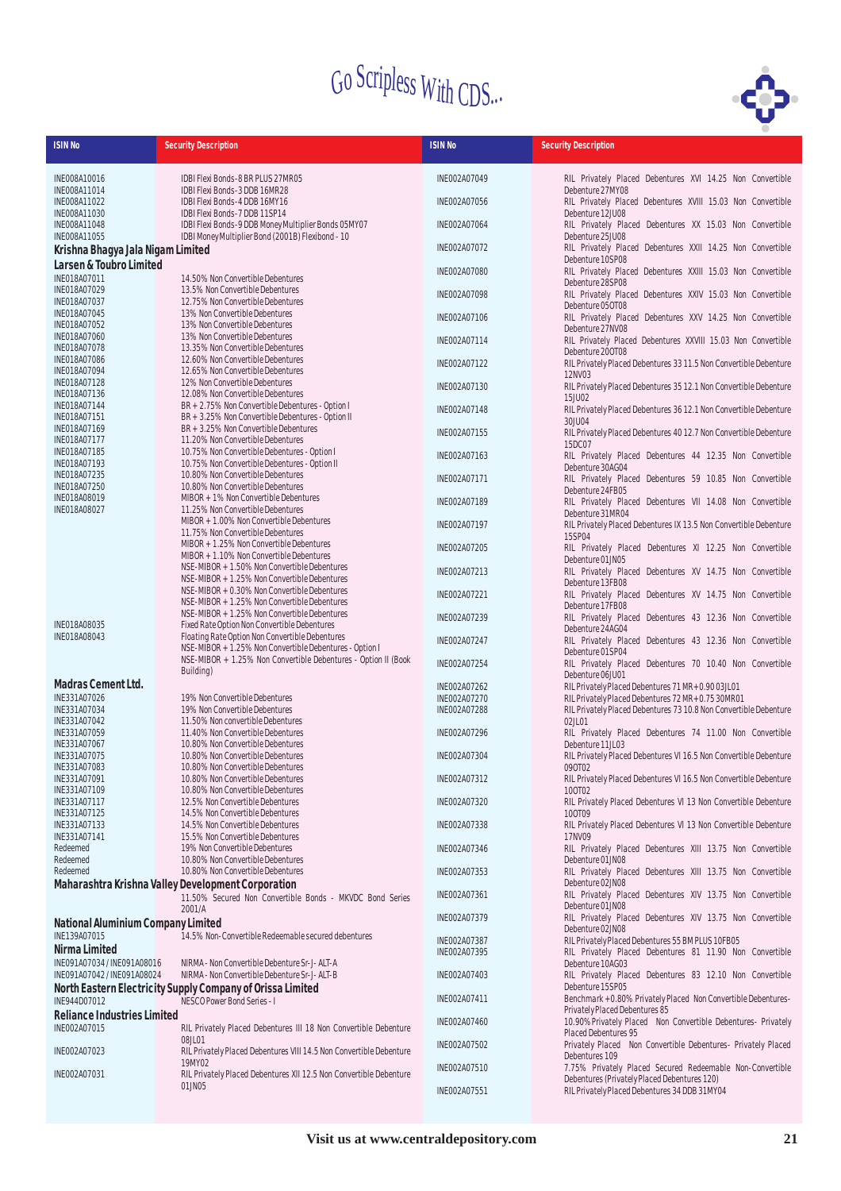# Go Scripless With CDS...

| ISIN No | Security Description |
|---|---|
| INE008A10016 | IDBI Flexi Bonds-8 BR PLUS 27MR05 |
| INE008A11014 | IDBI Flexi Bonds-3 DDB 16MR28 |
| INE008A11022 | IDBI Flexi Bonds-4 DDB 16MY16 |
| INE008A11030 | IDBI Flexi Bonds-7 DDB 11SP14 |
| INE008A11048 | IDBI Flexi Bonds-9 DDB Money Multiplier Bonds 05MY07 |
| INE008A11055 | IDBI Money Multiplier Bond (2001B) Flexibond - 10 |
| **Krishna Bhagya Jala Nigam Limited** | |
| **Larsen & Toubro Limited** | |
| INE018A07011 | 14.50% Non Convertible Debentures |
| INE018A07029 | 13.5% Non Convertible Debentures |
| INE018A07037 | 12.75% Non Convertible Debentures |
| INE018A07045 | 13% Non Convertible Debentures |
| INE018A07052 | 13% Non Convertible Debentures |
| INE018A07060 | 13% Non Convertible Debentures |
| INE018A07078 | 13.35% Non Convertible Debentures |
| INE018A07086 | 12.60% Non Convertible Debentures |
| INE018A07094 | 12.65% Non Convertible Debentures |
| INE018A07128 | 12% Non Convertible Debentures |
| INE018A07136 | 12.08% Non Convertible Debentures |
| INE018A07144 | BR + 2.75% Non Convertible Debentures - Option I |
| INE018A07151 | BR + 3.25% Non Convertible Debentures - Option II |
| INE018A07169 | BR + 3.25% Non Convertible Debentures |
| INE018A07177 | 11.20% Non Convertible Debentures |
| INE018A07185 | 10.75% Non Convertible Debentures - Option I |
| INE018A07193 | 10.75% Non Convertible Debentures - Option II |
| INE018A07235 | 10.80% Non Convertible Debentures |
| INE018A07250 | 10.80% Non Convertible Debentures |
| INE018A08019 | MIBOR + 1% Non Convertible Debentures |
| INE018A08027 | 11.25% Non Convertible Debentures |
| | MIBOR + 1.00% Non Convertible Debentures |
| | 11.75% Non Convertible Debentures |
| | MIBOR + 1.25% Non Convertible Debentures |
| | MIBOR + 1.10% Non Convertible Debentures |
| | NSE-MIBOR + 1.50% Non Convertible Debentures |
| | NSE-MIBOR + 1.25% Non Convertible Debentures |
| | NSE-MIBOR + 0.30% Non Convertible Debentures |
| | NSE-MIBOR + 1.25% Non Convertible Debentures |
| | NSE-MIBOR + 1.25% Non Convertible Debentures |
| INE018A08035 | Fixed Rate Option Non Convertible Debentures |
| INE018A08043 | Floating Rate Option Non Convertible Debentures |
| | NSE-MIBOR + 1.25% Non Convertible Debentures - Option I |
| | NSE-MIBOR + 1.25% Non Convertible Debentures - Option II (Book Building) |
| **Madras Cement Ltd.** | |
| INE331A07026 | 19% Non Convertible Debentures |
| INE331A07034 | 19% Non Convertible Debentures |
| INE331A07042 | 11.50% Non convertible Debentures |
| INE331A07059 | 11.40% Non Convertible Debentures |
| INE331A07067 | 10.80% Non Convertible Debentures |
| INE331A07075 | 10.80% Non Convertible Debentures |
| INE331A07083 | 10.80% Non Convertible Debentures |
| INE331A07091 | 10.80% Non Convertible Debentures |
| INE331A07109 | 10.80% Non Convertible Debentures |
| INE331A07117 | 12.5% Non Convertible Debentures |
| INE331A07125 | 14.5% Non Convertible Debentures |
| INE331A07133 | 14.5% Non Convertible Debentures |
| INE331A07141 | 15.5% Non Convertible Debentures |
| Redeemed | 19% Non Convertible Debentures |
| Redeemed | 10.80% Non Convertible Debentures |
| Redeemed | 10.80% Non Convertible Debentures |
| **Maharashtra Krishna Valley Development Corporation** | |
| | 11.50% Secured Non Convertible Bonds - MKVDC Bond Series 2001/A |
| **National Aluminium Company Limited** | |
| INE139A07015 | 14.5% Non-Convertible Redeemable secured debentures |
| **Nirma Limited** | |
| INE091A07034 / INE091A08016 | NIRMA - Non Convertible Debenture Sr- J- ALT- A |
| INE091A07042 / INE091A08024 | NIRMA - Non Convertible Debenture Sr- J- ALT- B |
| **North Eastern Electricity Supply Company of Orissa Limited** | |
| INE944D07012 | NESCO Power Bond Series - I |
| **Reliance Industries Limited** | |
| INE002A07015 | RIL Privately Placed Debentures III 18 Non Convertible Debenture 08JL01 |
| INE002A07023 | RIL Privately Placed Debentures VIII 14.5 Non Convertible Debenture 19MY02 |
| INE002A07031 | RIL Privately Placed Debentures XII 12.5 Non Convertible Debenture 01JN05 |
| INE002A07049 | RIL Privately Placed Debentures XVI 14.25 Non Convertible Debenture 27MY08 |
| INE002A07056 | RIL Privately Placed Debentures XVIII 15.03 Non Convertible Debenture 12JU08 |
| INE002A07064 | RIL Privately Placed Debentures XX 15.03 Non Convertible Debenture 25JU08 |
| INE002A07072 | RIL Privately Placed Debentures XXII 14.25 Non Convertible Debenture 10SP08 |
| INE002A07080 | RIL Privately Placed Debentures XXIII 15.03 Non Convertible Debenture 28SP08 |
| INE002A07098 | RIL Privately Placed Debentures XXIV 15.03 Non Convertible Debenture 05OT08 |
| INE002A07106 | RIL Privately Placed Debentures XXV 14.25 Non Convertible Debenture 27NV08 |
| INE002A07114 | RIL Privately Placed Debentures XXVIII 15.03 Non Convertible Debenture 20OT08 |
| INE002A07122 | RIL Privately Placed Debentures 33 11.5 Non Convertible Debenture 12NV03 |
| INE002A07130 | RIL Privately Placed Debentures 35 12.1 Non Convertible Debenture 15JU02 |
| INE002A07148 | RIL Privately Placed Debentures 36 12.1 Non Convertible Debenture 30JU04 |
| INE002A07155 | RIL Privately Placed Debentures 40 12.7 Non Convertible Debenture 15DC07 |
| INE002A07163 | RIL Privately Placed Debentures 44 12.35 Non Convertible Debenture 30AG04 |
| INE002A07171 | RIL Privately Placed Debentures 59 10.85 Non Convertible Debenture 24FB05 |
| INE002A07189 | RIL Privately Placed Debentures VII 14.08 Non Convertible Debenture 31MR04 |
| INE002A07197 | RIL Privately Placed Debentures IX 13.5 Non Convertible Debenture 15SP04 |
| INE002A07205 | RIL Privately Placed Debentures XI 12.25 Non Convertible Debenture 01JN05 |
| INE002A07213 | RIL Privately Placed Debentures XV 14.75 Non Convertible Debenture 13FB08 |
| INE002A07221 | RIL Privately Placed Debentures XV 14.75 Non Convertible Debenture 17FB08 |
| INE002A07239 | RIL Privately Placed Debentures 43 12.36 Non Convertible Debenture 24AG04 |
| INE002A07247 | RIL Privately Placed Debentures 43 12.36 Non Convertible Debenture 01SP04 |
| INE002A07254 | RIL Privately Placed Debentures 70 10.40 Non Convertible Debenture 06JU01 |
| INE002A07262 | RIL Privately Placed Debentures 71 MR+0.90 03JL01 |
| INE002A07270 | RIL Privately Placed Debentures 72 MR+0.75 30MR01 |
| INE002A07288 | RIL Privately Placed Debentures 73 10.8 Non Convertible Debenture 02JL01 |
| INE002A07296 | RIL Privately Placed Debentures 74 11.00 Non Convertible Debenture 11JL03 |
| INE002A07304 | RIL Privately Placed Debentures VI 16.5 Non Convertible Debenture 09OT02 |
| INE002A07312 | RIL Privately Placed Debentures VI 16.5 Non Convertible Debenture 10OT02 |
| INE002A07320 | RIL Privately Placed Debentures VI 13 Non Convertible Debenture 10OT09 |
| INE002A07338 | RIL Privately Placed Debentures VI 13 Non Convertible Debenture 17NV09 |
| INE002A07346 | RIL Privately Placed Debentures XIII 13.75 Non Convertible Debenture 01JN08 |
| INE002A07353 | RIL Privately Placed Debentures XIII 13.75 Non Convertible Debenture 02JN08 |
| INE002A07361 | RIL Privately Placed Debentures XIV 13.75 Non Convertible Debenture 01JN08 |
| INE002A07379 | RIL Privately Placed Debentures XIV 13.75 Non Convertible Debenture 02JN08 |
| INE002A07387 | RIL Privately Placed Debentures 55 BM PLUS 10FB05 |
| INE002A07395 | RIL Privately Placed Debentures 81 11.90 Non Convertible Debenture 10AG03 |
| INE002A07403 | RIL Privately Placed Debentures 83 12.10 Non Convertible Debenture 15SP05 |
| INE002A07411 | Benchmark +0.80% Privately Placed Non Convertible Debentures- Privately Placed Debentures 85 |
| INE002A07460 | 10.90% Privately Placed Non Convertible Debentures- Privately Placed Debentures 95 |
| INE002A07502 | Privately Placed Non Convertible Debentures- Privately Placed Debentures 109 |
| INE002A07510 | 7.75% Privately Placed Secured Redeemable Non-Convertible Debentures (Privately Placed Debentures 120) |
| INE002A07551 | RIL Privately Placed Debentures 34 DDB 31MY04 |

Visit us at www.centraldepository.com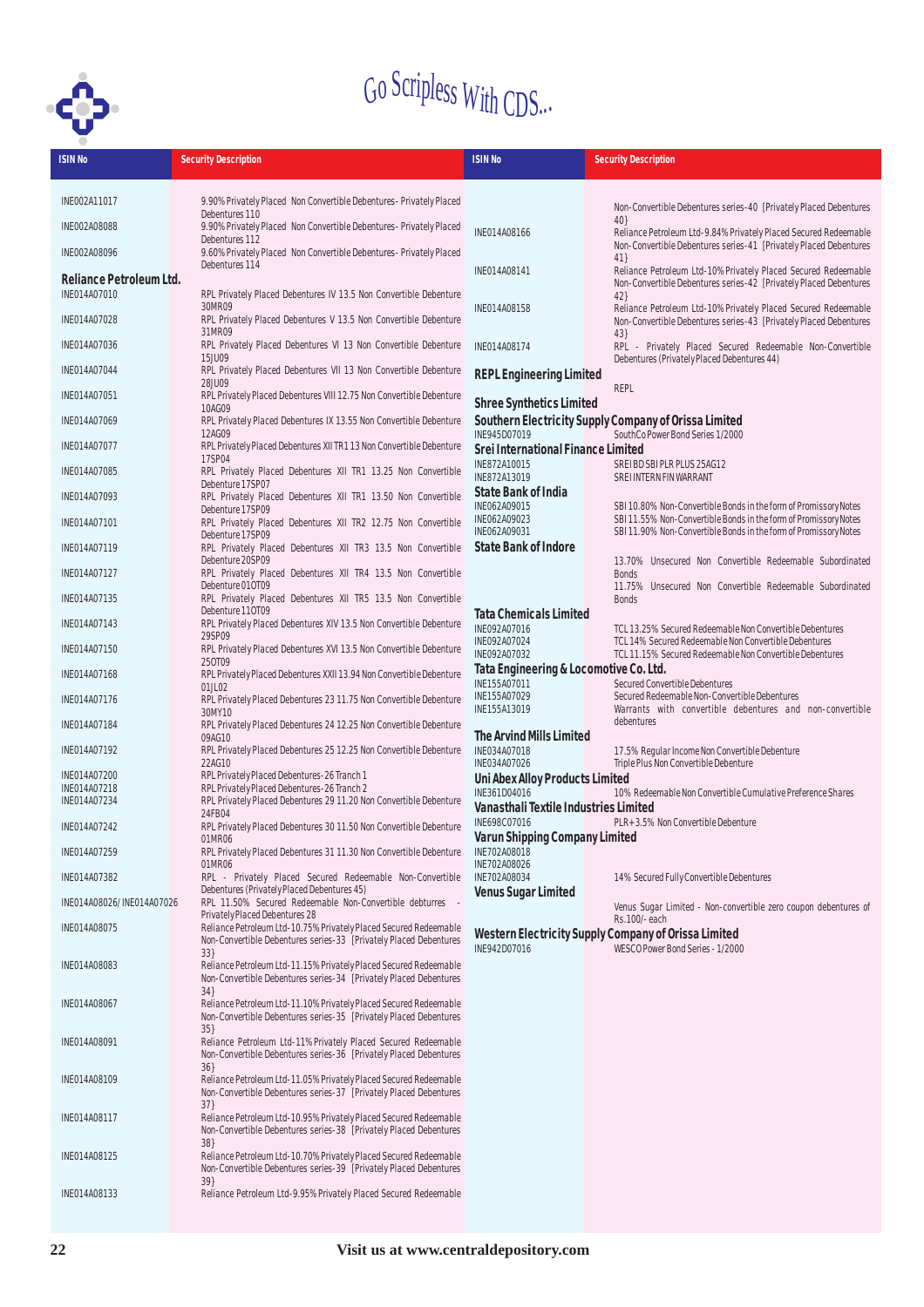Go Scripless With CDS...

| ISIN No | Security Description |
|---|---|
| INE002A11017 | 9.90% Privately Placed Non Convertible Debentures - Privately Placed Debentures 110 |
| INE002A08088 | 9.90% Privately Placed Non Convertible Debentures - Privately Placed Debentures 112 |
| INE002A08096 | 9.60% Privately Placed Non Convertible Debentures - Privately Placed Debentures 114 |
| **Reliance Petroleum Ltd.** | |
| INE014A07010 | RPL Privately Placed Debentures IV 13.5 Non Convertible Debenture 30MR09 |
| INE014A07028 | RPL Privately Placed Debentures V 13.5 Non Convertible Debenture 31MR09 |
| INE014A07036 | RPL Privately Placed Debentures VI 13 Non Convertible Debenture 15JU09 |
| INE014A07044 | RPL Privately Placed Debentures VII 13 Non Convertible Debenture 28JU09 |
| INE014A07051 | RPL Privately Placed Debentures VIII 12.75 Non Convertible Debenture 10AG09 |
| INE014A07069 | RPL Privately Placed Debentures IX 13.55 Non Convertible Debenture 12AG09 |
| INE014A07077 | RPL Privately Placed Debentures XII TR1 13 Non Convertible Debenture 17SP04 |
| INE014A07085 | RPL Privately Placed Debentures XII TR1 13.25 Non Convertible Debenture 17SP07 |
| INE014A07093 | RPL Privately Placed Debentures XII TR1 13.50 Non Convertible Debenture 17SP09 |
| INE014A07101 | RPL Privately Placed Debentures XII TR2 12.75 Non Convertible Debenture 17SP09 |
| INE014A07119 | RPL Privately Placed Debentures XII TR3 13.5 Non Convertible Debenture 20SP09 |
| INE014A07127 | RPL Privately Placed Debentures XII TR4 13.5 Non Convertible Debenture 01OT09 |
| INE014A07135 | RPL Privately Placed Debentures XII TR5 13.5 Non Convertible Debenture 11OT09 |
| INE014A07143 | RPL Privately Placed Debentures XIV 13.5 Non Convertible Debenture 29SP09 |
| INE014A07150 | RPL Privately Placed Debentures XVI 13.5 Non Convertible Debenture 25OT09 |
| INE014A07168 | RPL Privately Placed Debentures XXII 13.94 Non Convertible Debenture 01JL02 |
| INE014A07176 | RPL Privately Placed Debentures 23 11.75 Non Convertible Debenture 30MY10 |
| INE014A07184 | RPL Privately Placed Debentures 24 12.25 Non Convertible Debenture 09AG10 |
| INE014A07192 | RPL Privately Placed Debentures 25 12.25 Non Convertible Debenture 22AG10 |
| INE014A07200 | RPL Privately Placed Debentures - 26 Tranch 1 |
| INE014A07218 | RPL Privately Placed Debentures - 26 Tranch 2 |
| INE014A07234 | RPL Privately Placed Debentures 29 11.20 Non Convertible Debenture 24FB04 |
| INE014A07242 | RPL Privately Placed Debentures 30 11.50 Non Convertible Debenture 01MR06 |
| INE014A07259 | RPL Privately Placed Debentures 31 11.30 Non Convertible Debenture 01MR06 |
| INE014A07382 | RPL - Privately Placed Secured Redeemable Non-Convertible Debentures (Privately Placed Debentures 45) |
| INE014A08026/ INE014A07026 | RPL 11.50% Secured Redeemable Non-Convertible debturres - Privately Placed Debentures 28 |
| INE014A08075 | Reliance Petroleum Ltd-10.75% Privately Placed Secured Redeemable Non-Convertible Debentures series-33 [Privately Placed Debentures 33} |
| INE014A08083 | Reliance Petroleum Ltd-11.15% Privately Placed Secured Redeemable Non-Convertible Debentures series-34 [Privately Placed Debentures 34} |
| INE014A08067 | Reliance Petroleum Ltd-11.10% Privately Placed Secured Redeemable Non-Convertible Debentures series-35 [Privately Placed Debentures 35} |
| INE014A08091 | Reliance Petroleum Ltd-11% Privately Placed Secured Redeemable Non-Convertible Debentures series-36 [Privately Placed Debentures 36} |
| INE014A08109 | Reliance Petroleum Ltd-11.05% Privately Placed Secured Redeemable Non-Convertible Debentures series-37 [Privately Placed Debentures 37} |
| INE014A08117 | Reliance Petroleum Ltd-10.95% Privately Placed Secured Redeemable Non-Convertible Debentures series-38 [Privately Placed Debentures 38} |
| INE014A08125 | Reliance Petroleum Ltd-10.70% Privately Placed Secured Redeemable Non-Convertible Debentures series-39 [Privately Placed Debentures 39} |
| INE014A08133 | Reliance Petroleum Ltd-9.95% Privately Placed Secured Redeemable Non-Convertible Debentures series-40 [Privately Placed Debentures 40} |
| INE014A08166 | Reliance Petroleum Ltd-9.84% Privately Placed Secured Redeemable Non-Convertible Debentures series-41 [Privately Placed Debentures 41} |
| INE014A08141 | Reliance Petroleum Ltd-10% Privately Placed Secured Redeemable Non-Convertible Debentures series-42 [Privately Placed Debentures 42} |
| INE014A08158 | Reliance Petroleum Ltd-10% Privately Placed Secured Redeemable Non-Convertible Debentures series-43 [Privately Placed Debentures 43} |
| INE014A08174 | RPL - Privately Placed Secured Redeemable Non-Convertible Debentures (Privately Placed Debentures 44) |
| **REPL Engineering Limited** | |
| | REPL |
| **Shree Synthetics Limited** | |
| **Southern Electricity Supply Company of Orissa Limited** | |
| INE945D07019 | SouthCo Power Bond Series 1/2000 |
| **Srei International Finance Limited** | |
| INE872A10015 | SREI BD SBI PLR PLUS 25AG12 |
| INE872A13019 | SREI INTERN FIN WARRANT |
| **State Bank of India** | |
| INE062A09015 | SBI 10.80% Non-Convertible Bonds in the form of Promissory Notes |
| INE062A09023 | SBI 11.55% Non-Convertible Bonds in the form of Promissory Notes |
| INE062A09031 | SBI 11.90% Non-Convertible Bonds in the form of Promissory Notes |
| **State Bank of Indore** | |
| | 13.70% Unsecured Non Convertible Redeemable Subordinated Bonds |
| | 11.75% Unsecured Non Convertible Redeemable Subordinated Bonds |
| **Tata Chemicals Limited** | |
| INE092A07016 | TCL 13.25% Secured Redeemable Non Convertible Debentures |
| INE092A07024 | TCL 14% Secured Redeemable Non Convertible Debentures |
| INE092A07032 | TCL 11.15% Secured Redeemable Non Convertible Debentures |
| **Tata Engineering & Locomotive Co. Ltd.** | |
| INE155A07011 | Secured Convertible Debentures |
| INE155A07029 | Secured Redeemable Non-Convertible Debentures |
| INE155A13019 | Warrants with convertible debentures and non-convertible debentures |
| **The Arvind Mills Limited** | |
| INE034A07018 | 17.5% Regular Income Non Convertible Debenture |
| INE034A07026 | Triple Plus Non Convertible Debenture |
| **Uni Abex Alloy Products Limited** | |
| INE361D04016 | 10% Redeemable Non Convertible Cumulative Preference Shares |
| **Vanasthali Textile Industries Limited** | |
| INE698C07016 | PLR+3.5% Non Convertible Debenture |
| **Varun Shipping Company Limited** | |
| INE702A08018 | |
| INE702A08026 | |
| INE702A08034 | 14% Secured Fully Convertible Debentures |
| **Venus Sugar Limited** | |
| | Venus Sugar Limited - Non-convertible zero coupon debentures of Rs.100/- each |
| **Western Electricity Supply Company of Orissa Limited** | |
| INE942D07016 | WESCO Power Bond Series - 1/2000 |

Visit us at www.centraldepository.com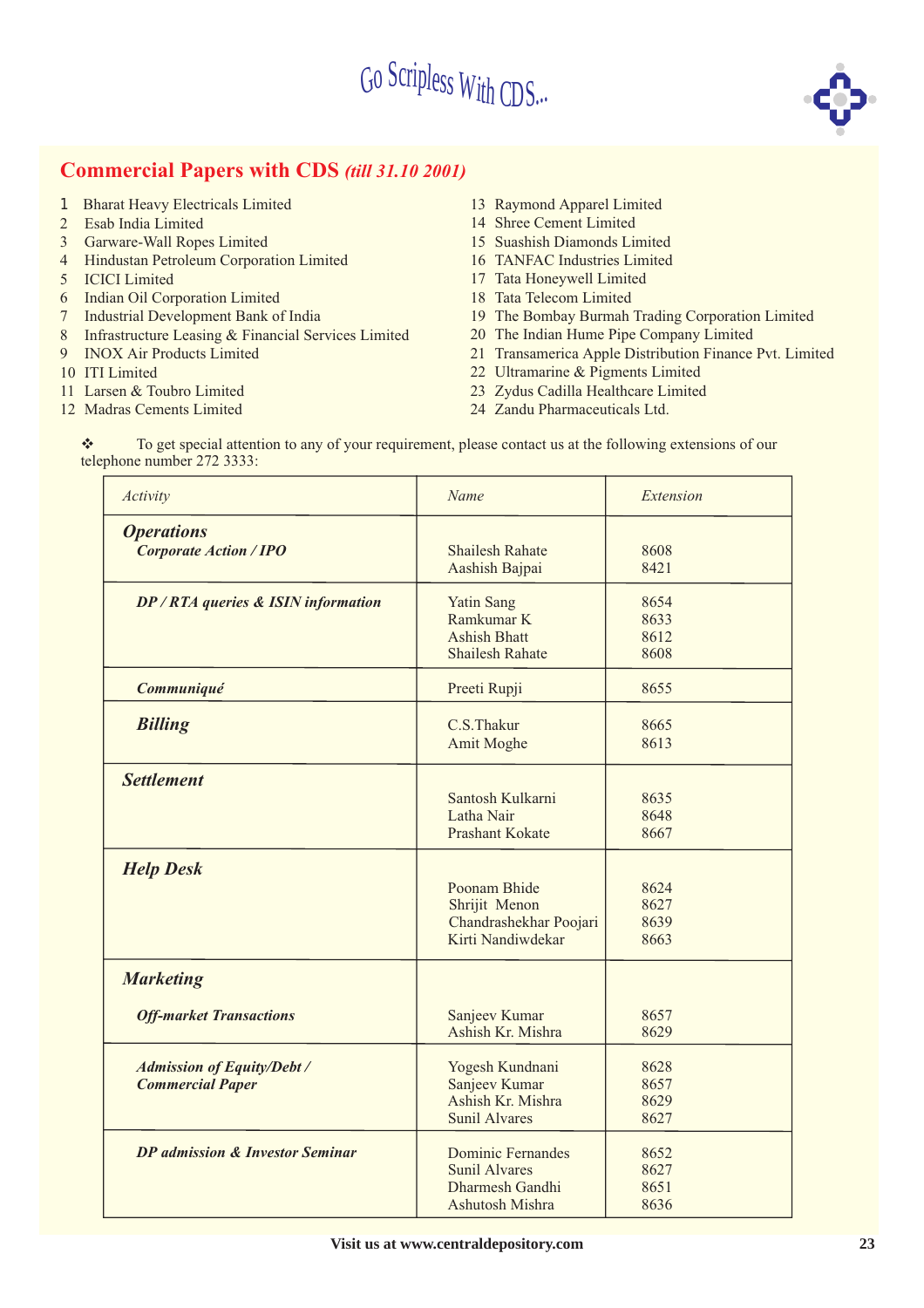Go Scripless With CDS...

## Commercial Papers with CDS *(till 31.10 2001)*

1. Bharat Heavy Electricals Limited
2. Esab India Limited
3. Garware-Wall Ropes Limited
4. Hindustan Petroleum Corporation Limited
5. ICICI Limited
6. Indian Oil Corporation Limited
7. Industrial Development Bank of India
8. Infrastructure Leasing & Financial Services Limited
9. INOX Air Products Limited
10. ITI Limited
11. Larsen & Toubro Limited
12. Madras Cements Limited
13. Raymond Apparel Limited
14. Shree Cement Limited
15. Suashish Diamonds Limited
16. TANFAC Industries Limited
17. Tata Honeywell Limited
18. Tata Telecom Limited
19. The Bombay Burmah Trading Corporation Limited
20. The Indian Hume Pipe Company Limited
21. Transamerica Apple Distribution Finance Pvt. Limited
22. Ultramarine & Pigments Limited
23. Zydus Cadilla Healthcare Limited
24. Zandu Pharmaceuticals Ltd.

❖ To get special attention to any of your requirement, please contact us at the following extensions of our telephone number 272 3333:

| *Activity* | *Name* | *Extension* |
|---|---|---|
| ***Operations*** | | |
| ***Corporate Action / IPO*** | Shailesh Rahate<br>Aashish Bajpai | 8608<br>8421 |
| ***DP / RTA queries & ISIN information*** | Yatin Sang<br>Ramkumar K<br>Ashish Bhatt<br>Shailesh Rahate | 8654<br>8633<br>8612<br>8608 |
| ***Communiqué*** | Preeti Rupji | 8655 |
| ***Billing*** | C.S.Thakur<br>Amit Moghe | 8665<br>8613 |
| ***Settlement*** | Santosh Kulkarni<br>Latha Nair<br>Prashant Kokate | 8635<br>8648<br>8667 |
| ***Help Desk*** | Poonam Bhide<br>Shrijit Menon<br>Chandrashekhar Poojari<br>Kirti Nandiwdekar | 8624<br>8627<br>8639<br>8663 |
| ***Marketing*** | | |
| ***Off-market Transactions*** | Sanjeev Kumar<br>Ashish Kr. Mishra | 8657<br>8629 |
| ***Admission of Equity/Debt / Commercial Paper*** | Yogesh Kundnani<br>Sanjeev Kumar<br>Ashish Kr. Mishra<br>Sunil Alvares | 8628<br>8657<br>8629<br>8627 |
| ***DP admission & Investor Seminar*** | Dominic Fernandes<br>Sunil Alvares<br>Dharmesh Gandhi<br>Ashutosh Mishra | 8652<br>8627<br>8651<br>8636 |

**Visit us at www.centraldepository.com**